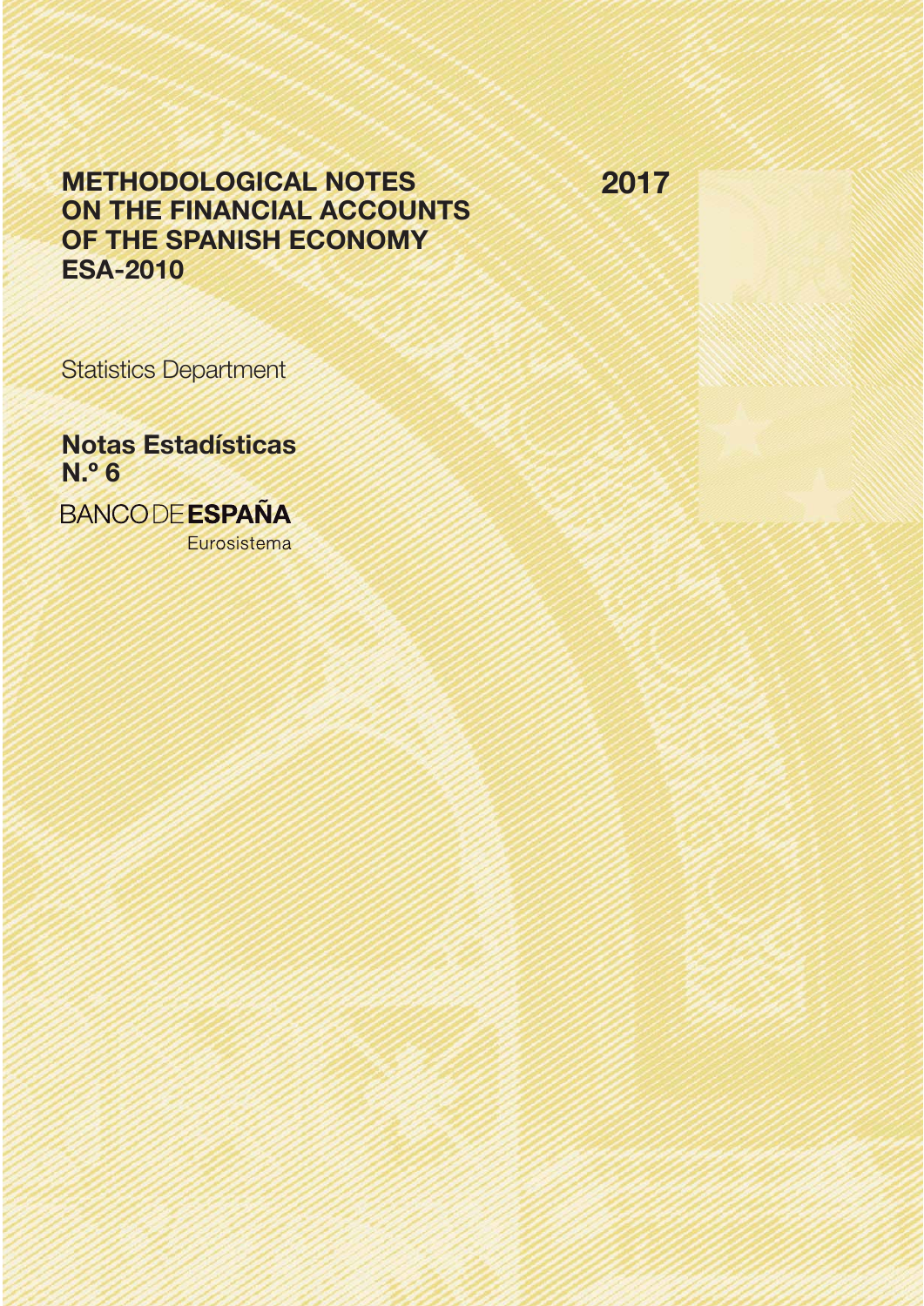# METHODOLOGICAL NOTES ON THE FINANCIAL ACCOUNTS OF THE SPANISH ECONOMY ESA-2010

2017

Statistics Department

**Notas Estadísticas N.º 6**

BANCO DE **ESPAÑA**

Eurosistema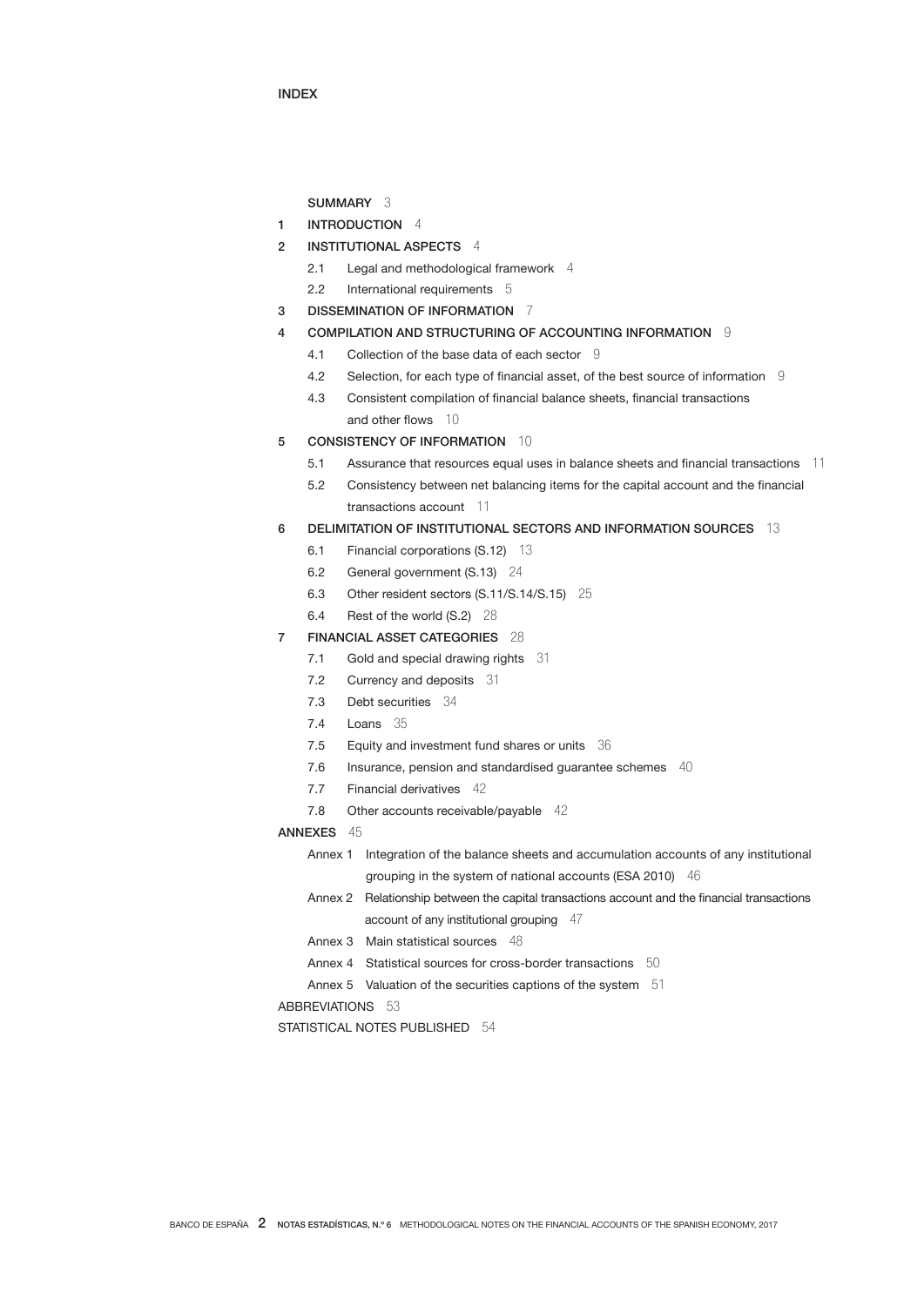# INDEX

SUMMARY 3

1 INTRODUCTION 4

2 INSTITUTIONAL ASPECTS 4

- 2.1 Legal and methodological framework 4
- 2.2 International requirements 5

3 DISSEMINATION OF INFORMATION 7

4 COMPILATION AND STRUCTURING OF ACCOUNTING INFORMATION 9

- 4.1 Collection of the base data of each sector 9
- 4.2 Selection, for each type of financial asset, of the best source of information 9
- 4.3 Consistent compilation of financial balance sheets, financial transactions and other flows 10

5 CONSISTENCY OF INFORMATION 10

- 5.1 Assurance that resources equal uses in balance sheets and financial transactions 11
- 5.2 Consistency between net balancing items for the capital account and the financial transactions account 11

6 DELIMITATION OF INSTITUTIONAL SECTORS AND INFORMATION SOURCES 13

- 6.1 Financial corporations (S.12) 13
- 6.2 General government (S.13) 24
- 6.3 Other resident sectors (S.11/S.14/S.15) 25
- 6.4 Rest of the world (S.2) 28

7 FINANCIAL ASSET CATEGORIES 28

- 7.1 Gold and special drawing rights 31
- 7.2 Currency and deposits 31
- 7.3 Debt securities 34
- 7.4 Loans 35
- 7.5 Equity and investment fund shares or units 36
- 7.6 Insurance, pension and standardised guarantee schemes 40
- 7.7 Financial derivatives 42
- 7.8 Other accounts receivable/payable 42

ANNEXES 45

- Annex 1 Integration of the balance sheets and accumulation accounts of any institutional grouping in the system of national accounts (ESA 2010) 46
- Annex 2 Relationship between the capital transactions account and the financial transactions account of any institutional grouping 47
- Annex 3 Main statistical sources 48
- Annex 4 Statistical sources for cross-border transactions 50
- Annex 5 Valuation of the securities captions of the system 51

ABBREVIATIONS 53

STATISTICAL NOTES PUBLISHED 54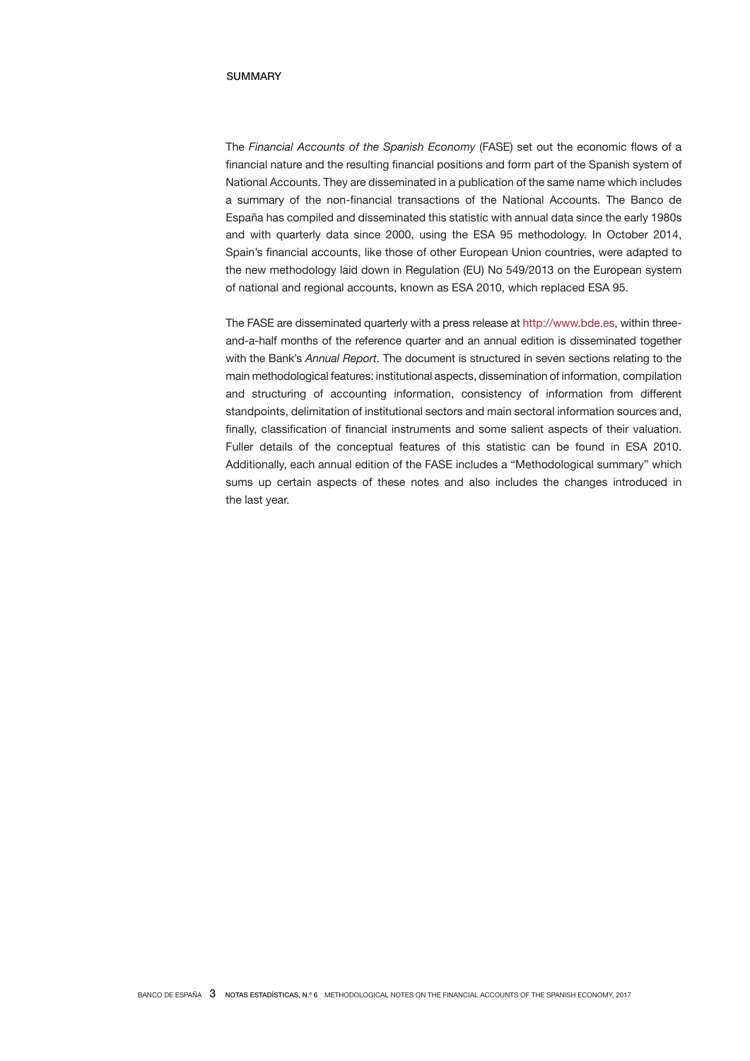# SUMMARY

The *Financial Accounts of the Spanish Economy* (FASE) set out the economic flows of a financial nature and the resulting financial positions and form part of the Spanish system of National Accounts. They are disseminated in a publication of the same name which includes a summary of the non-financial transactions of the National Accounts. The Banco de España has compiled and disseminated this statistic with annual data since the early 1980s and with quarterly data since 2000, using the ESA 95 methodology. In October 2014, Spain's financial accounts, like those of other European Union countries, were adapted to the new methodology laid down in Regulation (EU) No 549/2013 on the European system of national and regional accounts, known as ESA 2010, which replaced ESA 95.

The FASE are disseminated quarterly with a press release at http://www.bde.es, within three-and-a-half months of the reference quarter and an annual edition is disseminated together with the Bank's *Annual Report*. The document is structured in seven sections relating to the main methodological features: institutional aspects, dissemination of information, compilation and structuring of accounting information, consistency of information from different standpoints, delimitation of institutional sectors and main sectoral information sources and, finally, classification of financial instruments and some salient aspects of their valuation. Fuller details of the conceptual features of this statistic can be found in ESA 2010. Additionally, each annual edition of the FASE includes a "Methodological summary" which sums up certain aspects of these notes and also includes the changes introduced in the last year.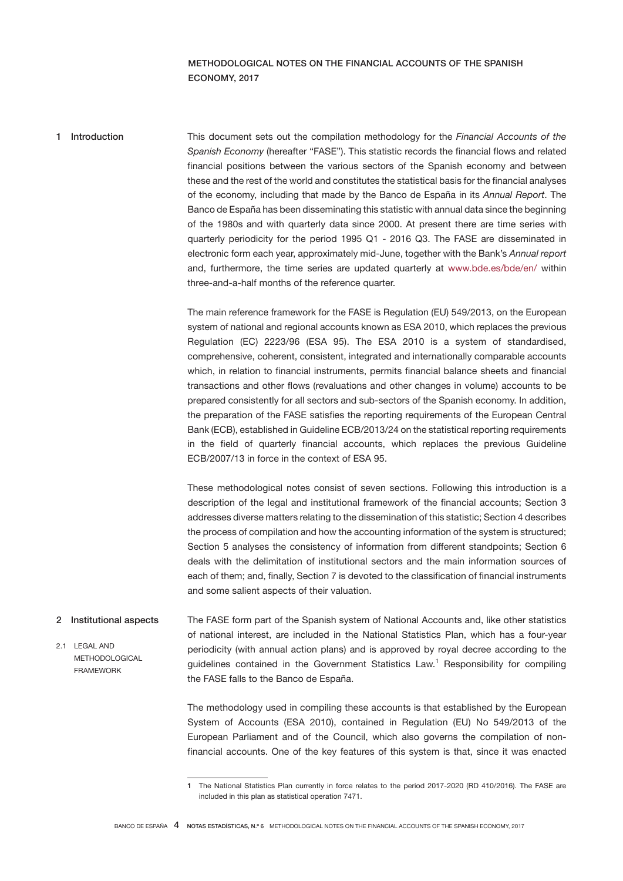# METHODOLOGICAL NOTES ON THE FINANCIAL ACCOUNTS OF THE SPANISH ECONOMY, 2017

## 1 Introduction

This document sets out the compilation methodology for the *Financial Accounts of the Spanish Economy* (hereafter "FASE"). This statistic records the financial flows and related financial positions between the various sectors of the Spanish economy and between these and the rest of the world and constitutes the statistical basis for the financial analyses of the economy, including that made by the Banco de España in its *Annual Report*. The Banco de España has been disseminating this statistic with annual data since the beginning of the 1980s and with quarterly data since 2000. At present there are time series with quarterly periodicity for the period 1995 Q1 - 2016 Q3. The FASE are disseminated in electronic form each year, approximately mid-June, together with the Bank's *Annual report* and, furthermore, the time series are updated quarterly at www.bde.es/bde/en/ within three-and-a-half months of the reference quarter.

The main reference framework for the FASE is Regulation (EU) 549/2013, on the European system of national and regional accounts known as ESA 2010, which replaces the previous Regulation (EC) 2223/96 (ESA 95). The ESA 2010 is a system of standardised, comprehensive, coherent, consistent, integrated and internationally comparable accounts which, in relation to financial instruments, permits financial balance sheets and financial transactions and other flows (revaluations and other changes in volume) accounts to be prepared consistently for all sectors and sub-sectors of the Spanish economy. In addition, the preparation of the FASE satisfies the reporting requirements of the European Central Bank (ECB), established in Guideline ECB/2013/24 on the statistical reporting requirements in the field of quarterly financial accounts, which replaces the previous Guideline ECB/2007/13 in force in the context of ESA 95.

These methodological notes consist of seven sections. Following this introduction is a description of the legal and institutional framework of the financial accounts; Section 3 addresses diverse matters relating to the dissemination of this statistic; Section 4 describes the process of compilation and how the accounting information of the system is structured; Section 5 analyses the consistency of information from different standpoints; Section 6 deals with the delimitation of institutional sectors and the main information sources of each of them; and, finally, Section 7 is devoted to the classification of financial instruments and some salient aspects of their valuation.

## 2 Institutional aspects

### 2.1 LEGAL AND METHODOLOGICAL FRAMEWORK

The FASE form part of the Spanish system of National Accounts and, like other statistics of national interest, are included in the National Statistics Plan, which has a four-year periodicity (with annual action plans) and is approved by royal decree according to the guidelines contained in the Government Statistics Law.[1] Responsibility for compiling the FASE falls to the Banco de España.

The methodology used in compiling these accounts is that established by the European System of Accounts (ESA 2010), contained in Regulation (EU) No 549/2013 of the European Parliament and of the Council, which also governs the compilation of non-financial accounts. One of the key features of this system is that, since it was enacted

---

1 The National Statistics Plan currently in force relates to the period 2017-2020 (RD 410/2016). The FASE are included in this plan as statistical operation 7471.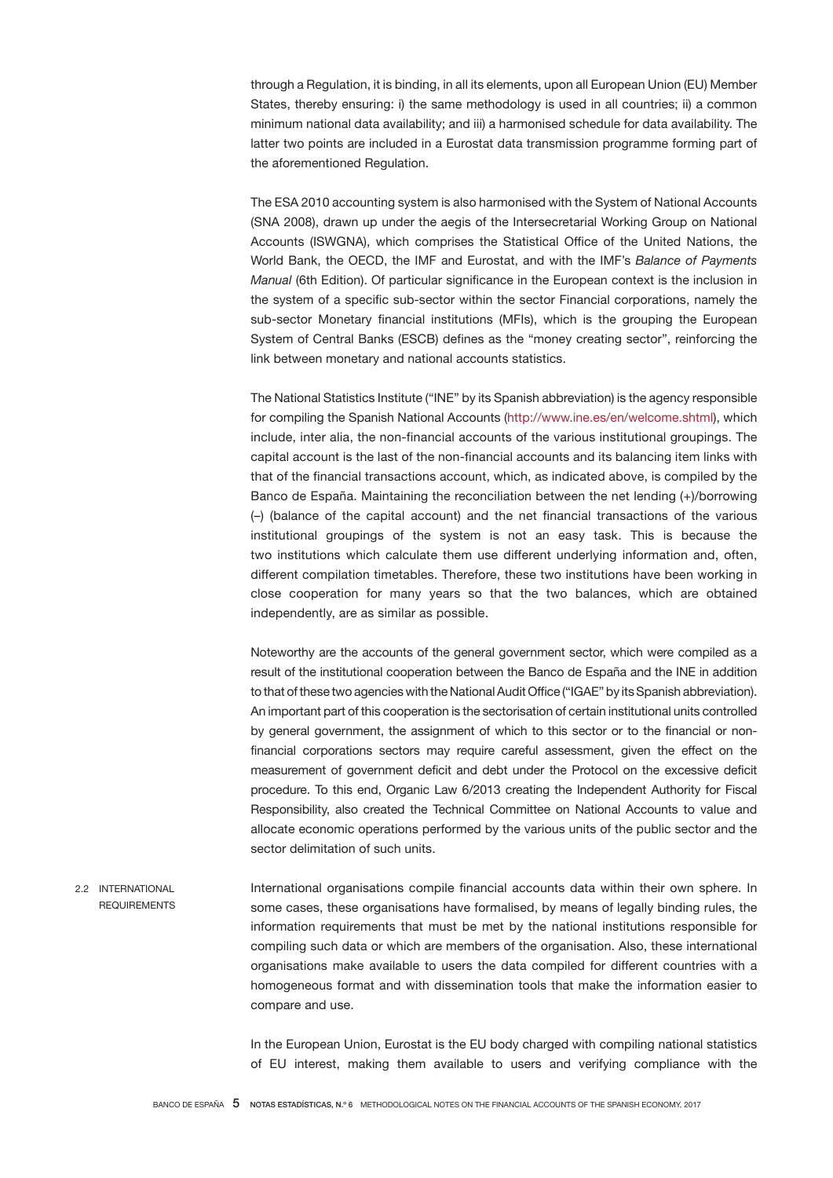through a Regulation, it is binding, in all its elements, upon all European Union (EU) Member States, thereby ensuring: i) the same methodology is used in all countries; ii) a common minimum national data availability; and iii) a harmonised schedule for data availability. The latter two points are included in a Eurostat data transmission programme forming part of the aforementioned Regulation.

The ESA 2010 accounting system is also harmonised with the System of National Accounts (SNA 2008), drawn up under the aegis of the Intersecretarial Working Group on National Accounts (ISWGNA), which comprises the Statistical Office of the United Nations, the World Bank, the OECD, the IMF and Eurostat, and with the IMF's *Balance of Payments Manual* (6th Edition). Of particular significance in the European context is the inclusion in the system of a specific sub-sector within the sector Financial corporations, namely the sub-sector Monetary financial institutions (MFIs), which is the grouping the European System of Central Banks (ESCB) defines as the "money creating sector", reinforcing the link between monetary and national accounts statistics.

The National Statistics Institute ("INE" by its Spanish abbreviation) is the agency responsible for compiling the Spanish National Accounts (http://www.ine.es/en/welcome.shtml), which include, inter alia, the non-financial accounts of the various institutional groupings. The capital account is the last of the non-financial accounts and its balancing item links with that of the financial transactions account, which, as indicated above, is compiled by the Banco de España. Maintaining the reconciliation between the net lending (+)/borrowing (–) (balance of the capital account) and the net financial transactions of the various institutional groupings of the system is not an easy task. This is because the two institutions which calculate them use different underlying information and, often, different compilation timetables. Therefore, these two institutions have been working in close cooperation for many years so that the two balances, which are obtained independently, are as similar as possible.

Noteworthy are the accounts of the general government sector, which were compiled as a result of the institutional cooperation between the Banco de España and the INE in addition to that of these two agencies with the National Audit Office ("IGAE" by its Spanish abbreviation). An important part of this cooperation is the sectorisation of certain institutional units controlled by general government, the assignment of which to this sector or to the financial or non-financial corporations sectors may require careful assessment, given the effect on the measurement of government deficit and debt under the Protocol on the excessive deficit procedure. To this end, Organic Law 6/2013 creating the Independent Authority for Fiscal Responsibility, also created the Technical Committee on National Accounts to value and allocate economic operations performed by the various units of the public sector and the sector delimitation of such units.

## 2.2 INTERNATIONAL REQUIREMENTS

International organisations compile financial accounts data within their own sphere. In some cases, these organisations have formalised, by means of legally binding rules, the information requirements that must be met by the national institutions responsible for compiling such data or which are members of the organisation. Also, these international organisations make available to users the data compiled for different countries with a homogeneous format and with dissemination tools that make the information easier to compare and use.

In the European Union, Eurostat is the EU body charged with compiling national statistics of EU interest, making them available to users and verifying compliance with the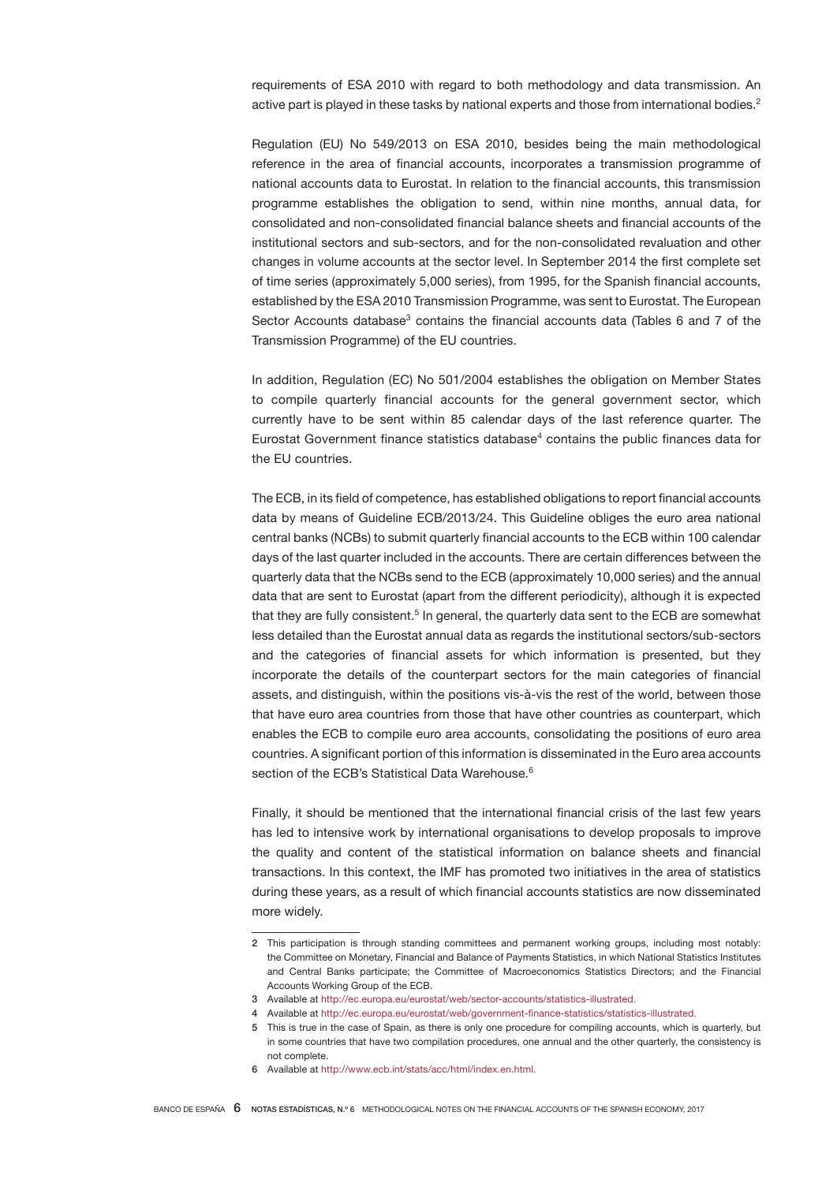requirements of ESA 2010 with regard to both methodology and data transmission. An active part is played in these tasks by national experts and those from international bodies.[2]

Regulation (EU) No 549/2013 on ESA 2010, besides being the main methodological reference in the area of financial accounts, incorporates a transmission programme of national accounts data to Eurostat. In relation to the financial accounts, this transmission programme establishes the obligation to send, within nine months, annual data, for consolidated and non-consolidated financial balance sheets and financial accounts of the institutional sectors and sub-sectors, and for the non-consolidated revaluation and other changes in volume accounts at the sector level. In September 2014 the first complete set of time series (approximately 5,000 series), from 1995, for the Spanish financial accounts, established by the ESA 2010 Transmission Programme, was sent to Eurostat. The European Sector Accounts database[3] contains the financial accounts data (Tables 6 and 7 of the Transmission Programme) of the EU countries.

In addition, Regulation (EC) No 501/2004 establishes the obligation on Member States to compile quarterly financial accounts for the general government sector, which currently have to be sent within 85 calendar days of the last reference quarter. The Eurostat Government finance statistics database[4] contains the public finances data for the EU countries.

The ECB, in its field of competence, has established obligations to report financial accounts data by means of Guideline ECB/2013/24. This Guideline obliges the euro area national central banks (NCBs) to submit quarterly financial accounts to the ECB within 100 calendar days of the last quarter included in the accounts. There are certain differences between the quarterly data that the NCBs send to the ECB (approximately 10,000 series) and the annual data that are sent to Eurostat (apart from the different periodicity), although it is expected that they are fully consistent.[5] In general, the quarterly data sent to the ECB are somewhat less detailed than the Eurostat annual data as regards the institutional sectors/sub-sectors and the categories of financial assets for which information is presented, but they incorporate the details of the counterpart sectors for the main categories of financial assets, and distinguish, within the positions vis-à-vis the rest of the world, between those that have euro area countries from those that have other countries as counterpart, which enables the ECB to compile euro area accounts, consolidating the positions of euro area countries. A significant portion of this information is disseminated in the Euro area accounts section of the ECB's Statistical Data Warehouse.[6]

Finally, it should be mentioned that the international financial crisis of the last few years has led to intensive work by international organisations to develop proposals to improve the quality and content of the statistical information on balance sheets and financial transactions. In this context, the IMF has promoted two initiatives in the area of statistics during these years, as a result of which financial accounts statistics are now disseminated more widely.

---

2 This participation is through standing committees and permanent working groups, including most notably: the Committee on Monetary, Financial and Balance of Payments Statistics, in which National Statistics Institutes and Central Banks participate; the Committee of Macroeconomics Statistics Directors; and the Financial Accounts Working Group of the ECB.

3 Available at http://ec.europa.eu/eurostat/web/sector-accounts/statistics-illustrated.

4 Available at http://ec.europa.eu/eurostat/web/government-finance-statistics/statistics-illustrated.

5 This is true in the case of Spain, as there is only one procedure for compiling accounts, which is quarterly, but in some countries that have two compilation procedures, one annual and the other quarterly, the consistency is not complete.

6 Available at http://www.ecb.int/stats/acc/html/index.en.html.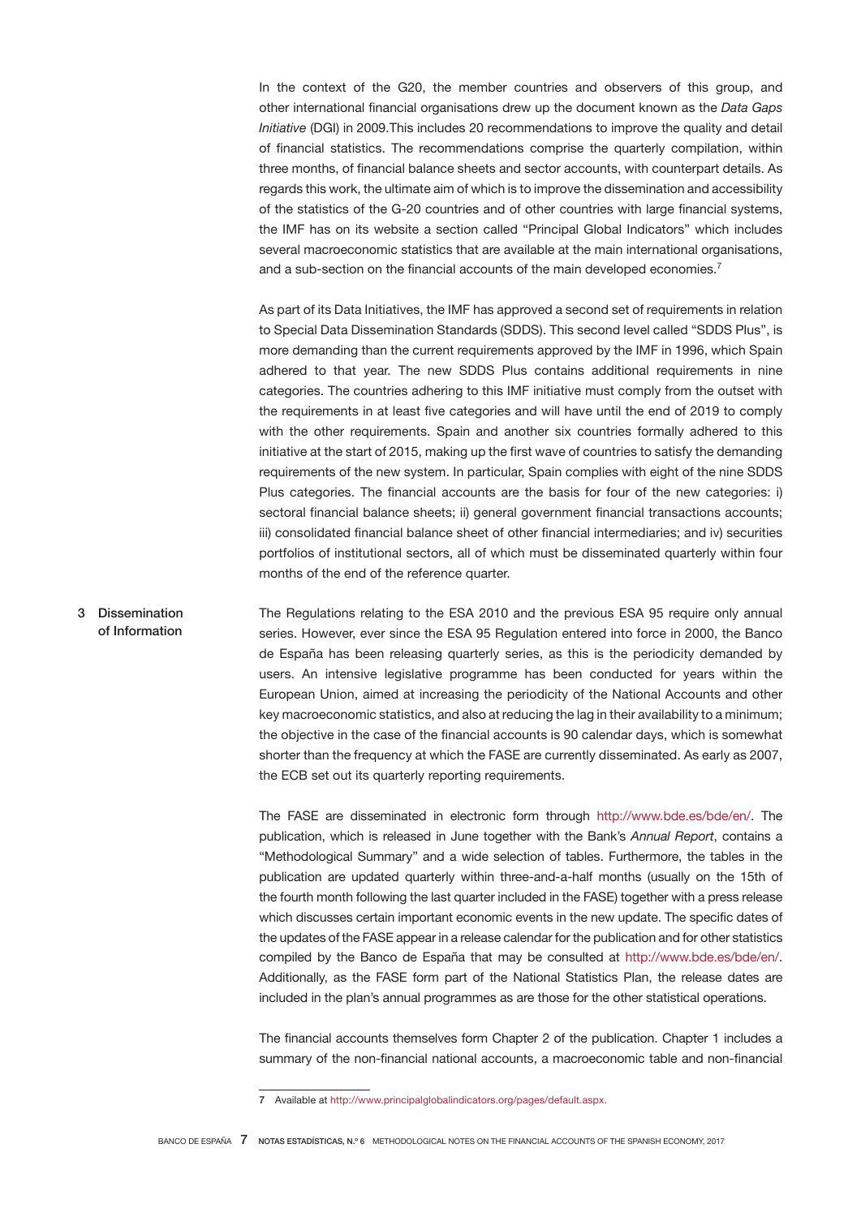In the context of the G20, the member countries and observers of this group, and other international financial organisations drew up the document known as the *Data Gaps Initiative* (DGI) in 2009.This includes 20 recommendations to improve the quality and detail of financial statistics. The recommendations comprise the quarterly compilation, within three months, of financial balance sheets and sector accounts, with counterpart details. As regards this work, the ultimate aim of which is to improve the dissemination and accessibility of the statistics of the G-20 countries and of other countries with large financial systems, the IMF has on its website a section called "Principal Global Indicators" which includes several macroeconomic statistics that are available at the main international organisations, and a sub-section on the financial accounts of the main developed economies.[7]

As part of its Data Initiatives, the IMF has approved a second set of requirements in relation to Special Data Dissemination Standards (SDDS). This second level called "SDDS Plus", is more demanding than the current requirements approved by the IMF in 1996, which Spain adhered to that year. The new SDDS Plus contains additional requirements in nine categories. The countries adhering to this IMF initiative must comply from the outset with the requirements in at least five categories and will have until the end of 2019 to comply with the other requirements. Spain and another six countries formally adhered to this initiative at the start of 2015, making up the first wave of countries to satisfy the demanding requirements of the new system. In particular, Spain complies with eight of the nine SDDS Plus categories. The financial accounts are the basis for four of the new categories: i) sectoral financial balance sheets; ii) general government financial transactions accounts; iii) consolidated financial balance sheet of other financial intermediaries; and iv) securities portfolios of institutional sectors, all of which must be disseminated quarterly within four months of the end of the reference quarter.

## 3 Dissemination of Information

The Regulations relating to the ESA 2010 and the previous ESA 95 require only annual series. However, ever since the ESA 95 Regulation entered into force in 2000, the Banco de España has been releasing quarterly series, as this is the periodicity demanded by users. An intensive legislative programme has been conducted for years within the European Union, aimed at increasing the periodicity of the National Accounts and other key macroeconomic statistics, and also at reducing the lag in their availability to a minimum; the objective in the case of the financial accounts is 90 calendar days, which is somewhat shorter than the frequency at which the FASE are currently disseminated. As early as 2007, the ECB set out its quarterly reporting requirements.

The FASE are disseminated in electronic form through http://www.bde.es/bde/en/. The publication, which is released in June together with the Bank's *Annual Report*, contains a "Methodological Summary" and a wide selection of tables. Furthermore, the tables in the publication are updated quarterly within three-and-a-half months (usually on the 15th of the fourth month following the last quarter included in the FASE) together with a press release which discusses certain important economic events in the new update. The specific dates of the updates of the FASE appear in a release calendar for the publication and for other statistics compiled by the Banco de España that may be consulted at http://www.bde.es/bde/en/. Additionally, as the FASE form part of the National Statistics Plan, the release dates are included in the plan's annual programmes as are those for the other statistical operations.

The financial accounts themselves form Chapter 2 of the publication. Chapter 1 includes a summary of the non-financial national accounts, a macroeconomic table and non-financial

7 Available at http://www.principalglobalindicators.org/pages/default.aspx.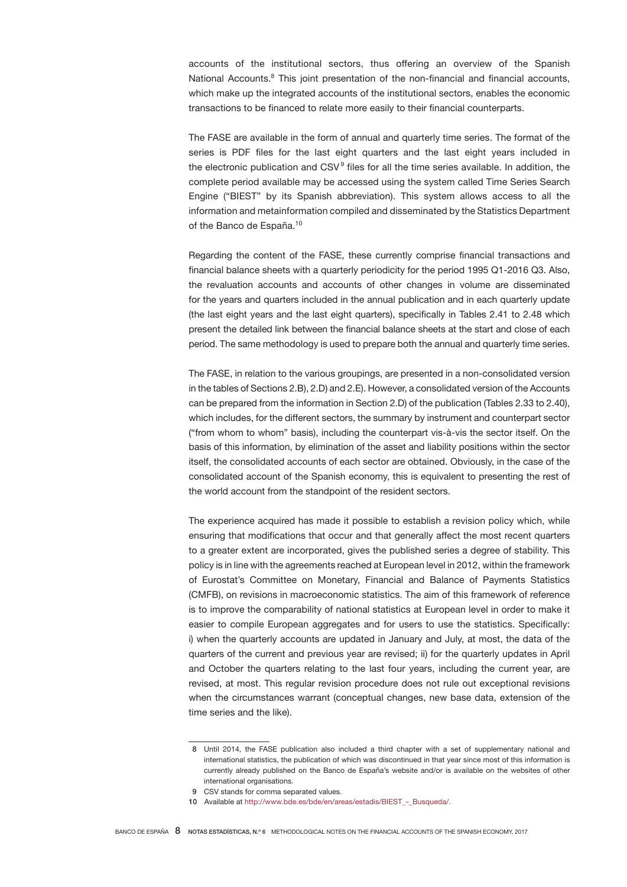accounts of the institutional sectors, thus offering an overview of the Spanish National Accounts.[8] This joint presentation of the non-financial and financial accounts, which make up the integrated accounts of the institutional sectors, enables the economic transactions to be financed to relate more easily to their financial counterparts.

The FASE are available in the form of annual and quarterly time series. The format of the series is PDF files for the last eight quarters and the last eight years included in the electronic publication and CSV[9] files for all the time series available. In addition, the complete period available may be accessed using the system called Time Series Search Engine ("BIEST" by its Spanish abbreviation). This system allows access to all the information and metainformation compiled and disseminated by the Statistics Department of the Banco de España.[10]

Regarding the content of the FASE, these currently comprise financial transactions and financial balance sheets with a quarterly periodicity for the period 1995 Q1-2016 Q3. Also, the revaluation accounts and accounts of other changes in volume are disseminated for the years and quarters included in the annual publication and in each quarterly update (the last eight years and the last eight quarters), specifically in Tables 2.41 to 2.48 which present the detailed link between the financial balance sheets at the start and close of each period. The same methodology is used to prepare both the annual and quarterly time series.

The FASE, in relation to the various groupings, are presented in a non-consolidated version in the tables of Sections 2.B), 2.D) and 2.E). However, a consolidated version of the Accounts can be prepared from the information in Section 2.D) of the publication (Tables 2.33 to 2.40), which includes, for the different sectors, the summary by instrument and counterpart sector ("from whom to whom" basis), including the counterpart vis-à-vis the sector itself. On the basis of this information, by elimination of the asset and liability positions within the sector itself, the consolidated accounts of each sector are obtained. Obviously, in the case of the consolidated account of the Spanish economy, this is equivalent to presenting the rest of the world account from the standpoint of the resident sectors.

The experience acquired has made it possible to establish a revision policy which, while ensuring that modifications that occur and that generally affect the most recent quarters to a greater extent are incorporated, gives the published series a degree of stability. This policy is in line with the agreements reached at European level in 2012, within the framework of Eurostat's Committee on Monetary, Financial and Balance of Payments Statistics (CMFB), on revisions in macroeconomic statistics. The aim of this framework of reference is to improve the comparability of national statistics at European level in order to make it easier to compile European aggregates and for users to use the statistics. Specifically: i) when the quarterly accounts are updated in January and July, at most, the data of the quarters of the current and previous year are revised; ii) for the quarterly updates in April and October the quarters relating to the last four years, including the current year, are revised, at most. This regular revision procedure does not rule out exceptional revisions when the circumstances warrant (conceptual changes, new base data, extension of the time series and the like).

---

8 Until 2014, the FASE publication also included a third chapter with a set of supplementary national and international statistics, the publication of which was discontinued in that year since most of this information is currently already published on the Banco de España's website and/or is available on the websites of other international organisations.

9 CSV stands for comma separated values.

10 Available at http://www.bde.es/bde/en/areas/estadis/BIEST_-_Busqueda/.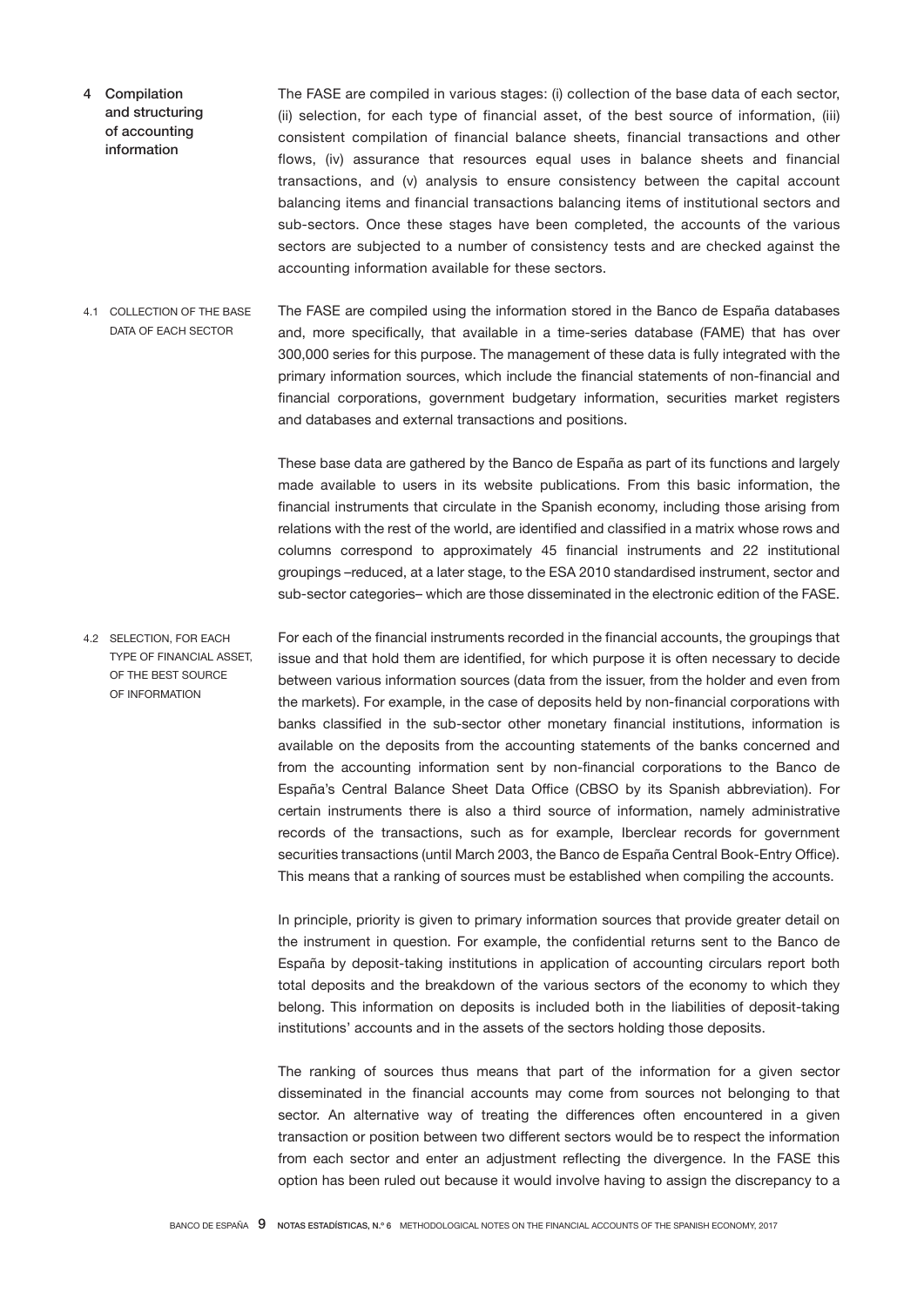## 4 Compilation and structuring of accounting information

The FASE are compiled in various stages: (i) collection of the base data of each sector, (ii) selection, for each type of financial asset, of the best source of information, (iii) consistent compilation of financial balance sheets, financial transactions and other flows, (iv) assurance that resources equal uses in balance sheets and financial transactions, and (v) analysis to ensure consistency between the capital account balancing items and financial transactions balancing items of institutional sectors and sub-sectors. Once these stages have been completed, the accounts of the various sectors are subjected to a number of consistency tests and are checked against the accounting information available for these sectors.

### 4.1 Collection of the base data of each sector

The FASE are compiled using the information stored in the Banco de España databases and, more specifically, that available in a time-series database (FAME) that has over 300,000 series for this purpose. The management of these data is fully integrated with the primary information sources, which include the financial statements of non-financial and financial corporations, government budgetary information, securities market registers and databases and external transactions and positions.

These base data are gathered by the Banco de España as part of its functions and largely made available to users in its website publications. From this basic information, the financial instruments that circulate in the Spanish economy, including those arising from relations with the rest of the world, are identified and classified in a matrix whose rows and columns correspond to approximately 45 financial instruments and 22 institutional groupings –reduced, at a later stage, to the ESA 2010 standardised instrument, sector and sub-sector categories– which are those disseminated in the electronic edition of the FASE.

### 4.2 Selection, for each type of financial asset, of the best source of information

For each of the financial instruments recorded in the financial accounts, the groupings that issue and that hold them are identified, for which purpose it is often necessary to decide between various information sources (data from the issuer, from the holder and even from the markets). For example, in the case of deposits held by non-financial corporations with banks classified in the sub-sector other monetary financial institutions, information is available on the deposits from the accounting statements of the banks concerned and from the accounting information sent by non-financial corporations to the Banco de España's Central Balance Sheet Data Office (CBSO by its Spanish abbreviation). For certain instruments there is also a third source of information, namely administrative records of the transactions, such as for example, Iberclear records for government securities transactions (until March 2003, the Banco de España Central Book-Entry Office). This means that a ranking of sources must be established when compiling the accounts.

In principle, priority is given to primary information sources that provide greater detail on the instrument in question. For example, the confidential returns sent to the Banco de España by deposit-taking institutions in application of accounting circulars report both total deposits and the breakdown of the various sectors of the economy to which they belong. This information on deposits is included both in the liabilities of deposit-taking institutions' accounts and in the assets of the sectors holding those deposits.

The ranking of sources thus means that part of the information for a given sector disseminated in the financial accounts may come from sources not belonging to that sector. An alternative way of treating the differences often encountered in a given transaction or position between two different sectors would be to respect the information from each sector and enter an adjustment reflecting the divergence. In the FASE this option has been ruled out because it would involve having to assign the discrepancy to a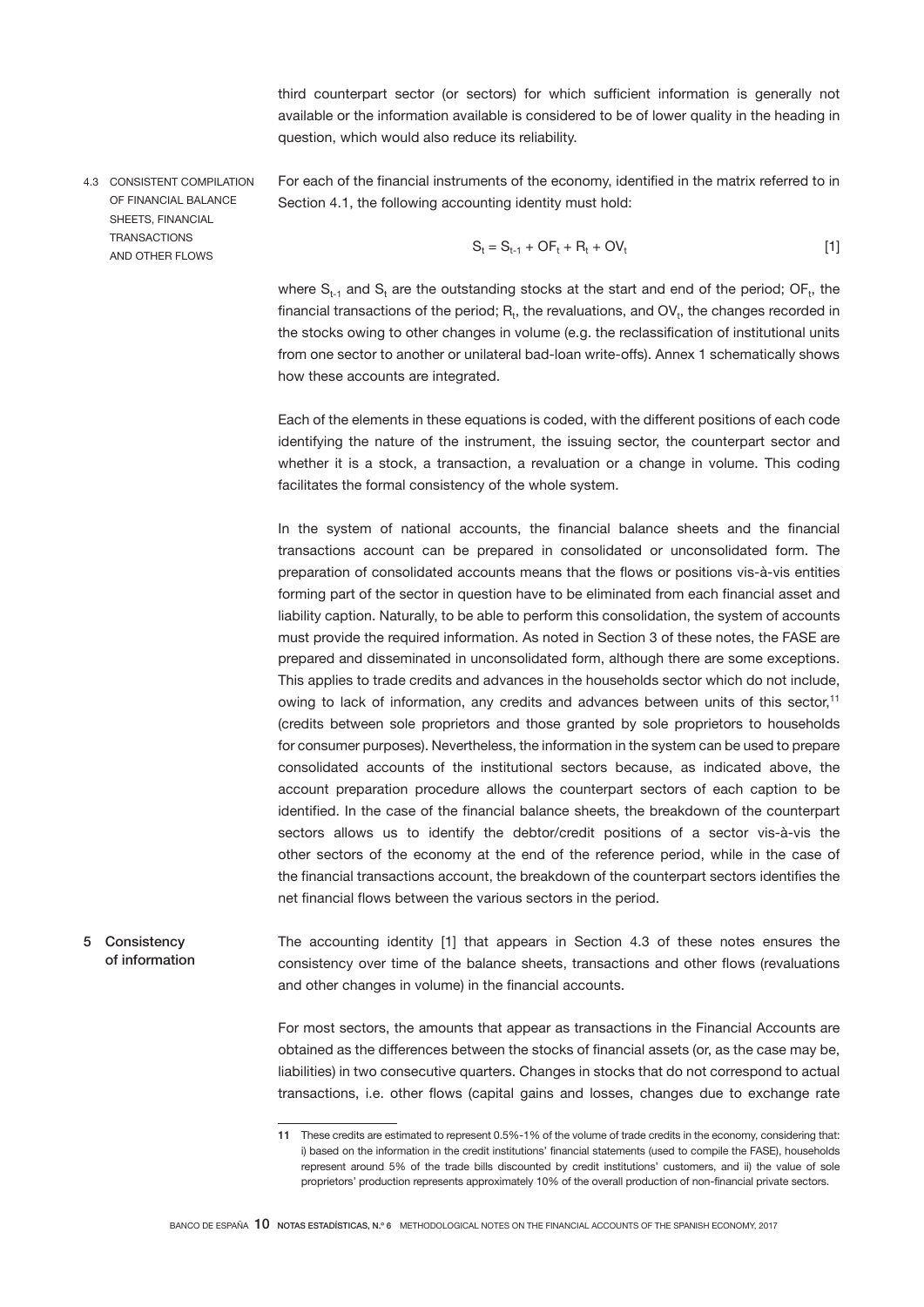third counterpart sector (or sectors) for which sufficient information is generally not available or the information available is considered to be of lower quality in the heading in question, which would also reduce its reliability.

### 4.3 CONSISTENT COMPILATION OF FINANCIAL BALANCE SHEETS, FINANCIAL TRANSACTIONS AND OTHER FLOWS

For each of the financial instruments of the economy, identified in the matrix referred to in Section 4.1, the following accounting identity must hold:

$$S_t = S_{t-1} + OF_t + R_t + OV_t \quad [1]$$

where $S_{t-1}$ and $S_t$ are the outstanding stocks at the start and end of the period; $OF_t$, the financial transactions of the period; $R_t$, the revaluations, and $OV_t$, the changes recorded in the stocks owing to other changes in volume (e.g. the reclassification of institutional units from one sector to another or unilateral bad-loan write-offs). Annex 1 schematically shows how these accounts are integrated.

Each of the elements in these equations is coded, with the different positions of each code identifying the nature of the instrument, the issuing sector, the counterpart sector and whether it is a stock, a transaction, a revaluation or a change in volume. This coding facilitates the formal consistency of the whole system.

In the system of national accounts, the financial balance sheets and the financial transactions account can be prepared in consolidated or unconsolidated form. The preparation of consolidated accounts means that the flows or positions vis-à-vis entities forming part of the sector in question have to be eliminated from each financial asset and liability caption. Naturally, to be able to perform this consolidation, the system of accounts must provide the required information. As noted in Section 3 of these notes, the FASE are prepared and disseminated in unconsolidated form, although there are some exceptions. This applies to trade credits and advances in the households sector which do not include, owing to lack of information, any credits and advances between units of this sector,[11] (credits between sole proprietors and those granted by sole proprietors to households for consumer purposes). Nevertheless, the information in the system can be used to prepare consolidated accounts of the institutional sectors because, as indicated above, the account preparation procedure allows the counterpart sectors of each caption to be identified. In the case of the financial balance sheets, the breakdown of the counterpart sectors allows us to identify the debtor/credit positions of a sector vis-à-vis the other sectors of the economy at the end of the reference period, while in the case of the financial transactions account, the breakdown of the counterpart sectors identifies the net financial flows between the various sectors in the period.

## 5 Consistency of information

The accounting identity [1] that appears in Section 4.3 of these notes ensures the consistency over time of the balance sheets, transactions and other flows (revaluations and other changes in volume) in the financial accounts.

For most sectors, the amounts that appear as transactions in the Financial Accounts are obtained as the differences between the stocks of financial assets (or, as the case may be, liabilities) in two consecutive quarters. Changes in stocks that do not correspond to actual transactions, i.e. other flows (capital gains and losses, changes due to exchange rate

---

11 These credits are estimated to represent 0.5%-1% of the volume of trade credits in the economy, considering that: i) based on the information in the credit institutions' financial statements (used to compile the FASE), households represent around 5% of the trade bills discounted by credit institutions' customers, and ii) the value of sole proprietors' production represents approximately 10% of the overall production of non-financial private sectors.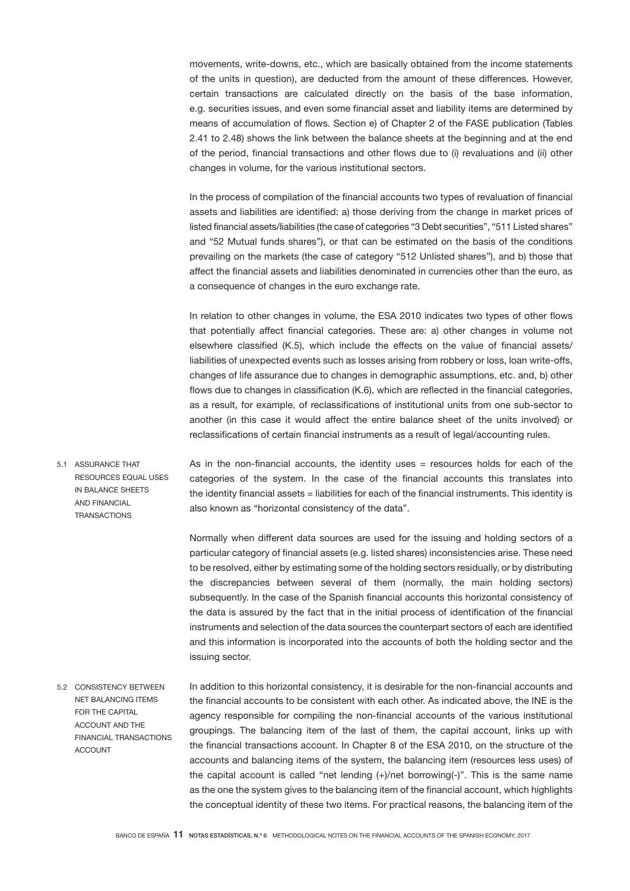movements, write-downs, etc., which are basically obtained from the income statements of the units in question), are deducted from the amount of these differences. However, certain transactions are calculated directly on the basis of the base information, e.g. securities issues, and even some financial asset and liability items are determined by means of accumulation of flows. Section e) of Chapter 2 of the FASE publication (Tables 2.41 to 2.48) shows the link between the balance sheets at the beginning and at the end of the period, financial transactions and other flows due to (i) revaluations and (ii) other changes in volume, for the various institutional sectors.

In the process of compilation of the financial accounts two types of revaluation of financial assets and liabilities are identified: a) those deriving from the change in market prices of listed financial assets/liabilities (the case of categories "3 Debt securities", "511 Listed shares" and "52 Mutual funds shares"), or that can be estimated on the basis of the conditions prevailing on the markets (the case of category "512 Unlisted shares"), and b) those that affect the financial assets and liabilities denominated in currencies other than the euro, as a consequence of changes in the euro exchange rate.

In relation to other changes in volume, the ESA 2010 indicates two types of other flows that potentially affect financial categories. These are: a) other changes in volume not elsewhere classified (K.5), which include the effects on the value of financial assets/liabilities of unexpected events such as losses arising from robbery or loss, loan write-offs, changes of life assurance due to changes in demographic assumptions, etc. and, b) other flows due to changes in classification (K.6), which are reflected in the financial categories, as a result, for example, of reclassifications of institutional units from one sub-sector to another (in this case it would affect the entire balance sheet of the units involved) or reclassifications of certain financial instruments as a result of legal/accounting rules.

## 5.1 ASSURANCE THAT RESOURCES EQUAL USES IN BALANCE SHEETS AND FINANCIAL TRANSACTIONS

As in the non-financial accounts, the identity uses = resources holds for each of the categories of the system. In the case of the financial accounts this translates into the identity financial assets = liabilities for each of the financial instruments. This identity is also known as "horizontal consistency of the data".

Normally when different data sources are used for the issuing and holding sectors of a particular category of financial assets (e.g. listed shares) inconsistencies arise. These need to be resolved, either by estimating some of the holding sectors residually, or by distributing the discrepancies between several of them (normally, the main holding sectors) subsequently. In the case of the Spanish financial accounts this horizontal consistency of the data is assured by the fact that in the initial process of identification of the financial instruments and selection of the data sources the counterpart sectors of each are identified and this information is incorporated into the accounts of both the holding sector and the issuing sector.

## 5.2 CONSISTENCY BETWEEN NET BALANCING ITEMS FOR THE CAPITAL ACCOUNT AND THE FINANCIAL TRANSACTIONS ACCOUNT

In addition to this horizontal consistency, it is desirable for the non-financial accounts and the financial accounts to be consistent with each other. As indicated above, the INE is the agency responsible for compiling the non-financial accounts of the various institutional groupings. The balancing item of the last of them, the capital account, links up with the financial transactions account. In Chapter 8 of the ESA 2010, on the structure of the accounts and balancing items of the system, the balancing item (resources less uses) of the capital account is called "net lending (+)/net borrowing(-)". This is the same name as the one the system gives to the balancing item of the financial account, which highlights the conceptual identity of these two items. For practical reasons, the balancing item of the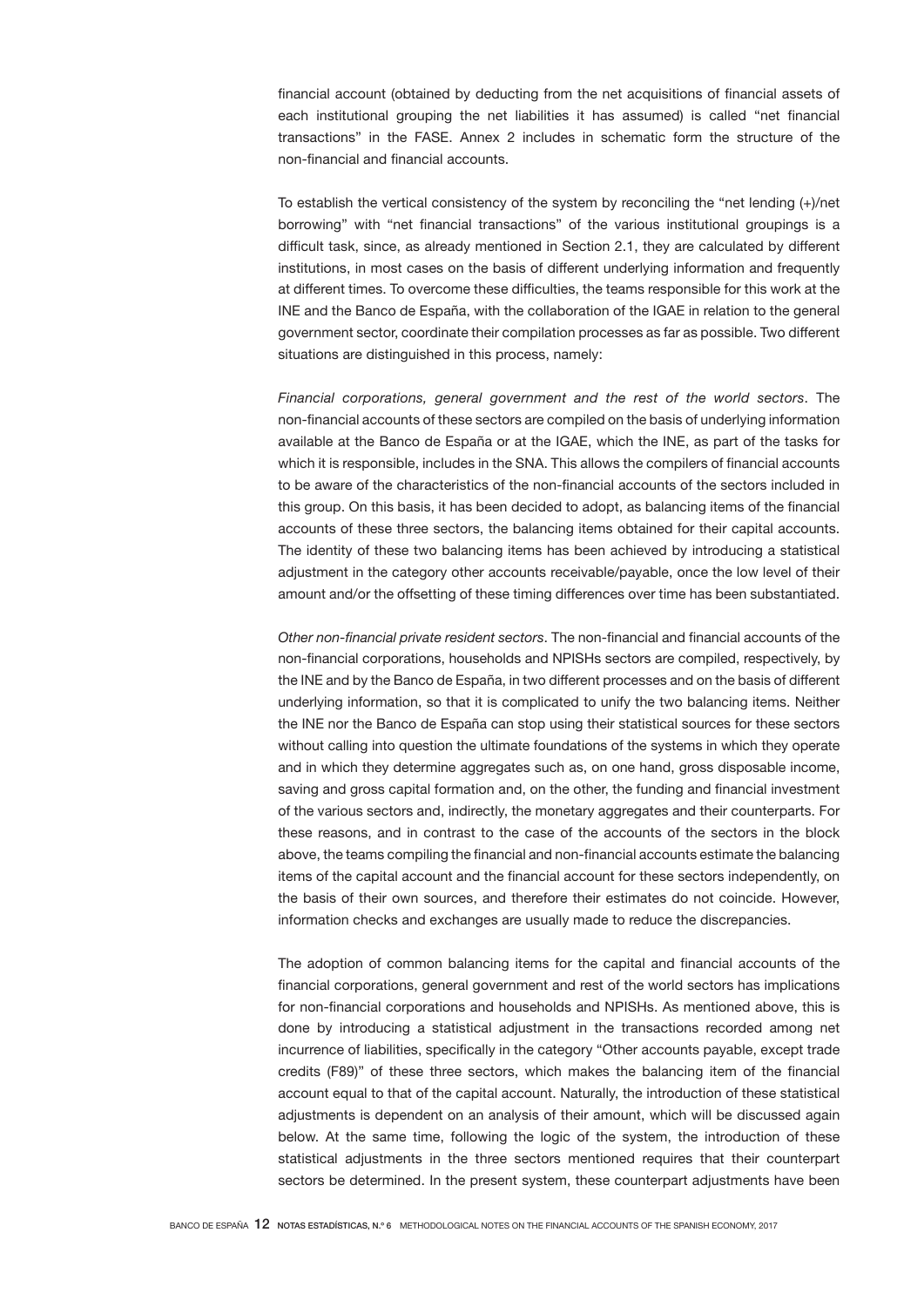financial account (obtained by deducting from the net acquisitions of financial assets of each institutional grouping the net liabilities it has assumed) is called "net financial transactions" in the FASE. Annex 2 includes in schematic form the structure of the non-financial and financial accounts.

To establish the vertical consistency of the system by reconciling the "net lending (+)/net borrowing" with "net financial transactions" of the various institutional groupings is a difficult task, since, as already mentioned in Section 2.1, they are calculated by different institutions, in most cases on the basis of different underlying information and frequently at different times. To overcome these difficulties, the teams responsible for this work at the INE and the Banco de España, with the collaboration of the IGAE in relation to the general government sector, coordinate their compilation processes as far as possible. Two different situations are distinguished in this process, namely:

*Financial corporations, general government and the rest of the world sectors*. The non-financial accounts of these sectors are compiled on the basis of underlying information available at the Banco de España or at the IGAE, which the INE, as part of the tasks for which it is responsible, includes in the SNA. This allows the compilers of financial accounts to be aware of the characteristics of the non-financial accounts of the sectors included in this group. On this basis, it has been decided to adopt, as balancing items of the financial accounts of these three sectors, the balancing items obtained for their capital accounts. The identity of these two balancing items has been achieved by introducing a statistical adjustment in the category other accounts receivable/payable, once the low level of their amount and/or the offsetting of these timing differences over time has been substantiated.

*Other non-financial private resident sectors*. The non-financial and financial accounts of the non-financial corporations, households and NPISHs sectors are compiled, respectively, by the INE and by the Banco de España, in two different processes and on the basis of different underlying information, so that it is complicated to unify the two balancing items. Neither the INE nor the Banco de España can stop using their statistical sources for these sectors without calling into question the ultimate foundations of the systems in which they operate and in which they determine aggregates such as, on one hand, gross disposable income, saving and gross capital formation and, on the other, the funding and financial investment of the various sectors and, indirectly, the monetary aggregates and their counterparts. For these reasons, and in contrast to the case of the accounts of the sectors in the block above, the teams compiling the financial and non-financial accounts estimate the balancing items of the capital account and the financial account for these sectors independently, on the basis of their own sources, and therefore their estimates do not coincide. However, information checks and exchanges are usually made to reduce the discrepancies.

The adoption of common balancing items for the capital and financial accounts of the financial corporations, general government and rest of the world sectors has implications for non-financial corporations and households and NPISHs. As mentioned above, this is done by introducing a statistical adjustment in the transactions recorded among net incurrence of liabilities, specifically in the category "Other accounts payable, except trade credits (F89)" of these three sectors, which makes the balancing item of the financial account equal to that of the capital account. Naturally, the introduction of these statistical adjustments is dependent on an analysis of their amount, which will be discussed again below. At the same time, following the logic of the system, the introduction of these statistical adjustments in the three sectors mentioned requires that their counterpart sectors be determined. In the present system, these counterpart adjustments have been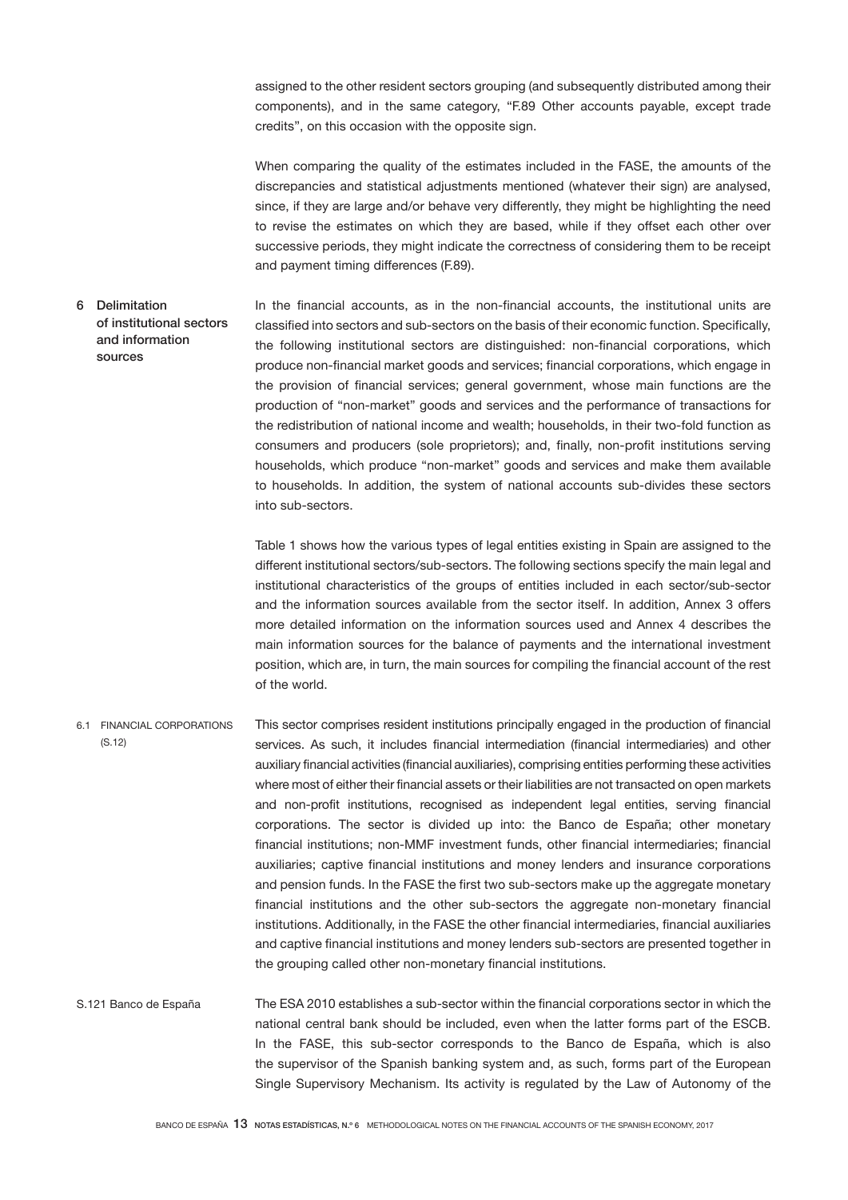assigned to the other resident sectors grouping (and subsequently distributed among their components), and in the same category, "F.89 Other accounts payable, except trade credits", on this occasion with the opposite sign.

When comparing the quality of the estimates included in the FASE, the amounts of the discrepancies and statistical adjustments mentioned (whatever their sign) are analysed, since, if they are large and/or behave very differently, they might be highlighting the need to revise the estimates on which they are based, while if they offset each other over successive periods, they might indicate the correctness of considering them to be receipt and payment timing differences (F.89).

## 6 Delimitation of institutional sectors and information sources

In the financial accounts, as in the non-financial accounts, the institutional units are classified into sectors and sub-sectors on the basis of their economic function. Specifically, the following institutional sectors are distinguished: non-financial corporations, which produce non-financial market goods and services; financial corporations, which engage in the provision of financial services; general government, whose main functions are the production of "non-market" goods and services and the performance of transactions for the redistribution of national income and wealth; households, in their two-fold function as consumers and producers (sole proprietors); and, finally, non-profit institutions serving households, which produce "non-market" goods and services and make them available to households. In addition, the system of national accounts sub-divides these sectors into sub-sectors.

Table 1 shows how the various types of legal entities existing in Spain are assigned to the different institutional sectors/sub-sectors. The following sections specify the main legal and institutional characteristics of the groups of entities included in each sector/sub-sector and the information sources available from the sector itself. In addition, Annex 3 offers more detailed information on the information sources used and Annex 4 describes the main information sources for the balance of payments and the international investment position, which are, in turn, the main sources for compiling the financial account of the rest of the world.

### 6.1 FINANCIAL CORPORATIONS (S.12)

This sector comprises resident institutions principally engaged in the production of financial services. As such, it includes financial intermediation (financial intermediaries) and other auxiliary financial activities (financial auxiliaries), comprising entities performing these activities where most of either their financial assets or their liabilities are not transacted on open markets and non-profit institutions, recognised as independent legal entities, serving financial corporations. The sector is divided up into: the Banco de España; other monetary financial institutions; non-MMF investment funds, other financial intermediaries; financial auxiliaries; captive financial institutions and money lenders and insurance corporations and pension funds. In the FASE the first two sub-sectors make up the aggregate monetary financial institutions and the other sub-sectors the aggregate non-monetary financial institutions. Additionally, in the FASE the other financial intermediaries, financial auxiliaries and captive financial institutions and money lenders sub-sectors are presented together in the grouping called other non-monetary financial institutions.

#### S.121 Banco de España

The ESA 2010 establishes a sub-sector within the financial corporations sector in which the national central bank should be included, even when the latter forms part of the ESCB. In the FASE, this sub-sector corresponds to the Banco de España, which is also the supervisor of the Spanish banking system and, as such, forms part of the European Single Supervisory Mechanism. Its activity is regulated by the Law of Autonomy of the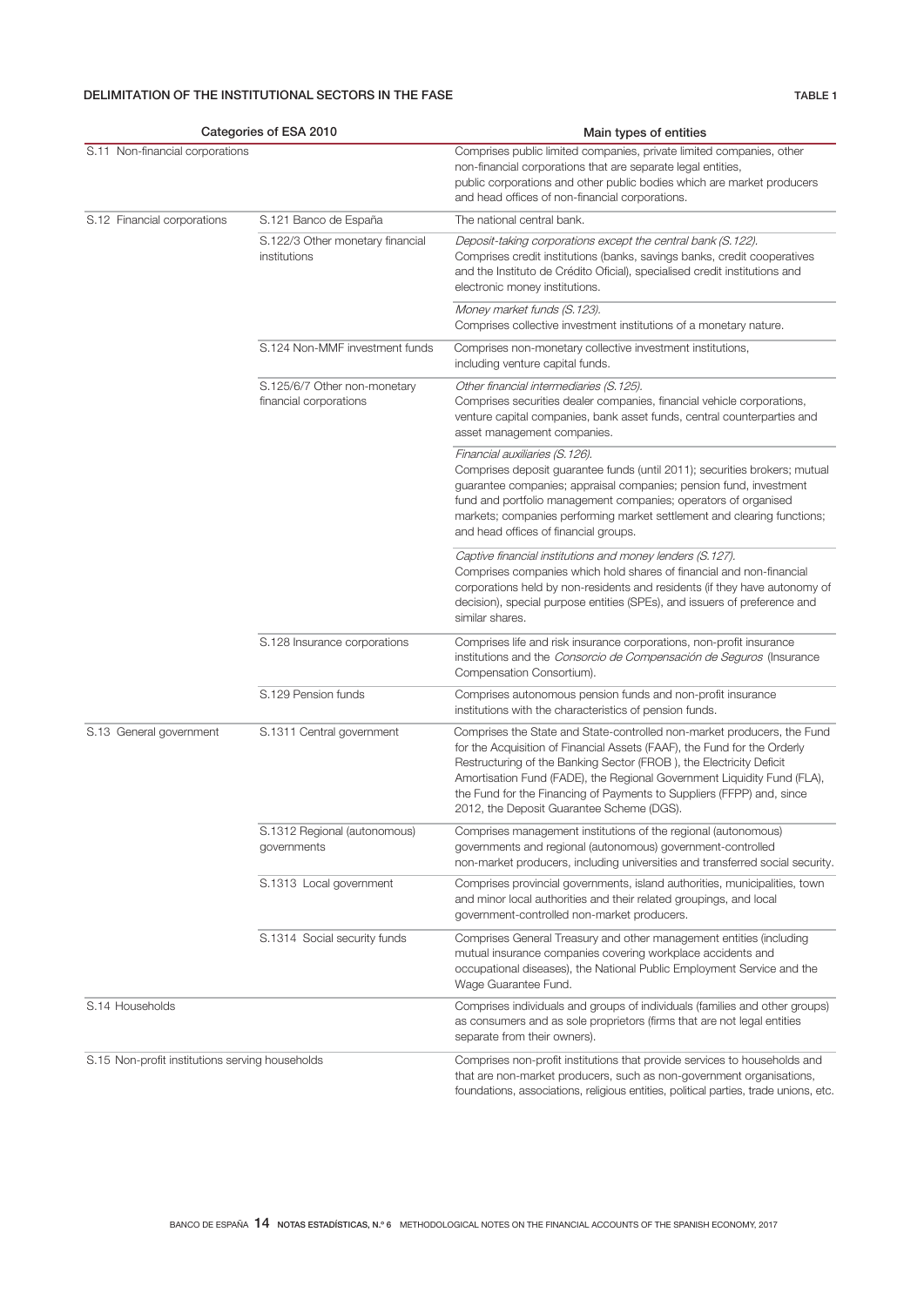**DELIMITATION OF THE INSTITUTIONAL SECTORS IN THE FASE** TABLE 1

| Categories of ESA 2010 | | Main types of entities |
|---|---|---|
| S.11 Non-financial corporations | | Comprises public limited companies, private limited companies, other non-financial corporations that are separate legal entities, public corporations and other public bodies which are market producers and head offices of non-financial corporations. |
| S.12 Financial corporations | S.121 Banco de España | The national central bank. |
| | S.122/3 Other monetary financial institutions | *Deposit-taking corporations except the central bank (S.122).* Comprises credit institutions (banks, savings banks, credit cooperatives and the Instituto de Crédito Oficial), specialised credit institutions and electronic money institutions. |
| | | *Money market funds (S.123).* Comprises collective investment institutions of a monetary nature. |
| | S.124 Non-MMF investment funds | Comprises non-monetary collective investment institutions, including venture capital funds. |
| | S.125/6/7 Other non-monetary financial corporations | *Other financial intermediaries (S.125).* Comprises securities dealer companies, financial vehicle corporations, venture capital companies, bank asset funds, central counterparties and asset management companies. |
| | | *Financial auxiliaries (S.126).* Comprises deposit guarantee funds (until 2011); securities brokers; mutual guarantee companies; appraisal companies; pension fund, investment fund and portfolio management companies; operators of organised markets; companies performing market settlement and clearing functions; and head offices of financial groups. |
| | | *Captive financial institutions and money lenders (S.127).* Comprises companies which hold shares of financial and non-financial corporations held by non-residents and residents (if they have autonomy of decision), special purpose entities (SPEs), and issuers of preference and similar shares. |
| | S.128 Insurance corporations | Comprises life and risk insurance corporations, non-profit insurance institutions and the *Consorcio de Compensación de Seguros* (Insurance Compensation Consortium). |
| | S.129 Pension funds | Comprises autonomous pension funds and non-profit insurance institutions with the characteristics of pension funds. |
| S.13 General government | S.1311 Central government | Comprises the State and State-controlled non-market producers, the Fund for the Acquisition of Financial Assets (FAAF), the Fund for the Orderly Restructuring of the Banking Sector (FROB ), the Electricity Deficit Amortisation Fund (FADE), the Regional Government Liquidity Fund (FLA), the Fund for the Financing of Payments to Suppliers (FFPP) and, since 2012, the Deposit Guarantee Scheme (DGS). |
| | S.1312 Regional (autonomous) governments | Comprises management institutions of the regional (autonomous) governments and regional (autonomous) government-controlled non-market producers, including universities and transferred social security. |
| | S.1313 Local government | Comprises provincial governments, island authorities, municipalities, town and minor local authorities and their related groupings, and local government-controlled non-market producers. |
| | S.1314 Social security funds | Comprises General Treasury and other management entities (including mutual insurance companies covering workplace accidents and occupational diseases), the National Public Employment Service and the Wage Guarantee Fund. |
| S.14 Households | | Comprises individuals and groups of individuals (families and other groups) as consumers and as sole proprietors (firms that are not legal entities separate from their owners). |
| S.15 Non-profit institutions serving households | | Comprises non-profit institutions that provide services to households and that are non-market producers, such as non-government organisations, foundations, associations, religious entities, political parties, trade unions, etc. |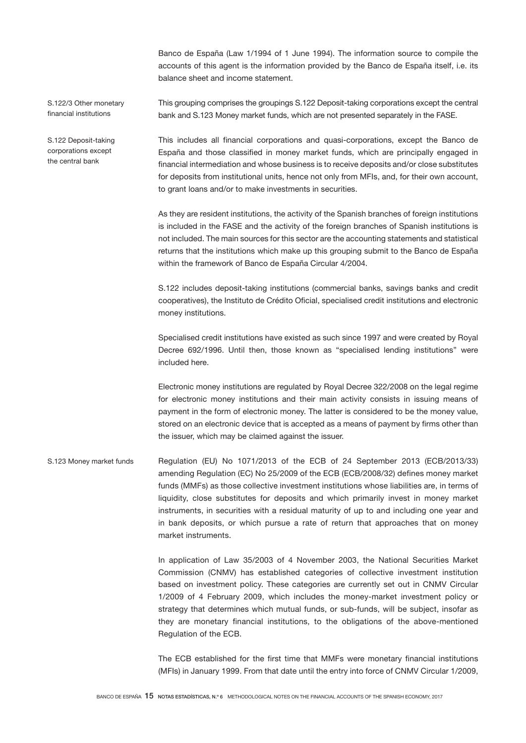Banco de España (Law 1/1994 of 1 June 1994). The information source to compile the accounts of this agent is the information provided by the Banco de España itself, i.e. its balance sheet and income statement.

#### S.122/3 Other monetary financial institutions

This grouping comprises the groupings S.122 Deposit-taking corporations except the central bank and S.123 Money market funds, which are not presented separately in the FASE.

#### S.122 Deposit-taking corporations except the central bank

This includes all financial corporations and quasi-corporations, except the Banco de España and those classified in money market funds, which are principally engaged in financial intermediation and whose business is to receive deposits and/or close substitutes for deposits from institutional units, hence not only from MFIs, and, for their own account, to grant loans and/or to make investments in securities.

As they are resident institutions, the activity of the Spanish branches of foreign institutions is included in the FASE and the activity of the foreign branches of Spanish institutions is not included. The main sources for this sector are the accounting statements and statistical returns that the institutions which make up this grouping submit to the Banco de España within the framework of Banco de España Circular 4/2004.

S.122 includes deposit-taking institutions (commercial banks, savings banks and credit cooperatives), the Instituto de Crédito Oficial, specialised credit institutions and electronic money institutions.

Specialised credit institutions have existed as such since 1997 and were created by Royal Decree 692/1996. Until then, those known as "specialised lending institutions" were included here.

Electronic money institutions are regulated by Royal Decree 322/2008 on the legal regime for electronic money institutions and their main activity consists in issuing means of payment in the form of electronic money. The latter is considered to be the money value, stored on an electronic device that is accepted as a means of payment by firms other than the issuer, which may be claimed against the issuer.

#### S.123 Money market funds

Regulation (EU) No 1071/2013 of the ECB of 24 September 2013 (ECB/2013/33) amending Regulation (EC) No 25/2009 of the ECB (ECB/2008/32) defines money market funds (MMFs) as those collective investment institutions whose liabilities are, in terms of liquidity, close substitutes for deposits and which primarily invest in money market instruments, in securities with a residual maturity of up to and including one year and in bank deposits, or which pursue a rate of return that approaches that on money market instruments.

In application of Law 35/2003 of 4 November 2003, the National Securities Market Commission (CNMV) has established categories of collective investment institution based on investment policy. These categories are currently set out in CNMV Circular 1/2009 of 4 February 2009, which includes the money-market investment policy or strategy that determines which mutual funds, or sub-funds, will be subject, insofar as they are monetary financial institutions, to the obligations of the above-mentioned Regulation of the ECB.

The ECB established for the first time that MMFs were monetary financial institutions (MFIs) in January 1999. From that date until the entry into force of CNMV Circular 1/2009,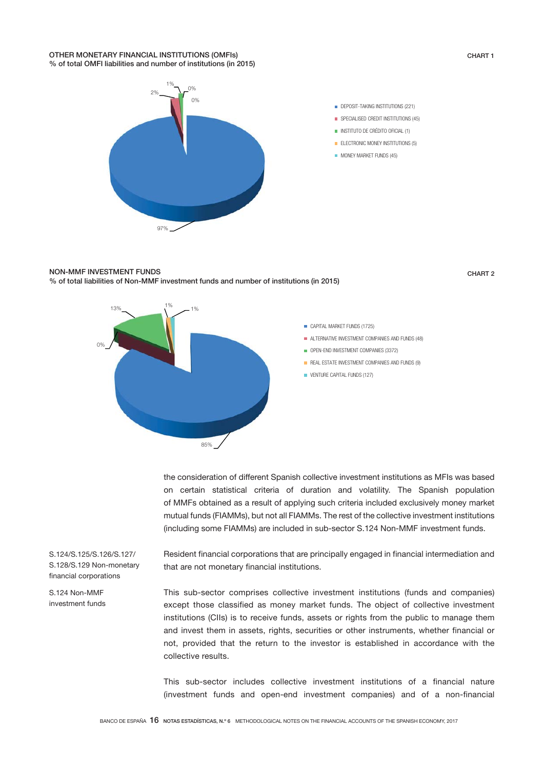**OTHER MONETARY FINANCIAL INSTITUTIONS (OMFIs)**
% of total OMFI liabilities and number of institutions (in 2015)

CHART 1

- DEPOSIT-TAKING INSTITUTIONS (221): 97%
- SPECIALISED CREDIT INSTITUTIONS (45): 2%
- INSTITUTO DE CRÉDITO OFICIAL (1): 1%
- ELECTRONIC MONEY INSTITUTIONS (5): 0%
- MONEY MARKET FUNDS (45): 0%

**NON-MMF INVESTMENT FUNDS**
% of total liabilities of Non-MMF investment funds and number of institutions (in 2015)

CHART 2

- CAPITAL MARKET FUNDS (1725): 85%
- ALTERNATIVE INVESTMENT COMPANIES AND FUNDS (48): 0%
- OPEN-END INVESTMENT COMPANIES (3372): 13%
- REAL ESTATE INVESTMENT COMPANIES AND FUNDS (9): 1%
- VENTURE CAPITAL FUNDS (127): 1%

the consideration of different Spanish collective investment institutions as MFIs was based on certain statistical criteria of duration and volatility. The Spanish population of MMFs obtained as a result of applying such criteria included exclusively money market mutual funds (FIAMMs), but not all FIAMMs. The rest of the collective investment institutions (including some FIAMMs) are included in sub-sector S.124 Non-MMF investment funds.

**S.124/S.125/S.126/S.127/S.128/S.129 Non-monetary financial corporations**

Resident financial corporations that are principally engaged in financial intermediation and that are not monetary financial institutions.

**S.124 Non-MMF investment funds**

This sub-sector comprises collective investment institutions (funds and companies) except those classified as money market funds. The object of collective investment institutions (CIIs) is to receive funds, assets or rights from the public to manage them and invest them in assets, rights, securities or other instruments, whether financial or not, provided that the return to the investor is established in accordance with the collective results.

This sub-sector includes collective investment institutions of a financial nature (investment funds and open-end investment companies) and of a non-financial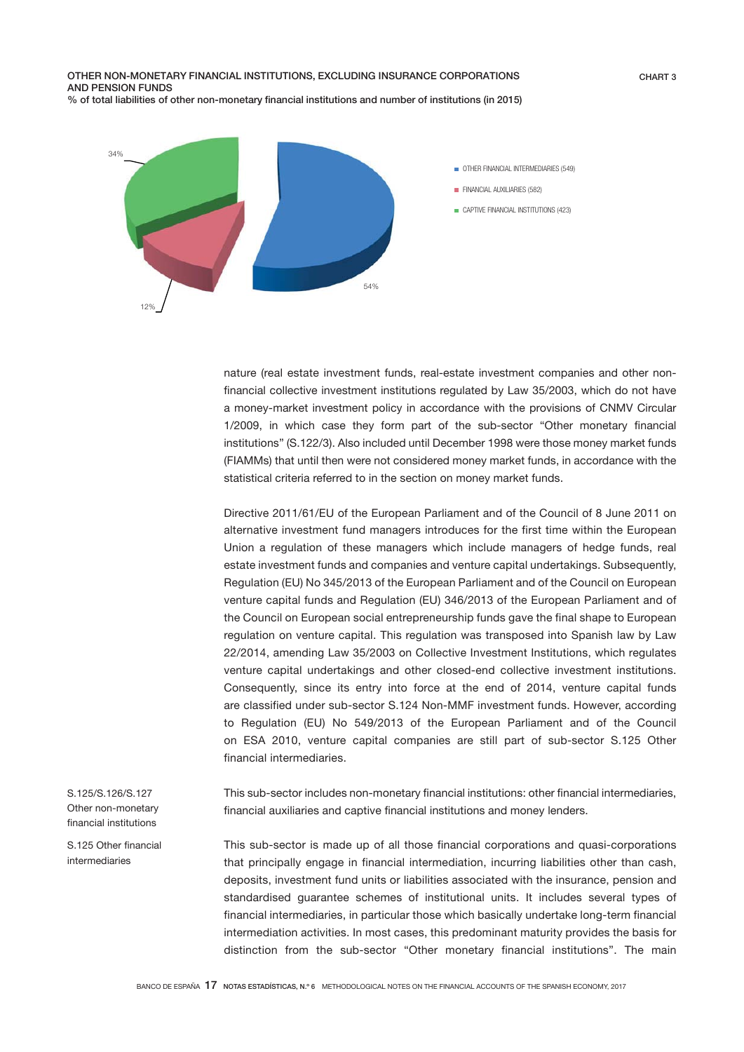**OTHER NON-MONETARY FINANCIAL INSTITUTIONS, EXCLUDING INSURANCE CORPORATIONS AND PENSION FUNDS** CHART 3

% of total liabilities of other non-monetary financial institutions and number of institutions (in 2015)

- OTHER FINANCIAL INTERMEDIARIES (549): 54%
- FINANCIAL AUXILIARIES (582): 12%
- CAPTIVE FINANCIAL INSTITUTIONS (423): 34%

nature (real estate investment funds, real-estate investment companies and other non-financial collective investment institutions regulated by Law 35/2003, which do not have a money-market investment policy in accordance with the provisions of CNMV Circular 1/2009, in which case they form part of the sub-sector "Other monetary financial institutions" (S.122/3). Also included until December 1998 were those money market funds (FIAMMs) that until then were not considered money market funds, in accordance with the statistical criteria referred to in the section on money market funds.

Directive 2011/61/EU of the European Parliament and of the Council of 8 June 2011 on alternative investment fund managers introduces for the first time within the European Union a regulation of these managers which include managers of hedge funds, real estate investment funds and companies and venture capital undertakings. Subsequently, Regulation (EU) No 345/2013 of the European Parliament and of the Council on European venture capital funds and Regulation (EU) 346/2013 of the European Parliament and of the Council on European social entrepreneurship funds gave the final shape to European regulation on venture capital. This regulation was transposed into Spanish law by Law 22/2014, amending Law 35/2003 on Collective Investment Institutions, which regulates venture capital undertakings and other closed-end collective investment institutions. Consequently, since its entry into force at the end of 2014, venture capital funds are classified under sub-sector S.124 Non-MMF investment funds. However, according to Regulation (EU) No 549/2013 of the European Parliament and of the Council on ESA 2010, venture capital companies are still part of sub-sector S.125 Other financial intermediaries.

### S.125/S.126/S.127 Other non-monetary financial institutions

This sub-sector includes non-monetary financial institutions: other financial intermediaries, financial auxiliaries and captive financial institutions and money lenders.

### S.125 Other financial intermediaries

This sub-sector is made up of all those financial corporations and quasi-corporations that principally engage in financial intermediation, incurring liabilities other than cash, deposits, investment fund units or liabilities associated with the insurance, pension and standardised guarantee schemes of institutional units. It includes several types of financial intermediaries, in particular those which basically undertake long-term financial intermediation activities. In most cases, this predominant maturity provides the basis for distinction from the sub-sector "Other monetary financial institutions". The main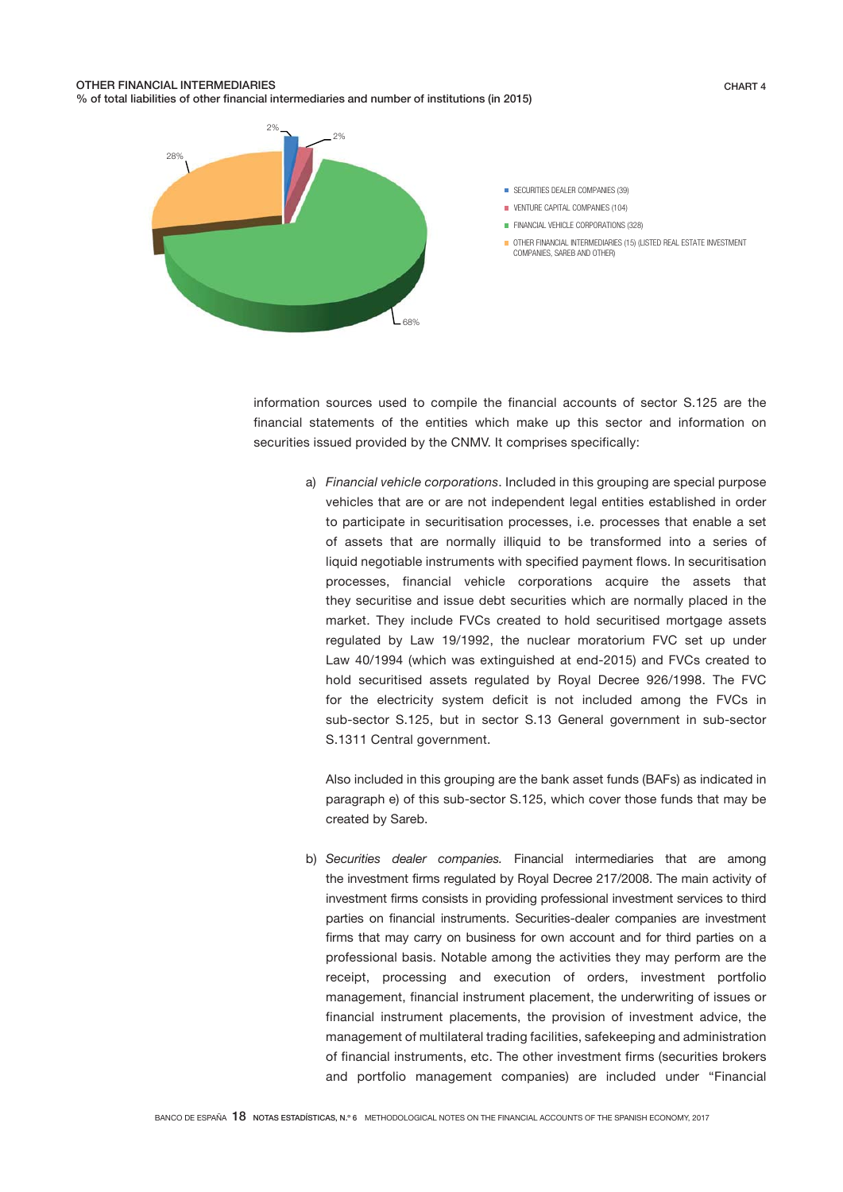OTHER FINANCIAL INTERMEDIARIES

% of total liabilities of other financial intermediaries and number of institutions (in 2015)

CHART 4

- SECURITIES DEALER COMPANIES (39): 2%
- VENTURE CAPITAL COMPANIES (104): 2%
- FINANCIAL VEHICLE CORPORATIONS (328): 68%
- OTHER FINANCIAL INTERMEDIARIES (15) (LISTED REAL ESTATE INVESTMENT COMPANIES, SAREB AND OTHER): 28%

information sources used to compile the financial accounts of sector S.125 are the financial statements of the entities which make up this sector and information on securities issued provided by the CNMV. It comprises specifically:

a) *Financial vehicle corporations*. Included in this grouping are special purpose vehicles that are or are not independent legal entities established in order to participate in securitisation processes, i.e. processes that enable a set of assets that are normally illiquid to be transformed into a series of liquid negotiable instruments with specified payment flows. In securitisation processes, financial vehicle corporations acquire the assets that they securitise and issue debt securities which are normally placed in the market. They include FVCs created to hold securitised mortgage assets regulated by Law 19/1992, the nuclear moratorium FVC set up under Law 40/1994 (which was extinguished at end-2015) and FVCs created to hold securitised assets regulated by Royal Decree 926/1998. The FVC for the electricity system deficit is not included among the FVCs in sub-sector S.125, but in sector S.13 General government in sub-sector S.1311 Central government.

   Also included in this grouping are the bank asset funds (BAFs) as indicated in paragraph e) of this sub-sector S.125, which cover those funds that may be created by Sareb.

b) *Securities dealer companies.* Financial intermediaries that are among the investment firms regulated by Royal Decree 217/2008. The main activity of investment firms consists in providing professional investment services to third parties on financial instruments. Securities-dealer companies are investment firms that may carry on business for own account and for third parties on a professional basis. Notable among the activities they may perform are the receipt, processing and execution of orders, investment portfolio management, financial instrument placement, the underwriting of issues or financial instrument placements, the provision of investment advice, the management of multilateral trading facilities, safekeeping and administration of financial instruments, etc. The other investment firms (securities brokers and portfolio management companies) are included under "Financial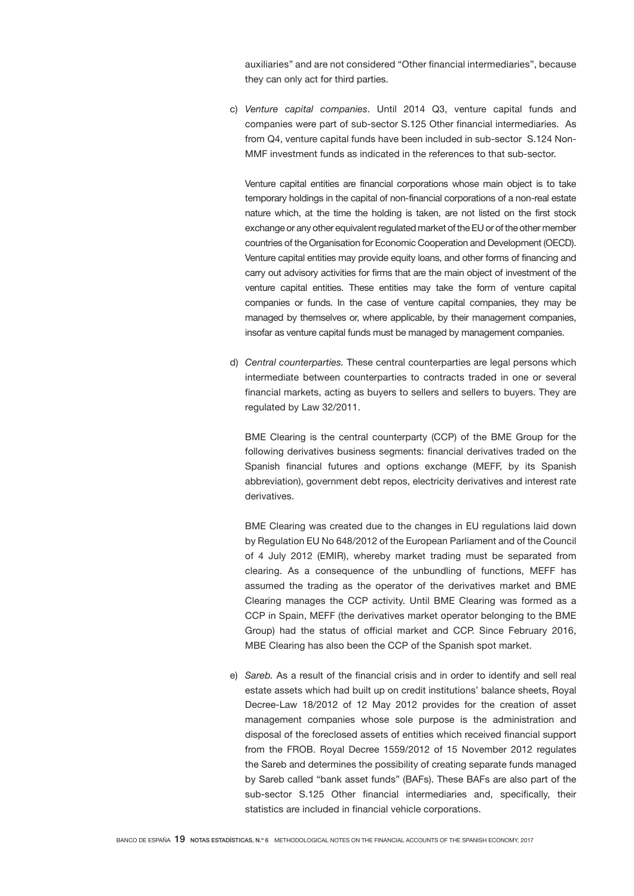auxiliaries" and are not considered "Other financial intermediaries", because they can only act for third parties.

c) *Venture capital companies*. Until 2014 Q3, venture capital funds and companies were part of sub-sector S.125 Other financial intermediaries. As from Q4, venture capital funds have been included in sub-sector S.124 Non-MMF investment funds as indicated in the references to that sub-sector.

   Venture capital entities are financial corporations whose main object is to take temporary holdings in the capital of non-financial corporations of a non-real estate nature which, at the time the holding is taken, are not listed on the first stock exchange or any other equivalent regulated market of the EU or of the other member countries of the Organisation for Economic Cooperation and Development (OECD). Venture capital entities may provide equity loans, and other forms of financing and carry out advisory activities for firms that are the main object of investment of the venture capital entities. These entities may take the form of venture capital companies or funds. In the case of venture capital companies, they may be managed by themselves or, where applicable, by their management companies, insofar as venture capital funds must be managed by management companies.

d) *Central counterparties.* These central counterparties are legal persons which intermediate between counterparties to contracts traded in one or several financial markets, acting as buyers to sellers and sellers to buyers. They are regulated by Law 32/2011.

   BME Clearing is the central counterparty (CCP) of the BME Group for the following derivatives business segments: financial derivatives traded on the Spanish financial futures and options exchange (MEFF, by its Spanish abbreviation), government debt repos, electricity derivatives and interest rate derivatives.

   BME Clearing was created due to the changes in EU regulations laid down by Regulation EU No 648/2012 of the European Parliament and of the Council of 4 July 2012 (EMIR), whereby market trading must be separated from clearing. As a consequence of the unbundling of functions, MEFF has assumed the trading as the operator of the derivatives market and BME Clearing manages the CCP activity. Until BME Clearing was formed as a CCP in Spain, MEFF (the derivatives market operator belonging to the BME Group) had the status of official market and CCP. Since February 2016, MBE Clearing has also been the CCP of the Spanish spot market.

e) *Sareb.* As a result of the financial crisis and in order to identify and sell real estate assets which had built up on credit institutions' balance sheets, Royal Decree-Law 18/2012 of 12 May 2012 provides for the creation of asset management companies whose sole purpose is the administration and disposal of the foreclosed assets of entities which received financial support from the FROB. Royal Decree 1559/2012 of 15 November 2012 regulates the Sareb and determines the possibility of creating separate funds managed by Sareb called "bank asset funds" (BAFs). These BAFs are also part of the sub-sector S.125 Other financial intermediaries and, specifically, their statistics are included in financial vehicle corporations.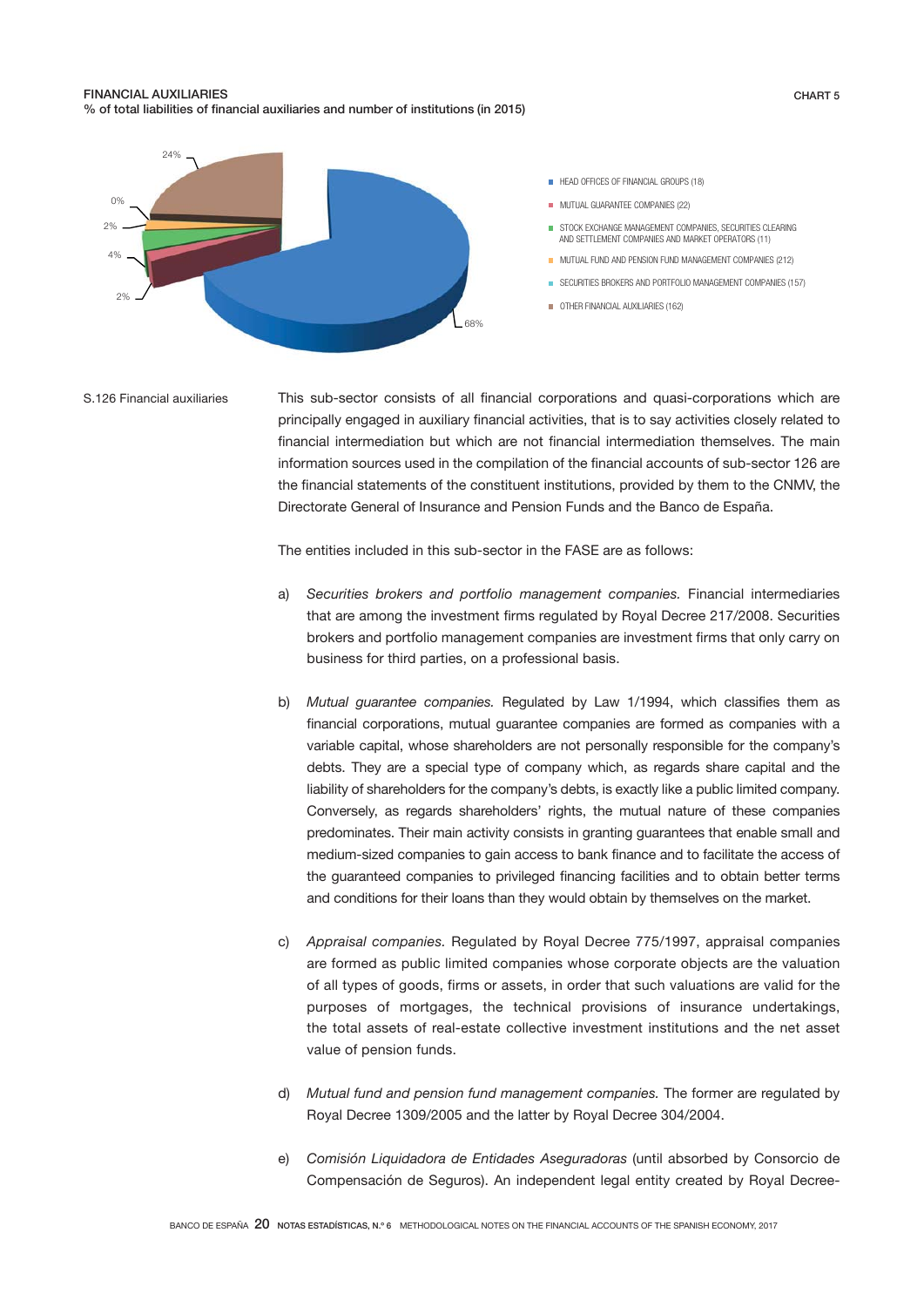FINANCIAL AUXILIARIES

% of total liabilities of financial auxiliaries and number of institutions (in 2015)

CHART 5

- HEAD OFFICES OF FINANCIAL GROUPS (18)
- MUTUAL GUARANTEE COMPANIES (22)
- STOCK EXCHANGE MANAGEMENT COMPANIES, SECURITIES CLEARING AND SETTLEMENT COMPANIES AND MARKET OPERATORS (11)
- MUTUAL FUND AND PENSION FUND MANAGEMENT COMPANIES (212)
- SECURITIES BROKERS AND PORTFOLIO MANAGEMENT COMPANIES (157)
- OTHER FINANCIAL AUXILIARIES (162)

68% · 2% · 4% · 2% · 0% · 24%

S.126 Financial auxiliaries

This sub-sector consists of all financial corporations and quasi-corporations which are principally engaged in auxiliary financial activities, that is to say activities closely related to financial intermediation but which are not financial intermediation themselves. The main information sources used in the compilation of the financial accounts of sub-sector 126 are the financial statements of the constituent institutions, provided by them to the CNMV, the Directorate General of Insurance and Pension Funds and the Banco de España.

The entities included in this sub-sector in the FASE are as follows:

a) *Securities brokers and portfolio management companies.* Financial intermediaries that are among the investment firms regulated by Royal Decree 217/2008. Securities brokers and portfolio management companies are investment firms that only carry on business for third parties, on a professional basis.

b) *Mutual guarantee companies.* Regulated by Law 1/1994, which classifies them as financial corporations, mutual guarantee companies are formed as companies with a variable capital, whose shareholders are not personally responsible for the company's debts. They are a special type of company which, as regards share capital and the liability of shareholders for the company's debts, is exactly like a public limited company. Conversely, as regards shareholders' rights, the mutual nature of these companies predominates. Their main activity consists in granting guarantees that enable small and medium-sized companies to gain access to bank finance and to facilitate the access of the guaranteed companies to privileged financing facilities and to obtain better terms and conditions for their loans than they would obtain by themselves on the market.

c) *Appraisal companies.* Regulated by Royal Decree 775/1997, appraisal companies are formed as public limited companies whose corporate objects are the valuation of all types of goods, firms or assets, in order that such valuations are valid for the purposes of mortgages, the technical provisions of insurance undertakings, the total assets of real-estate collective investment institutions and the net asset value of pension funds.

d) *Mutual fund and pension fund management companies.* The former are regulated by Royal Decree 1309/2005 and the latter by Royal Decree 304/2004.

e) *Comisión Liquidadora de Entidades Aseguradoras* (until absorbed by Consorcio de Compensación de Seguros). An independent legal entity created by Royal Decree-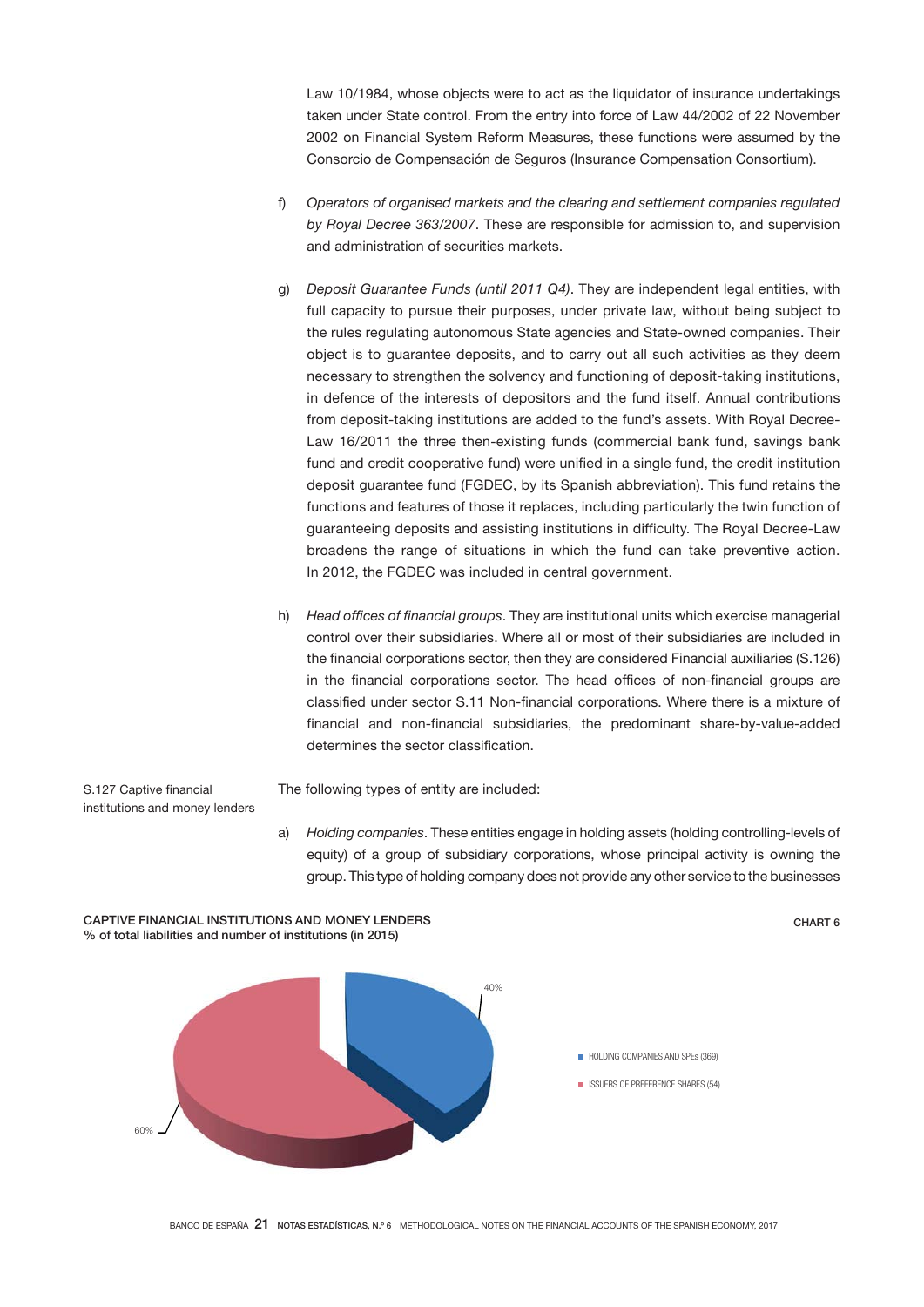Law 10/1984, whose objects were to act as the liquidator of insurance undertakings taken under State control. From the entry into force of Law 44/2002 of 22 November 2002 on Financial System Reform Measures, these functions were assumed by the Consorcio de Compensación de Seguros (Insurance Compensation Consortium).

f) *Operators of organised markets and the clearing and settlement companies regulated by Royal Decree 363/2007*. These are responsible for admission to, and supervision and administration of securities markets.

g) *Deposit Guarantee Funds (until 2011 Q4)*. They are independent legal entities, with full capacity to pursue their purposes, under private law, without being subject to the rules regulating autonomous State agencies and State-owned companies. Their object is to guarantee deposits, and to carry out all such activities as they deem necessary to strengthen the solvency and functioning of deposit-taking institutions, in defence of the interests of depositors and the fund itself. Annual contributions from deposit-taking institutions are added to the fund's assets. With Royal Decree-Law 16/2011 the three then-existing funds (commercial bank fund, savings bank fund and credit cooperative fund) were unified in a single fund, the credit institution deposit guarantee fund (FGDEC, by its Spanish abbreviation). This fund retains the functions and features of those it replaces, including particularly the twin function of guaranteeing deposits and assisting institutions in difficulty. The Royal Decree-Law broadens the range of situations in which the fund can take preventive action. In 2012, the FGDEC was included in central government.

h) *Head offices of financial groups*. They are institutional units which exercise managerial control over their subsidiaries. Where all or most of their subsidiaries are included in the financial corporations sector, then they are considered Financial auxiliaries (S.126) in the financial corporations sector. The head offices of non-financial groups are classified under sector S.11 Non-financial corporations. Where there is a mixture of financial and non-financial subsidiaries, the predominant share-by-value-added determines the sector classification.

S.127 Captive financial institutions and money lenders

The following types of entity are included:

a) *Holding companies*. These entities engage in holding assets (holding controlling-levels of equity) of a group of subsidiary corporations, whose principal activity is owning the group. This type of holding company does not provide any other service to the businesses

CAPTIVE FINANCIAL INSTITUTIONS AND MONEY LENDERS
% of total liabilities and number of institutions (in 2015)

CHART 6

- HOLDING COMPANIES AND SPEs (369): 40%
- ISSUERS OF PREFERENCE SHARES (54): 60%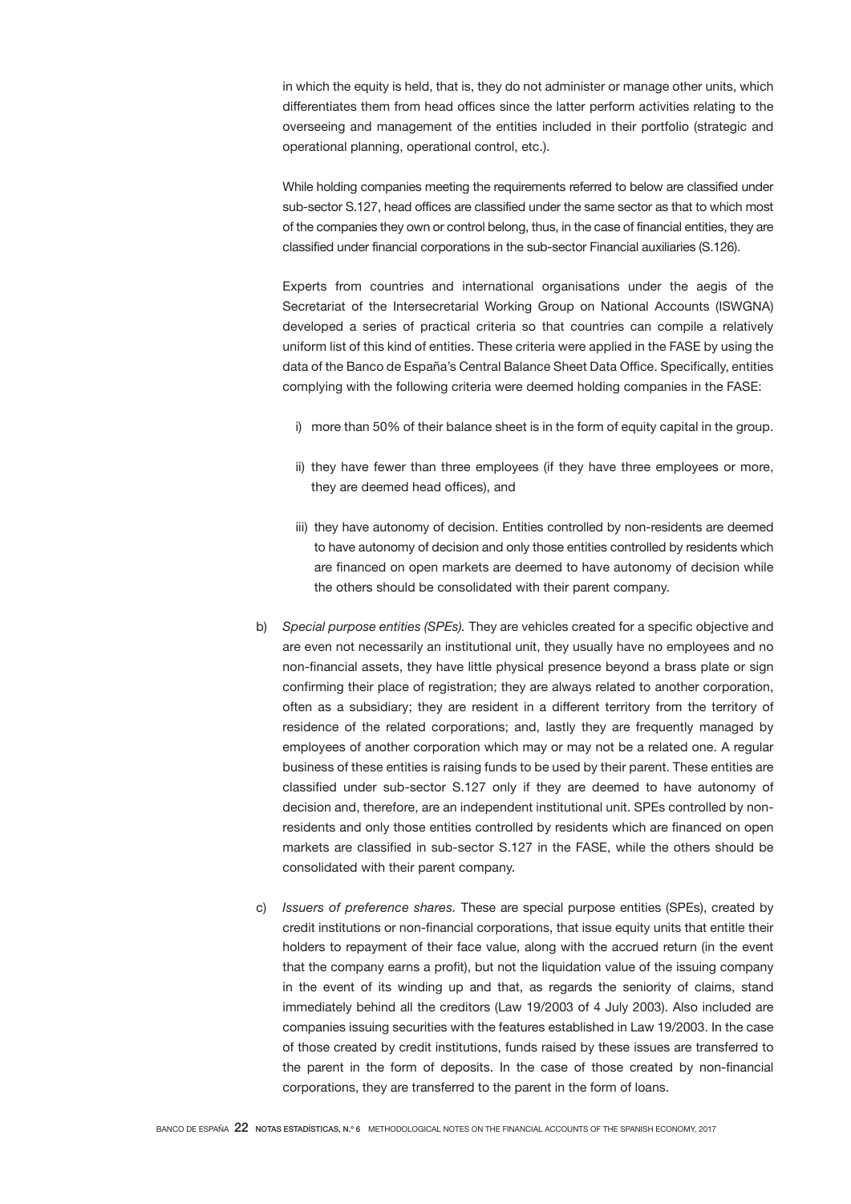in which the equity is held, that is, they do not administer or manage other units, which differentiates them from head offices since the latter perform activities relating to the overseeing and management of the entities included in their portfolio (strategic and operational planning, operational control, etc.).

While holding companies meeting the requirements referred to below are classified under sub-sector S.127, head offices are classified under the same sector as that to which most of the companies they own or control belong, thus, in the case of financial entities, they are classified under financial corporations in the sub-sector Financial auxiliaries (S.126).

Experts from countries and international organisations under the aegis of the Secretariat of the Intersecretarial Working Group on National Accounts (ISWGNA) developed a series of practical criteria so that countries can compile a relatively uniform list of this kind of entities. These criteria were applied in the FASE by using the data of the Banco de España's Central Balance Sheet Data Office. Specifically, entities complying with the following criteria were deemed holding companies in the FASE:

i) more than 50% of their balance sheet is in the form of equity capital in the group.

ii) they have fewer than three employees (if they have three employees or more, they are deemed head offices), and

iii) they have autonomy of decision. Entities controlled by non-residents are deemed to have autonomy of decision and only those entities controlled by residents which are financed on open markets are deemed to have autonomy of decision while the others should be consolidated with their parent company.

b) *Special purpose entities (SPEs).* They are vehicles created for a specific objective and are even not necessarily an institutional unit, they usually have no employees and no non-financial assets, they have little physical presence beyond a brass plate or sign confirming their place of registration; they are always related to another corporation, often as a subsidiary; they are resident in a different territory from the territory of residence of the related corporations; and, lastly they are frequently managed by employees of another corporation which may or may not be a related one. A regular business of these entities is raising funds to be used by their parent. These entities are classified under sub-sector S.127 only if they are deemed to have autonomy of decision and, therefore, are an independent institutional unit. SPEs controlled by non-residents and only those entities controlled by residents which are financed on open markets are classified in sub-sector S.127 in the FASE, while the others should be consolidated with their parent company.

c) *Issuers of preference shares.* These are special purpose entities (SPEs), created by credit institutions or non-financial corporations, that issue equity units that entitle their holders to repayment of their face value, along with the accrued return (in the event that the company earns a profit), but not the liquidation value of the issuing company in the event of its winding up and that, as regards the seniority of claims, stand immediately behind all the creditors (Law 19/2003 of 4 July 2003). Also included are companies issuing securities with the features established in Law 19/2003. In the case of those created by credit institutions, funds raised by these issues are transferred to the parent in the form of deposits. In the case of those created by non-financial corporations, they are transferred to the parent in the form of loans.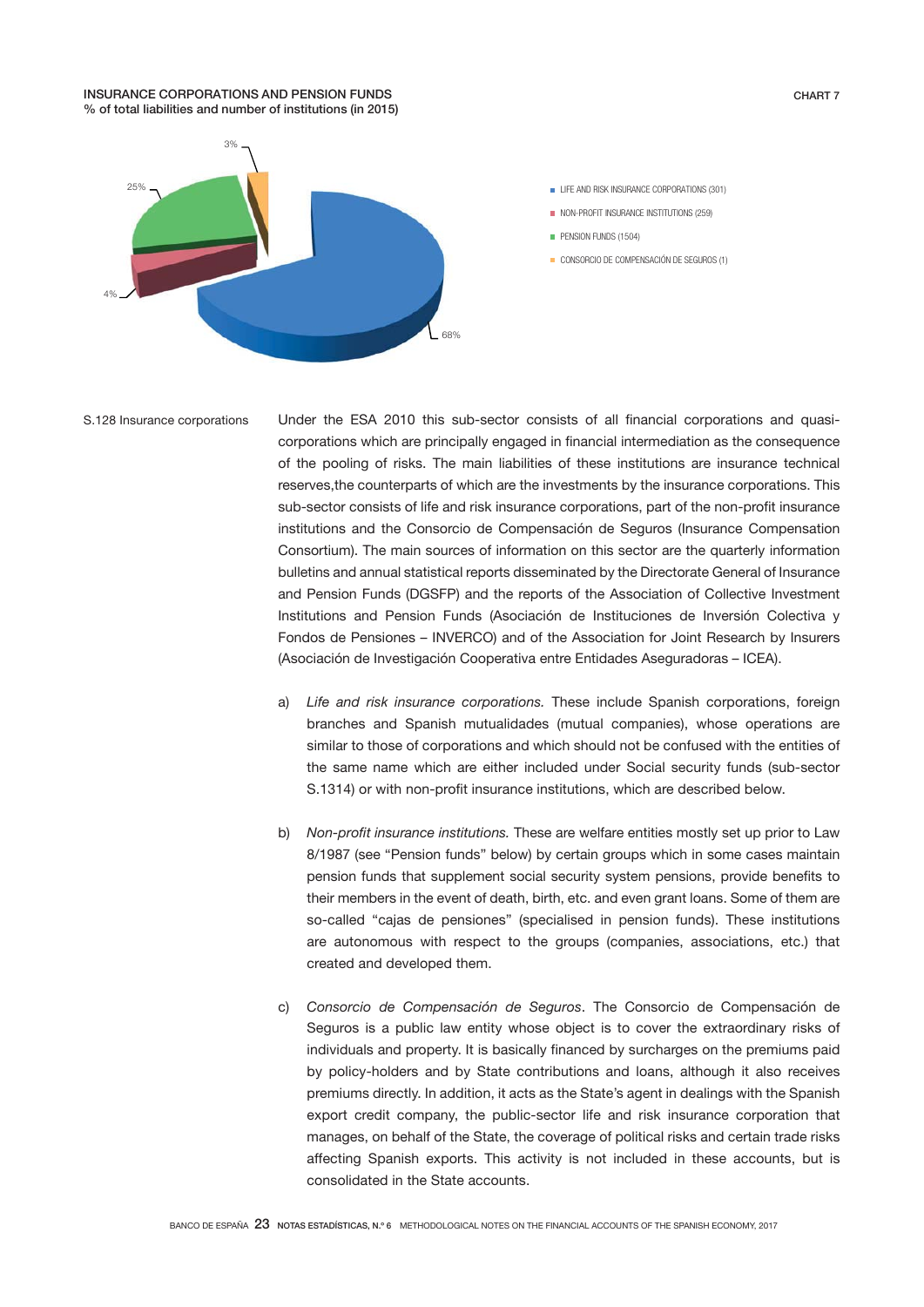INSURANCE CORPORATIONS AND PENSION FUNDS
% of total liabilities and number of institutions (in 2015)

CHART 7

- LIFE AND RISK INSURANCE CORPORATIONS (301): 68%
- NON-PROFIT INSURANCE INSTITUTIONS (259): 4%
- PENSION FUNDS (1504): 25%
- CONSORCIO DE COMPENSACIÓN DE SEGUROS (1): 3%

S.128 Insurance corporations

Under the ESA 2010 this sub-sector consists of all financial corporations and quasi-corporations which are principally engaged in financial intermediation as the consequence of the pooling of risks. The main liabilities of these institutions are insurance technical reserves,the counterparts of which are the investments by the insurance corporations. This sub-sector consists of life and risk insurance corporations, part of the non-profit insurance institutions and the Consorcio de Compensación de Seguros (Insurance Compensation Consortium). The main sources of information on this sector are the quarterly information bulletins and annual statistical reports disseminated by the Directorate General of Insurance and Pension Funds (DGSFP) and the reports of the Association of Collective Investment Institutions and Pension Funds (Asociación de Instituciones de Inversión Colectiva y Fondos de Pensiones – INVERCO) and of the Association for Joint Research by Insurers (Asociación de Investigación Cooperativa entre Entidades Aseguradoras – ICEA).

a) *Life and risk insurance corporations.* These include Spanish corporations, foreign branches and Spanish mutualidades (mutual companies), whose operations are similar to those of corporations and which should not be confused with the entities of the same name which are either included under Social security funds (sub-sector S.1314) or with non-profit insurance institutions, which are described below.

b) *Non-profit insurance institutions.* These are welfare entities mostly set up prior to Law 8/1987 (see "Pension funds" below) by certain groups which in some cases maintain pension funds that supplement social security system pensions, provide benefits to their members in the event of death, birth, etc. and even grant loans. Some of them are so-called "cajas de pensiones" (specialised in pension funds). These institutions are autonomous with respect to the groups (companies, associations, etc.) that created and developed them.

c) *Consorcio de Compensación de Seguros*. The Consorcio de Compensación de Seguros is a public law entity whose object is to cover the extraordinary risks of individuals and property. It is basically financed by surcharges on the premiums paid by policy-holders and by State contributions and loans, although it also receives premiums directly. In addition, it acts as the State's agent in dealings with the Spanish export credit company, the public-sector life and risk insurance corporation that manages, on behalf of the State, the coverage of political risks and certain trade risks affecting Spanish exports. This activity is not included in these accounts, but is consolidated in the State accounts.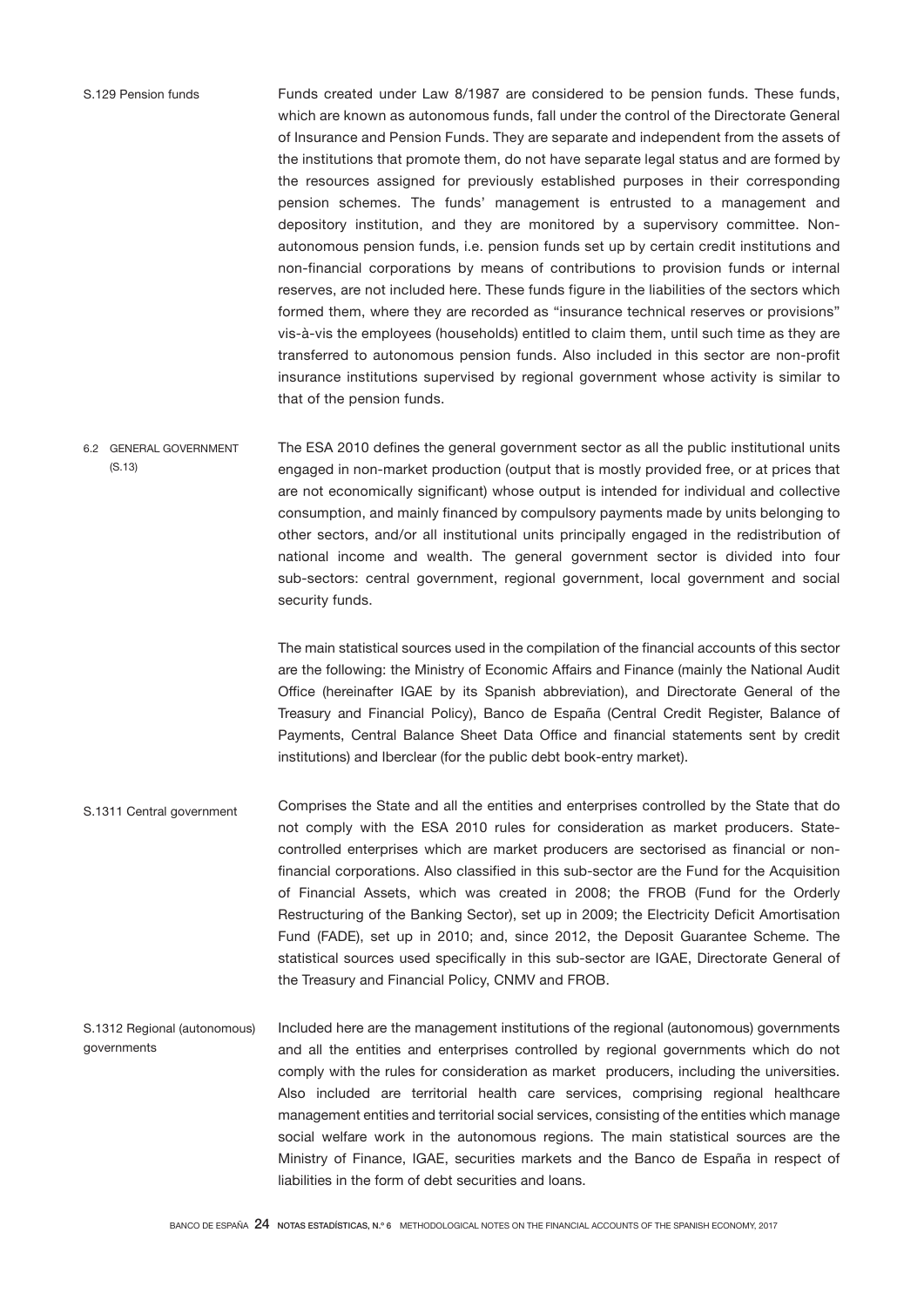#### S.129 Pension funds

Funds created under Law 8/1987 are considered to be pension funds. These funds, which are known as autonomous funds, fall under the control of the Directorate General of Insurance and Pension Funds. They are separate and independent from the assets of the institutions that promote them, do not have separate legal status and are formed by the resources assigned for previously established purposes in their corresponding pension schemes. The funds' management is entrusted to a management and depository institution, and they are monitored by a supervisory committee. Non-autonomous pension funds, i.e. pension funds set up by certain credit institutions and non-financial corporations by means of contributions to provision funds or internal reserves, are not included here. These funds figure in the liabilities of the sectors which formed them, where they are recorded as "insurance technical reserves or provisions" vis-à-vis the employees (households) entitled to claim them, until such time as they are transferred to autonomous pension funds. Also included in this sector are non-profit insurance institutions supervised by regional government whose activity is similar to that of the pension funds.

### 6.2 GENERAL GOVERNMENT (S.13)

The ESA 2010 defines the general government sector as all the public institutional units engaged in non-market production (output that is mostly provided free, or at prices that are not economically significant) whose output is intended for individual and collective consumption, and mainly financed by compulsory payments made by units belonging to other sectors, and/or all institutional units principally engaged in the redistribution of national income and wealth. The general government sector is divided into four sub-sectors: central government, regional government, local government and social security funds.

The main statistical sources used in the compilation of the financial accounts of this sector are the following: the Ministry of Economic Affairs and Finance (mainly the National Audit Office (hereinafter IGAE by its Spanish abbreviation), and Directorate General of the Treasury and Financial Policy), Banco de España (Central Credit Register, Balance of Payments, Central Balance Sheet Data Office and financial statements sent by credit institutions) and Iberclear (for the public debt book-entry market).

#### S.1311 Central government

Comprises the State and all the entities and enterprises controlled by the State that do not comply with the ESA 2010 rules for consideration as market producers. State-controlled enterprises which are market producers are sectorised as financial or non-financial corporations. Also classified in this sub-sector are the Fund for the Acquisition of Financial Assets, which was created in 2008; the FROB (Fund for the Orderly Restructuring of the Banking Sector), set up in 2009; the Electricity Deficit Amortisation Fund (FADE), set up in 2010; and, since 2012, the Deposit Guarantee Scheme. The statistical sources used specifically in this sub-sector are IGAE, Directorate General of the Treasury and Financial Policy, CNMV and FROB.

#### S.1312 Regional (autonomous) governments

Included here are the management institutions of the regional (autonomous) governments and all the entities and enterprises controlled by regional governments which do not comply with the rules for consideration as market producers, including the universities. Also included are territorial health care services, comprising regional healthcare management entities and territorial social services, consisting of the entities which manage social welfare work in the autonomous regions. The main statistical sources are the Ministry of Finance, IGAE, securities markets and the Banco de España in respect of liabilities in the form of debt securities and loans.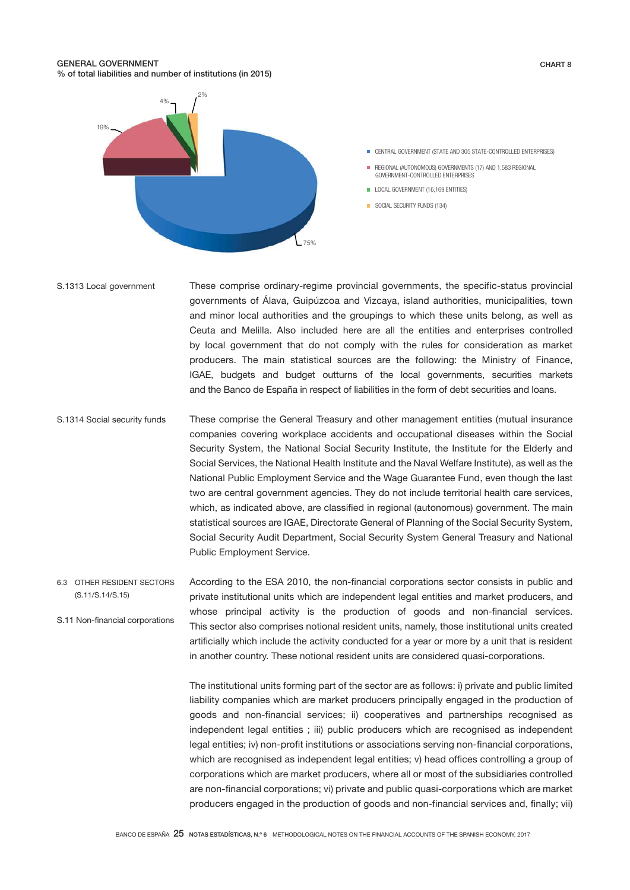GENERAL GOVERNMENT
% of total liabilities and number of institutions (in 2015)

CHART 8

- CENTRAL GOVERNMENT (STATE AND 305 STATE-CONTROLLED ENTERPRISES): 75%
- REGIONAL (AUTONOMOUS) GOVERNMENTS (17) AND 1,583 REGIONAL GOVERNMENT-CONTROLLED ENTERPRISES: 19%
- LOCAL GOVERNMENT (16,169 ENTITIES): 4%
- SOCIAL SECURITY FUNDS (134): 2%

**S.1313 Local government**

These comprise ordinary-regime provincial governments, the specific-status provincial governments of Álava, Guipúzcoa and Vizcaya, island authorities, municipalities, town and minor local authorities and the groupings to which these units belong, as well as Ceuta and Melilla. Also included here are all the entities and enterprises controlled by local government that do not comply with the rules for consideration as market producers. The main statistical sources are the following: the Ministry of Finance, IGAE, budgets and budget outturns of the local governments, securities markets and the Banco de España in respect of liabilities in the form of debt securities and loans.

**S.1314 Social security funds**

These comprise the General Treasury and other management entities (mutual insurance companies covering workplace accidents and occupational diseases within the Social Security System, the National Social Security Institute, the Institute for the Elderly and Social Services, the National Health Institute and the Naval Welfare Institute), as well as the National Public Employment Service and the Wage Guarantee Fund, even though the last two are central government agencies. They do not include territorial health care services, which, as indicated above, are classified in regional (autonomous) government. The main statistical sources are IGAE, Directorate General of Planning of the Social Security System, Social Security Audit Department, Social Security System General Treasury and National Public Employment Service.

## 6.3 OTHER RESIDENT SECTORS (S.11/S.14/S.15)

**S.11 Non-financial corporations**

According to the ESA 2010, the non-financial corporations sector consists in public and private institutional units which are independent legal entities and market producers, and whose principal activity is the production of goods and non-financial services. This sector also comprises notional resident units, namely, those institutional units created artificially which include the activity conducted for a year or more by a unit that is resident in another country. These notional resident units are considered quasi-corporations.

The institutional units forming part of the sector are as follows: i) private and public limited liability companies which are market producers principally engaged in the production of goods and non-financial services; ii) cooperatives and partnerships recognised as independent legal entities ; iii) public producers which are recognised as independent legal entities; iv) non-profit institutions or associations serving non-financial corporations, which are recognised as independent legal entities; v) head offices controlling a group of corporations which are market producers, where all or most of the subsidiaries controlled are non-financial corporations; vi) private and public quasi-corporations which are market producers engaged in the production of goods and non-financial services and, finally; vii)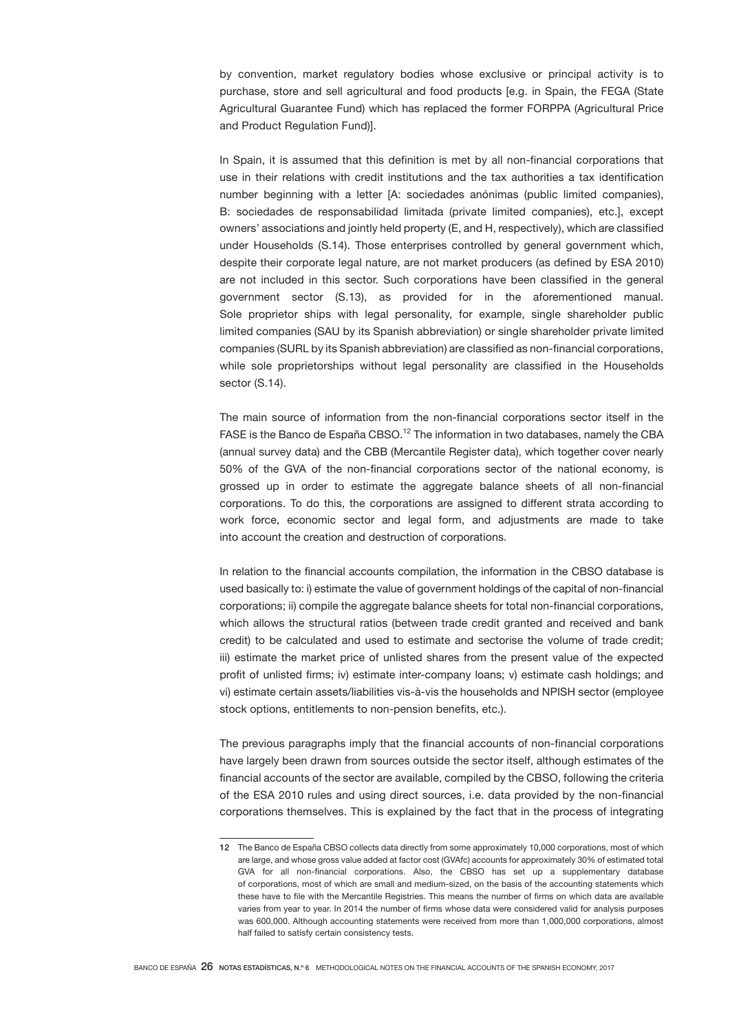by convention, market regulatory bodies whose exclusive or principal activity is to purchase, store and sell agricultural and food products [e.g. in Spain, the FEGA (State Agricultural Guarantee Fund) which has replaced the former FORPPA (Agricultural Price and Product Regulation Fund)].

In Spain, it is assumed that this definition is met by all non-financial corporations that use in their relations with credit institutions and the tax authorities a tax identification number beginning with a letter [A: sociedades anónimas (public limited companies), B: sociedades de responsabilidad limitada (private limited companies), etc.], except owners' associations and jointly held property (E, and H, respectively), which are classified under Households (S.14). Those enterprises controlled by general government which, despite their corporate legal nature, are not market producers (as defined by ESA 2010) are not included in this sector. Such corporations have been classified in the general government sector (S.13), as provided for in the aforementioned manual. Sole proprietor ships with legal personality, for example, single shareholder public limited companies (SAU by its Spanish abbreviation) or single shareholder private limited companies (SURL by its Spanish abbreviation) are classified as non-financial corporations, while sole proprietorships without legal personality are classified in the Households sector (S.14).

The main source of information from the non-financial corporations sector itself in the FASE is the Banco de España CBSO.[12] The information in two databases, namely the CBA (annual survey data) and the CBB (Mercantile Register data), which together cover nearly 50% of the GVA of the non-financial corporations sector of the national economy, is grossed up in order to estimate the aggregate balance sheets of all non-financial corporations. To do this, the corporations are assigned to different strata according to work force, economic sector and legal form, and adjustments are made to take into account the creation and destruction of corporations.

In relation to the financial accounts compilation, the information in the CBSO database is used basically to: i) estimate the value of government holdings of the capital of non-financial corporations; ii) compile the aggregate balance sheets for total non-financial corporations, which allows the structural ratios (between trade credit granted and received and bank credit) to be calculated and used to estimate and sectorise the volume of trade credit; iii) estimate the market price of unlisted shares from the present value of the expected profit of unlisted firms; iv) estimate inter-company loans; v) estimate cash holdings; and vi) estimate certain assets/liabilities vis-à-vis the households and NPISH sector (employee stock options, entitlements to non-pension benefits, etc.).

The previous paragraphs imply that the financial accounts of non-financial corporations have largely been drawn from sources outside the sector itself, although estimates of the financial accounts of the sector are available, compiled by the CBSO, following the criteria of the ESA 2010 rules and using direct sources, i.e. data provided by the non-financial corporations themselves. This is explained by the fact that in the process of integrating

---

12 The Banco de España CBSO collects data directly from some approximately 10,000 corporations, most of which are large, and whose gross value added at factor cost (GVAfc) accounts for approximately 30% of estimated total GVA for all non-financial corporations. Also, the CBSO has set up a supplementary database of corporations, most of which are small and medium-sized, on the basis of the accounting statements which these have to file with the Mercantile Registries. This means the number of firms on which data are available varies from year to year. In 2014 the number of firms whose data were considered valid for analysis purposes was 600,000. Although accounting statements were received from more than 1,000,000 corporations, almost half failed to satisfy certain consistency tests.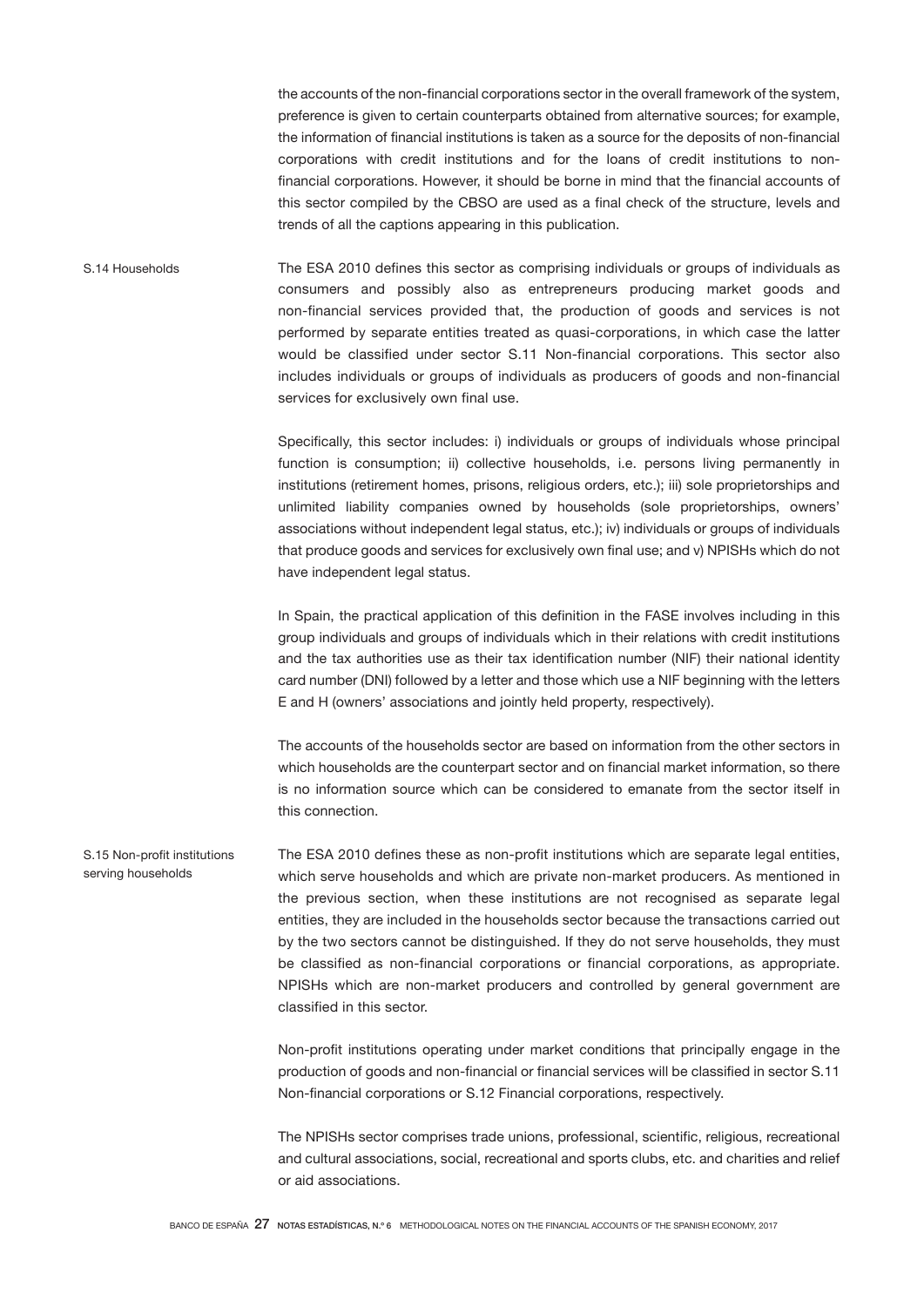the accounts of the non-financial corporations sector in the overall framework of the system, preference is given to certain counterparts obtained from alternative sources; for example, the information of financial institutions is taken as a source for the deposits of non-financial corporations with credit institutions and for the loans of credit institutions to non-financial corporations. However, it should be borne in mind that the financial accounts of this sector compiled by the CBSO are used as a final check of the structure, levels and trends of all the captions appearing in this publication.

### S.14 Households

The ESA 2010 defines this sector as comprising individuals or groups of individuals as consumers and possibly also as entrepreneurs producing market goods and non-financial services provided that, the production of goods and services is not performed by separate entities treated as quasi-corporations, in which case the latter would be classified under sector S.11 Non-financial corporations. This sector also includes individuals or groups of individuals as producers of goods and non-financial services for exclusively own final use.

Specifically, this sector includes: i) individuals or groups of individuals whose principal function is consumption; ii) collective households, i.e. persons living permanently in institutions (retirement homes, prisons, religious orders, etc.); iii) sole proprietorships and unlimited liability companies owned by households (sole proprietorships, owners' associations without independent legal status, etc.); iv) individuals or groups of individuals that produce goods and services for exclusively own final use; and v) NPISHs which do not have independent legal status.

In Spain, the practical application of this definition in the FASE involves including in this group individuals and groups of individuals which in their relations with credit institutions and the tax authorities use as their tax identification number (NIF) their national identity card number (DNI) followed by a letter and those which use a NIF beginning with the letters E and H (owners' associations and jointly held property, respectively).

The accounts of the households sector are based on information from the other sectors in which households are the counterpart sector and on financial market information, so there is no information source which can be considered to emanate from the sector itself in this connection.

### S.15 Non-profit institutions serving households

The ESA 2010 defines these as non-profit institutions which are separate legal entities, which serve households and which are private non-market producers. As mentioned in the previous section, when these institutions are not recognised as separate legal entities, they are included in the households sector because the transactions carried out by the two sectors cannot be distinguished. If they do not serve households, they must be classified as non-financial corporations or financial corporations, as appropriate. NPISHs which are non-market producers and controlled by general government are classified in this sector.

Non-profit institutions operating under market conditions that principally engage in the production of goods and non-financial or financial services will be classified in sector S.11 Non-financial corporations or S.12 Financial corporations, respectively.

The NPISHs sector comprises trade unions, professional, scientific, religious, recreational and cultural associations, social, recreational and sports clubs, etc. and charities and relief or aid associations.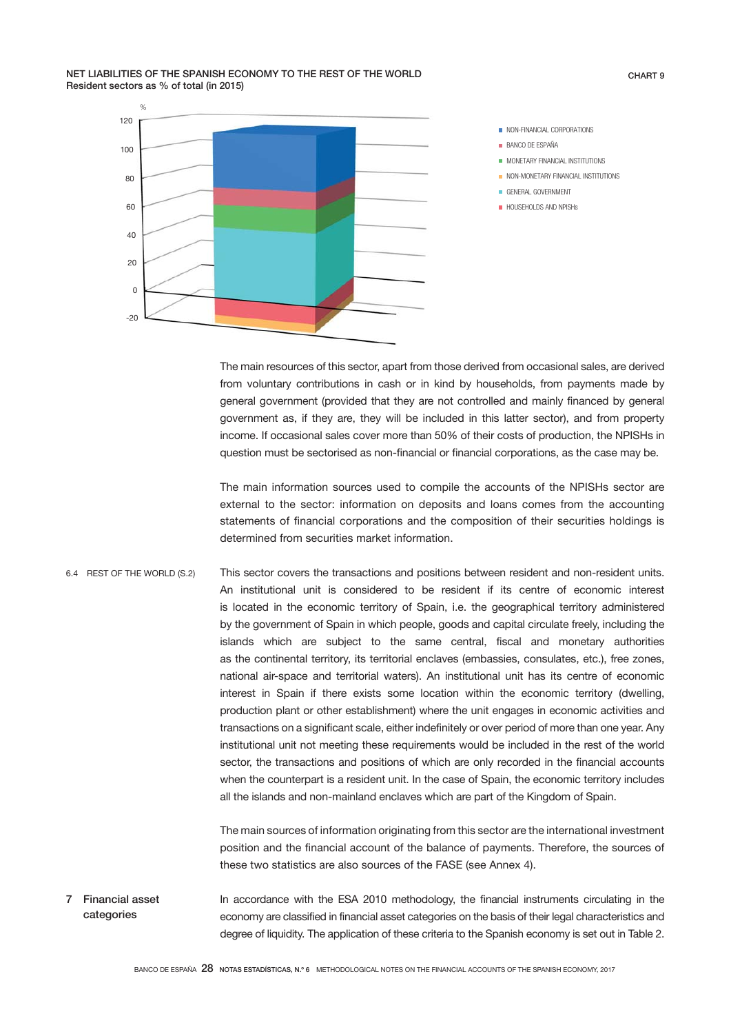**NET LIABILITIES OF THE SPANISH ECONOMY TO THE REST OF THE WORLD**
Resident sectors as % of total (in 2015)

CHART 9

- NON-FINANCIAL CORPORATIONS
- BANCO DE ESPAÑA
- MONETARY FINANCIAL INSTITUTIONS
- NON-MONETARY FINANCIAL INSTITUTIONS
- GENERAL GOVERNMENT
- HOUSEHOLDS AND NPISHs

The main resources of this sector, apart from those derived from occasional sales, are derived from voluntary contributions in cash or in kind by households, from payments made by general government (provided that they are not controlled and mainly financed by general government as, if they are, they will be included in this latter sector), and from property income. If occasional sales cover more than 50% of their costs of production, the NPISHs in question must be sectorised as non-financial or financial corporations, as the case may be.

The main information sources used to compile the accounts of the NPISHs sector are external to the sector: information on deposits and loans comes from the accounting statements of financial corporations and the composition of their securities holdings is determined from securities market information.

### 6.4 REST OF THE WORLD (S.2)

This sector covers the transactions and positions between resident and non-resident units. An institutional unit is considered to be resident if its centre of economic interest is located in the economic territory of Spain, i.e. the geographical territory administered by the government of Spain in which people, goods and capital circulate freely, including the islands which are subject to the same central, fiscal and monetary authorities as the continental territory, its territorial enclaves (embassies, consulates, etc.), free zones, national air-space and territorial waters). An institutional unit has its centre of economic interest in Spain if there exists some location within the economic territory (dwelling, production plant or other establishment) where the unit engages in economic activities and transactions on a significant scale, either indefinitely or over period of more than one year. Any institutional unit not meeting these requirements would be included in the rest of the world sector, the transactions and positions of which are only recorded in the financial accounts when the counterpart is a resident unit. In the case of Spain, the economic territory includes all the islands and non-mainland enclaves which are part of the Kingdom of Spain.

The main sources of information originating from this sector are the international investment position and the financial account of the balance of payments. Therefore, the sources of these two statistics are also sources of the FASE (see Annex 4).

## 7 Financial asset categories

In accordance with the ESA 2010 methodology, the financial instruments circulating in the economy are classified in financial asset categories on the basis of their legal characteristics and degree of liquidity. The application of these criteria to the Spanish economy is set out in Table 2.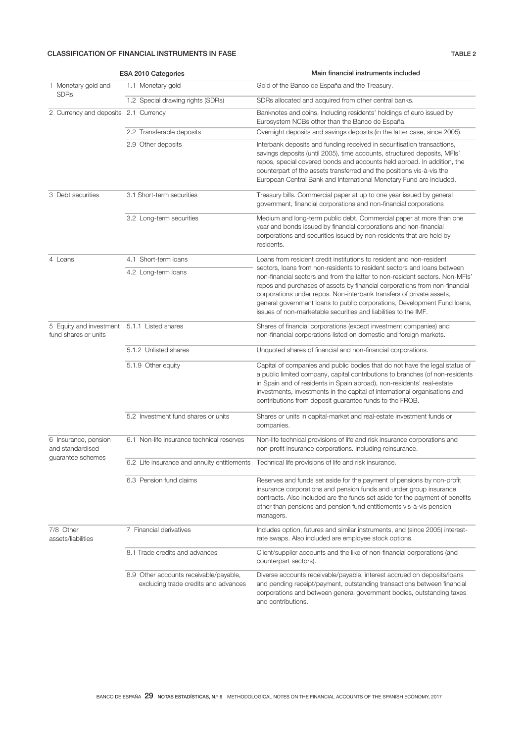**CLASSIFICATION OF FINANCIAL INSTRUMENTS IN FASE** TABLE 2

| ESA 2010 Categories | | Main financial instruments included |
|---|---|---|
| 1 Monetary gold and SDRs | 1.1 Monetary gold | Gold of the Banco de España and the Treasury. |
| | 1.2 Special drawing rights (SDRs) | SDRs allocated and acquired from other central banks. |
| 2 Currency and deposits | 2.1 Currency | Banknotes and coins. Including residents' holdings of euro issued by Eurosystem NCBs other than the Banco de España. |
| | 2.2 Transferable deposits | Overnight deposits and savings deposits (in the latter case, since 2005). |
| | 2.9 Other deposits | Interbank deposits and funding received in securitisation transactions, savings deposits (until 2005), time accounts, structured deposits, MFIs' repos, special covered bonds and accounts held abroad. In addition, the counterpart of the assets transferred and the positions vis-à-vis the European Central Bank and International Monetary Fund are included. |
| 3 Debt securities | 3.1 Short-term securities | Treasury bills. Commercial paper at up to one year issued by general government, financial corporations and non-financial corporations |
| | 3.2 Long-term securities | Medium and long-term public debt. Commercial paper at more than one year and bonds issued by financial corporations and non-financial corporations and securities issued by non-residents that are held by residents. |
| 4 Loans | 4.1 Short-term loans<br>4.2 Long-term loans | Loans from resident credit institutions to resident and non-resident sectors, loans from non-residents to resident sectors and loans between non-financial sectors and from the latter to non-resident sectors. Non-MFIs' repos and purchases of assets by financial corporations from non-financial corporations under repos. Non-interbank transfers of private assets, general government loans to public corporations, Development Fund loans, issues of non-marketable securities and liabilities to the IMF. |
| 5 Equity and investment fund shares or units | 5.1.1 Listed shares | Shares of financial corporations (except investment companies) and non-financial corporations listed on domestic and foreign markets. |
| | 5.1.2 Unlisted shares | Unquoted shares of financial and non-financial corporations. |
| | 5.1.9 Other equity | Capital of companies and public bodies that do not have the legal status of a public limited company, capital contributions to branches (of non-residents in Spain and of residents in Spain abroad), non-residents' real-estate investments, investments in the capital of international organisations and contributions from deposit guarantee funds to the FROB. |
| | 5.2 Investment fund shares or units | Shares or units in capital-market and real-estate investment funds or companies. |
| 6 Insurance, pension and standardised guarantee schemes | 6.1 Non-life insurance technical reserves | Non-life technical provisions of life and risk insurance corporations and non-profit insurance corporations. Including reinsurance. |
| | 6.2 Life insurance and annuity entitlements | Technical life provisions of life and risk insurance. |
| | 6.3 Pension fund claims | Reserves and funds set aside for the payment of pensions by non-profit insurance corporations and pension funds and under group insurance contracts. Also included are the funds set aside for the payment of benefits other than pensions and pension fund entitlements vis-à-vis pension managers. |
| 7/8 Other assets/liabilities | 7 Financial derivatives | Includes option, futures and similar instruments, and (since 2005) interest-rate swaps. Also included are employee stock options. |
| | 8.1 Trade credits and advances | Client/supplier accounts and the like of non-financial corporations (and counterpart sectors). |
| | 8.9 Other accounts receivable/payable, excluding trade credits and advances | Diverse accounts receivable/payable, interest accrued on deposits/loans and pending receipt/payment, outstanding transactions between financial corporations and between general government bodies, outstanding taxes and contributions. |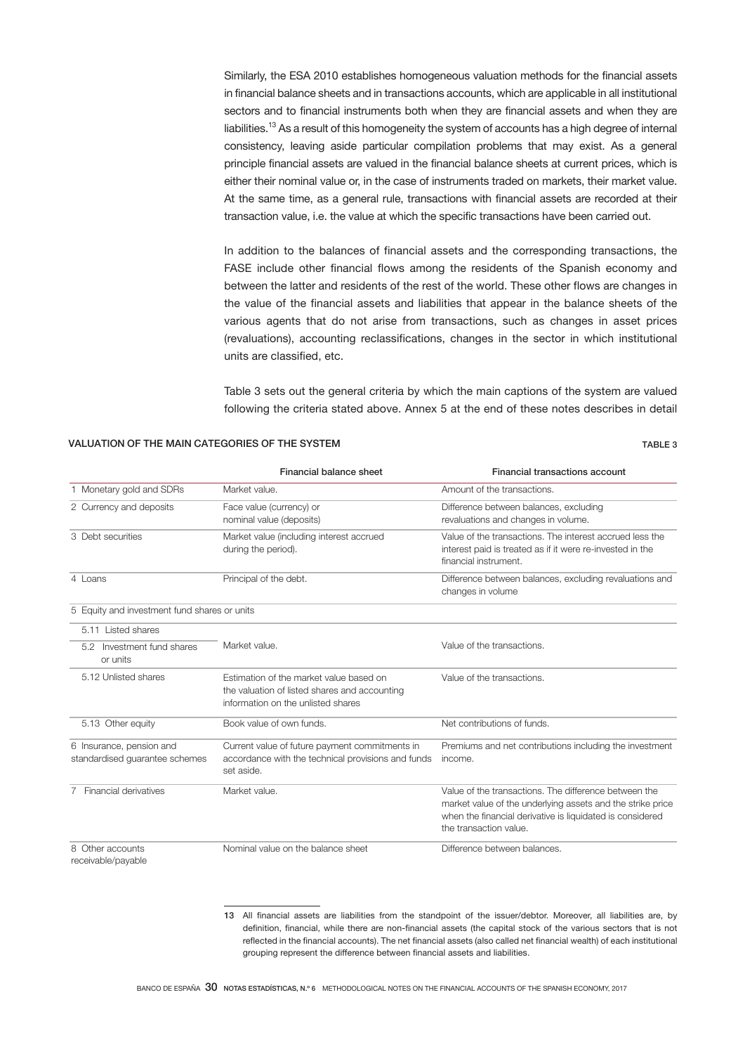Similarly, the ESA 2010 establishes homogeneous valuation methods for the financial assets in financial balance sheets and in transactions accounts, which are applicable in all institutional sectors and to financial instruments both when they are financial assets and when they are liabilities.[13] As a result of this homogeneity the system of accounts has a high degree of internal consistency, leaving aside particular compilation problems that may exist. As a general principle financial assets are valued in the financial balance sheets at current prices, which is either their nominal value or, in the case of instruments traded on markets, their market value. At the same time, as a general rule, transactions with financial assets are recorded at their transaction value, i.e. the value at which the specific transactions have been carried out.

In addition to the balances of financial assets and the corresponding transactions, the FASE include other financial flows among the residents of the Spanish economy and between the latter and residents of the rest of the world. These other flows are changes in the value of the financial assets and liabilities that appear in the balance sheets of the various agents that do not arise from transactions, such as changes in asset prices (revaluations), accounting reclassifications, changes in the sector in which institutional units are classified, etc.

Table 3 sets out the general criteria by which the main captions of the system are valued following the criteria stated above. Annex 5 at the end of these notes describes in detail

**VALUATION OF THE MAIN CATEGORIES OF THE SYSTEM** — TABLE 3

| | Financial balance sheet | Financial transactions account |
|---|---|---|
| 1 Monetary gold and SDRs | Market value. | Amount of the transactions. |
| 2 Currency and deposits | Face value (currency) or nominal value (deposits) | Difference between balances, excluding revaluations and changes in volume. |
| 3 Debt securities | Market value (including interest accrued during the period). | Value of the transactions. The interest accrued less the interest paid is treated as if it were re-invested in the financial instrument. |
| 4 Loans | Principal of the debt. | Difference between balances, excluding revaluations and changes in volume |
| 5 Equity and investment fund shares or units | | |
| 5.11 Listed shares | Market value. | Value of the transactions. |
| 5.2 Investment fund shares or units | Market value. | Value of the transactions. |
| 5.12 Unlisted shares | Estimation of the market value based on the valuation of listed shares and accounting information on the unlisted shares | Value of the transactions. |
| 5.13 Other equity | Book value of own funds. | Net contributions of funds. |
| 6 Insurance, pension and standardised guarantee schemes | Current value of future payment commitments in accordance with the technical provisions and funds set aside. | Premiums and net contributions including the investment income. |
| 7 Financial derivatives | Market value. | Value of the transactions. The difference between the market value of the underlying assets and the strike price when the financial derivative is liquidated is considered the transaction value. |
| 8 Other accounts receivable/payable | Nominal value on the balance sheet | Difference between balances. |

13 All financial assets are liabilities from the standpoint of the issuer/debtor. Moreover, all liabilities are, by definition, financial, while there are non-financial assets (the capital stock of the various sectors that is not reflected in the financial accounts). The net financial assets (also called net financial wealth) of each institutional grouping represent the difference between financial assets and liabilities.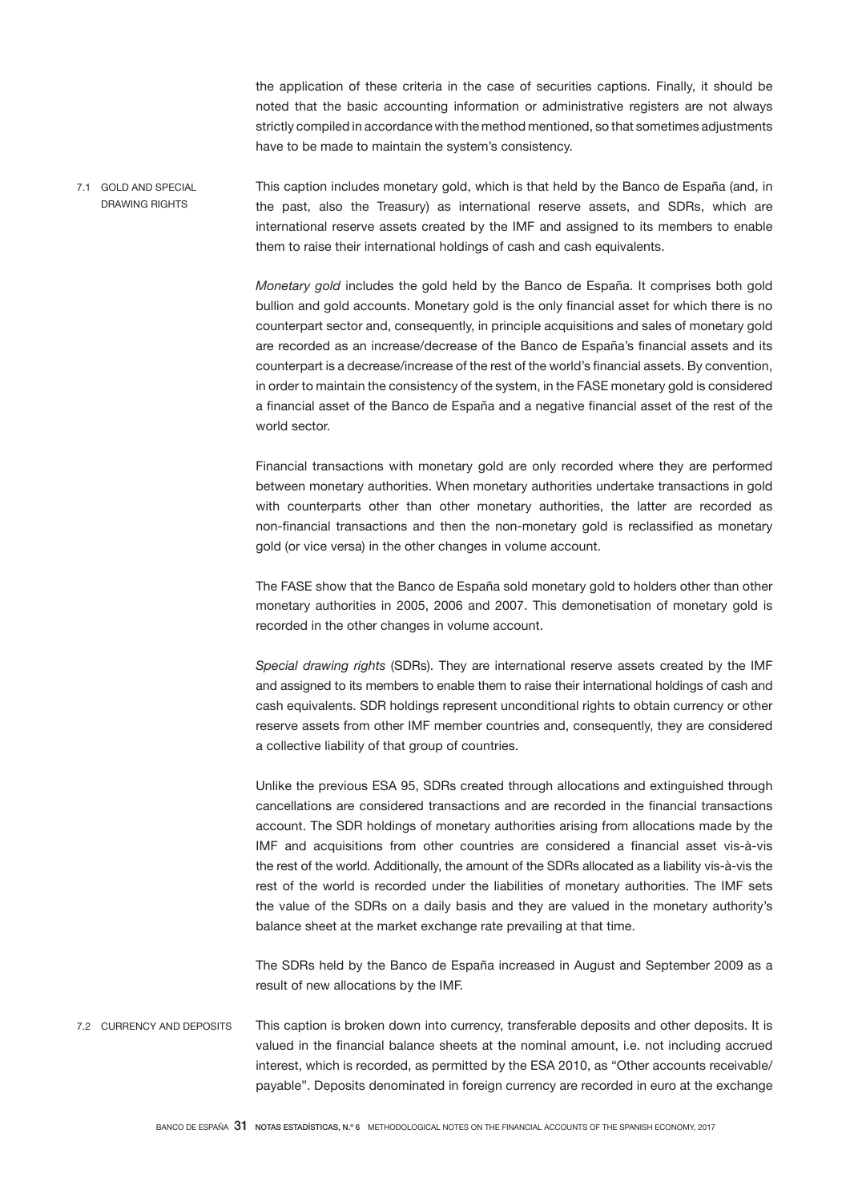the application of these criteria in the case of securities captions. Finally, it should be noted that the basic accounting information or administrative registers are not always strictly compiled in accordance with the method mentioned, so that sometimes adjustments have to be made to maintain the system's consistency.

### 7.1 GOLD AND SPECIAL DRAWING RIGHTS

This caption includes monetary gold, which is that held by the Banco de España (and, in the past, also the Treasury) as international reserve assets, and SDRs, which are international reserve assets created by the IMF and assigned to its members to enable them to raise their international holdings of cash and cash equivalents.

*Monetary gold* includes the gold held by the Banco de España. It comprises both gold bullion and gold accounts. Monetary gold is the only financial asset for which there is no counterpart sector and, consequently, in principle acquisitions and sales of monetary gold are recorded as an increase/decrease of the Banco de España's financial assets and its counterpart is a decrease/increase of the rest of the world's financial assets. By convention, in order to maintain the consistency of the system, in the FASE monetary gold is considered a financial asset of the Banco de España and a negative financial asset of the rest of the world sector.

Financial transactions with monetary gold are only recorded where they are performed between monetary authorities. When monetary authorities undertake transactions in gold with counterparts other than other monetary authorities, the latter are recorded as non-financial transactions and then the non-monetary gold is reclassified as monetary gold (or vice versa) in the other changes in volume account.

The FASE show that the Banco de España sold monetary gold to holders other than other monetary authorities in 2005, 2006 and 2007. This demonetisation of monetary gold is recorded in the other changes in volume account.

*Special drawing rights* (SDRs). They are international reserve assets created by the IMF and assigned to its members to enable them to raise their international holdings of cash and cash equivalents. SDR holdings represent unconditional rights to obtain currency or other reserve assets from other IMF member countries and, consequently, they are considered a collective liability of that group of countries.

Unlike the previous ESA 95, SDRs created through allocations and extinguished through cancellations are considered transactions and are recorded in the financial transactions account. The SDR holdings of monetary authorities arising from allocations made by the IMF and acquisitions from other countries are considered a financial asset vis-à-vis the rest of the world. Additionally, the amount of the SDRs allocated as a liability vis-à-vis the rest of the world is recorded under the liabilities of monetary authorities. The IMF sets the value of the SDRs on a daily basis and they are valued in the monetary authority's balance sheet at the market exchange rate prevailing at that time.

The SDRs held by the Banco de España increased in August and September 2009 as a result of new allocations by the IMF.

### 7.2 CURRENCY AND DEPOSITS

This caption is broken down into currency, transferable deposits and other deposits. It is valued in the financial balance sheets at the nominal amount, i.e. not including accrued interest, which is recorded, as permitted by the ESA 2010, as "Other accounts receivable/payable". Deposits denominated in foreign currency are recorded in euro at the exchange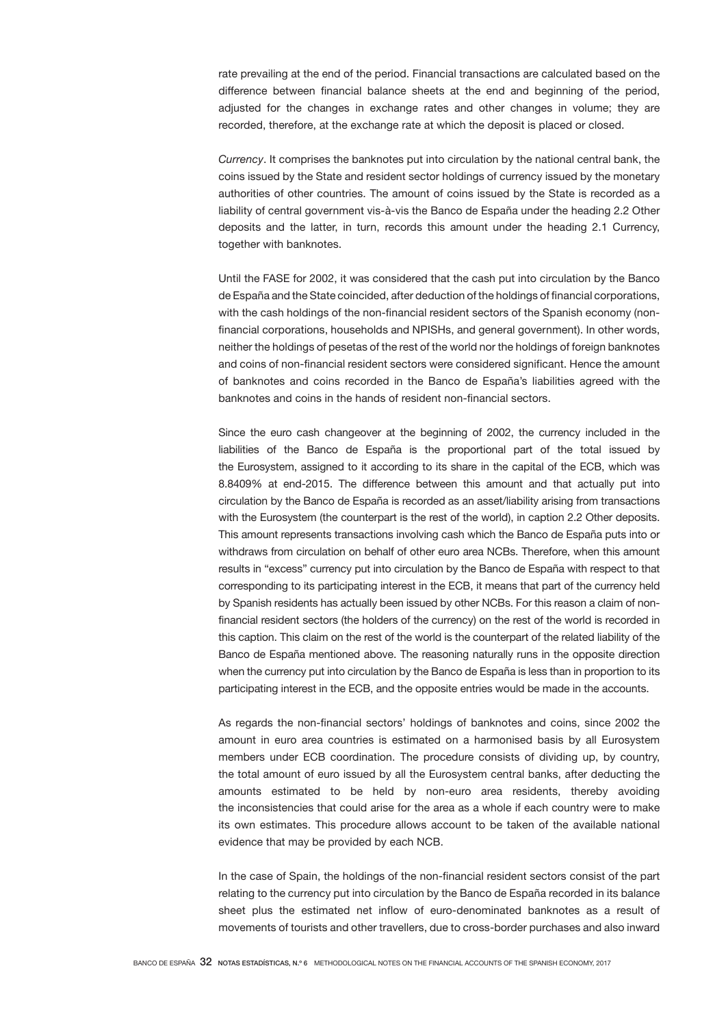rate prevailing at the end of the period. Financial transactions are calculated based on the difference between financial balance sheets at the end and beginning of the period, adjusted for the changes in exchange rates and other changes in volume; they are recorded, therefore, at the exchange rate at which the deposit is placed or closed.

*Currency*. It comprises the banknotes put into circulation by the national central bank, the coins issued by the State and resident sector holdings of currency issued by the monetary authorities of other countries. The amount of coins issued by the State is recorded as a liability of central government vis-à-vis the Banco de España under the heading 2.2 Other deposits and the latter, in turn, records this amount under the heading 2.1 Currency, together with banknotes.

Until the FASE for 2002, it was considered that the cash put into circulation by the Banco de España and the State coincided, after deduction of the holdings of financial corporations, with the cash holdings of the non-financial resident sectors of the Spanish economy (non-financial corporations, households and NPISHs, and general government). In other words, neither the holdings of pesetas of the rest of the world nor the holdings of foreign banknotes and coins of non-financial resident sectors were considered significant. Hence the amount of banknotes and coins recorded in the Banco de España's liabilities agreed with the banknotes and coins in the hands of resident non-financial sectors.

Since the euro cash changeover at the beginning of 2002, the currency included in the liabilities of the Banco de España is the proportional part of the total issued by the Eurosystem, assigned to it according to its share in the capital of the ECB, which was 8.8409% at end-2015. The difference between this amount and that actually put into circulation by the Banco de España is recorded as an asset/liability arising from transactions with the Eurosystem (the counterpart is the rest of the world), in caption 2.2 Other deposits. This amount represents transactions involving cash which the Banco de España puts into or withdraws from circulation on behalf of other euro area NCBs. Therefore, when this amount results in "excess" currency put into circulation by the Banco de España with respect to that corresponding to its participating interest in the ECB, it means that part of the currency held by Spanish residents has actually been issued by other NCBs. For this reason a claim of non-financial resident sectors (the holders of the currency) on the rest of the world is recorded in this caption. This claim on the rest of the world is the counterpart of the related liability of the Banco de España mentioned above. The reasoning naturally runs in the opposite direction when the currency put into circulation by the Banco de España is less than in proportion to its participating interest in the ECB, and the opposite entries would be made in the accounts.

As regards the non-financial sectors' holdings of banknotes and coins, since 2002 the amount in euro area countries is estimated on a harmonised basis by all Eurosystem members under ECB coordination. The procedure consists of dividing up, by country, the total amount of euro issued by all the Eurosystem central banks, after deducting the amounts estimated to be held by non-euro area residents, thereby avoiding the inconsistencies that could arise for the area as a whole if each country were to make its own estimates. This procedure allows account to be taken of the available national evidence that may be provided by each NCB.

In the case of Spain, the holdings of the non-financial resident sectors consist of the part relating to the currency put into circulation by the Banco de España recorded in its balance sheet plus the estimated net inflow of euro-denominated banknotes as a result of movements of tourists and other travellers, due to cross-border purchases and also inward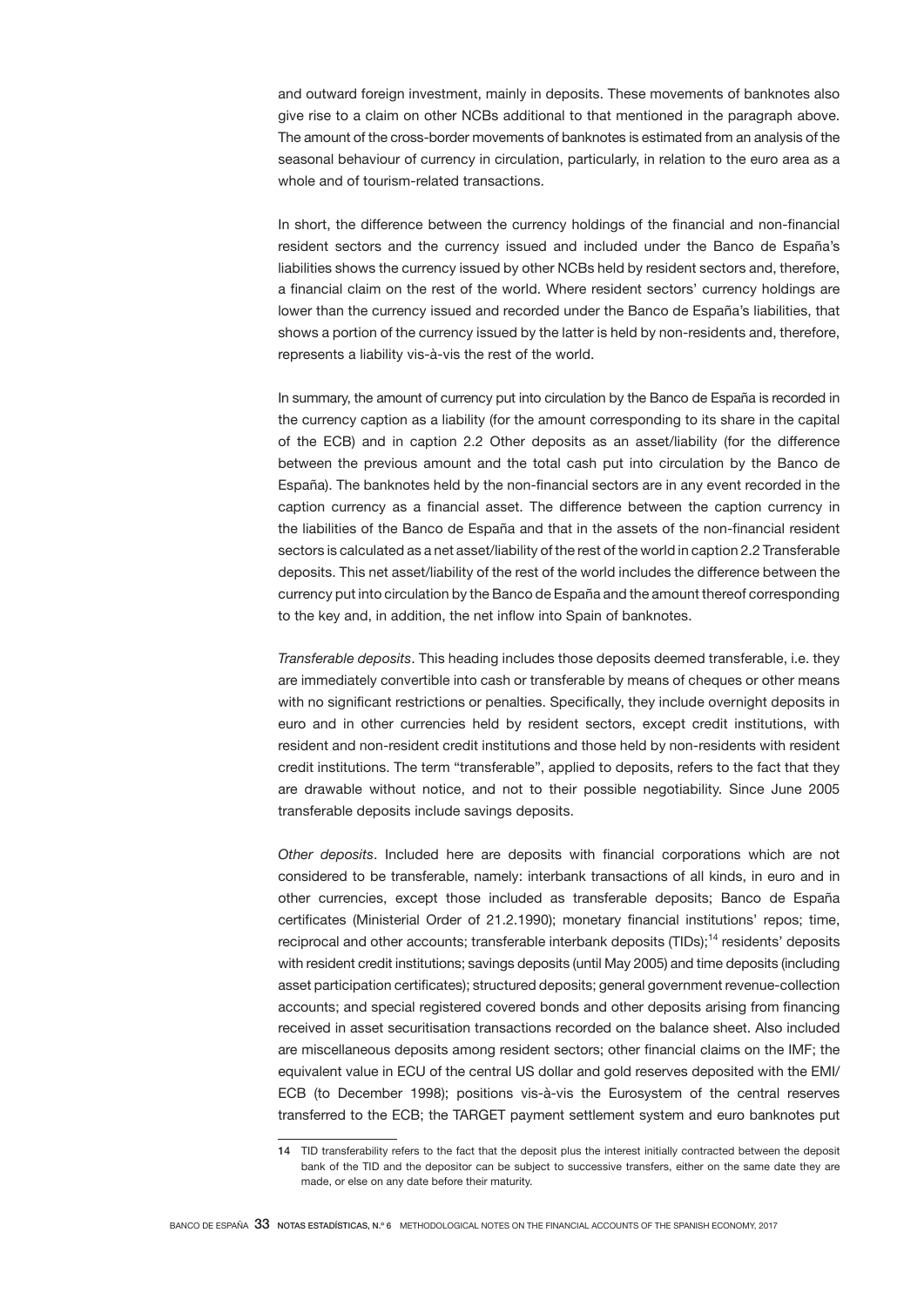and outward foreign investment, mainly in deposits. These movements of banknotes also give rise to a claim on other NCBs additional to that mentioned in the paragraph above. The amount of the cross-border movements of banknotes is estimated from an analysis of the seasonal behaviour of currency in circulation, particularly, in relation to the euro area as a whole and of tourism-related transactions.

In short, the difference between the currency holdings of the financial and non-financial resident sectors and the currency issued and included under the Banco de España's liabilities shows the currency issued by other NCBs held by resident sectors and, therefore, a financial claim on the rest of the world. Where resident sectors' currency holdings are lower than the currency issued and recorded under the Banco de España's liabilities, that shows a portion of the currency issued by the latter is held by non-residents and, therefore, represents a liability vis-à-vis the rest of the world.

In summary, the amount of currency put into circulation by the Banco de España is recorded in the currency caption as a liability (for the amount corresponding to its share in the capital of the ECB) and in caption 2.2 Other deposits as an asset/liability (for the difference between the previous amount and the total cash put into circulation by the Banco de España). The banknotes held by the non-financial sectors are in any event recorded in the caption currency as a financial asset. The difference between the caption currency in the liabilities of the Banco de España and that in the assets of the non-financial resident sectors is calculated as a net asset/liability of the rest of the world in caption *2.2* Transferable deposits. This net asset/liability of the rest of the world includes the difference between the currency put into circulation by the Banco de España and the amount thereof corresponding to the key and, in addition, the net inflow into Spain of banknotes.

*Transferable deposits*. This heading includes those deposits deemed transferable, i.e. they are immediately convertible into cash or transferable by means of cheques or other means with no significant restrictions or penalties. Specifically, they include overnight deposits in euro and in other currencies held by resident sectors, except credit institutions, with resident and non-resident credit institutions and those held by non-residents with resident credit institutions. The term "transferable", applied to deposits, refers to the fact that they are drawable without notice, and not to their possible negotiability. Since June 2005 transferable deposits include savings deposits.

*Other deposits*. Included here are deposits with financial corporations which are not considered to be transferable, namely: interbank transactions of all kinds, in euro and in other currencies, except those included as transferable deposits; Banco de España certificates (Ministerial Order of 21.2.1990); monetary financial institutions' repos; time, reciprocal and other accounts; transferable interbank deposits (TIDs);[14] residents' deposits with resident credit institutions; savings deposits (until May 2005) and time deposits (including asset participation certificates); structured deposits; general government revenue-collection accounts; and special registered covered bonds and other deposits arising from financing received in asset securitisation transactions recorded on the balance sheet. Also included are miscellaneous deposits among resident sectors; other financial claims on the IMF; the equivalent value in ECU of the central US dollar and gold reserves deposited with the EMI/ECB (to December 1998); positions vis-à-vis the Eurosystem of the central reserves transferred to the ECB; the TARGET payment settlement system and euro banknotes put

14 TID transferability refers to the fact that the deposit plus the interest initially contracted between the deposit bank of the TID and the depositor can be subject to successive transfers, either on the same date they are made, or else on any date before their maturity.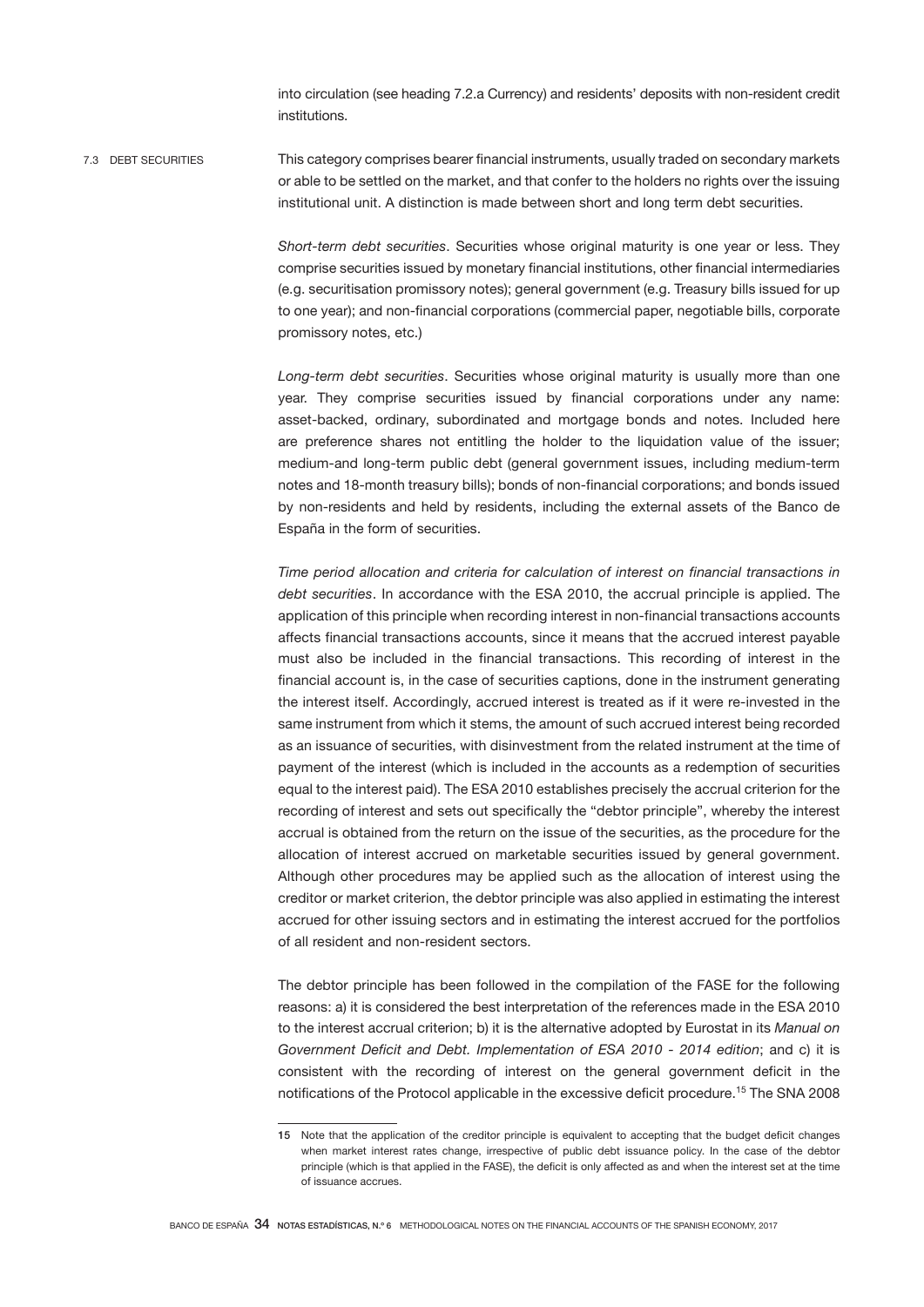into circulation (see heading 7.2.a Currency) and residents' deposits with non-resident credit institutions.

### 7.3 DEBT SECURITIES

This category comprises bearer financial instruments, usually traded on secondary markets or able to be settled on the market, and that confer to the holders no rights over the issuing institutional unit. A distinction is made between short and long term debt securities.

*Short-term debt securities*. Securities whose original maturity is one year or less. They comprise securities issued by monetary financial institutions, other financial intermediaries (e.g. securitisation promissory notes); general government (e.g. Treasury bills issued for up to one year); and non-financial corporations (commercial paper, negotiable bills, corporate promissory notes, etc.)

*Long-term debt securities*. Securities whose original maturity is usually more than one year. They comprise securities issued by financial corporations under any name: asset-backed, ordinary, subordinated and mortgage bonds and notes. Included here are preference shares not entitling the holder to the liquidation value of the issuer; medium-and long-term public debt (general government issues, including medium-term notes and 18-month treasury bills); bonds of non-financial corporations; and bonds issued by non-residents and held by residents, including the external assets of the Banco de España in the form of securities.

*Time period allocation and criteria for calculation of interest on financial transactions in debt securities*. In accordance with the ESA 2010, the accrual principle is applied. The application of this principle when recording interest in non-financial transactions accounts affects financial transactions accounts, since it means that the accrued interest payable must also be included in the financial transactions. This recording of interest in the financial account is, in the case of securities captions, done in the instrument generating the interest itself. Accordingly, accrued interest is treated as if it were re-invested in the same instrument from which it stems, the amount of such accrued interest being recorded as an issuance of securities, with disinvestment from the related instrument at the time of payment of the interest (which is included in the accounts as a redemption of securities equal to the interest paid). The ESA 2010 establishes precisely the accrual criterion for the recording of interest and sets out specifically the "debtor principle", whereby the interest accrual is obtained from the return on the issue of the securities, as the procedure for the allocation of interest accrued on marketable securities issued by general government. Although other procedures may be applied such as the allocation of interest using the creditor or market criterion, the debtor principle was also applied in estimating the interest accrued for other issuing sectors and in estimating the interest accrued for the portfolios of all resident and non-resident sectors.

The debtor principle has been followed in the compilation of the FASE for the following reasons: a) it is considered the best interpretation of the references made in the ESA 2010 to the interest accrual criterion; b) it is the alternative adopted by Eurostat in its *Manual on Government Deficit and Debt. Implementation of ESA 2010 - 2014 edition*; and c) it is consistent with the recording of interest on the general government deficit in the notifications of the Protocol applicable in the excessive deficit procedure.[15] The SNA 2008

---

15 Note that the application of the creditor principle is equivalent to accepting that the budget deficit changes when market interest rates change, irrespective of public debt issuance policy. In the case of the debtor principle (which is that applied in the FASE), the deficit is only affected as and when the interest set at the time of issuance accrues.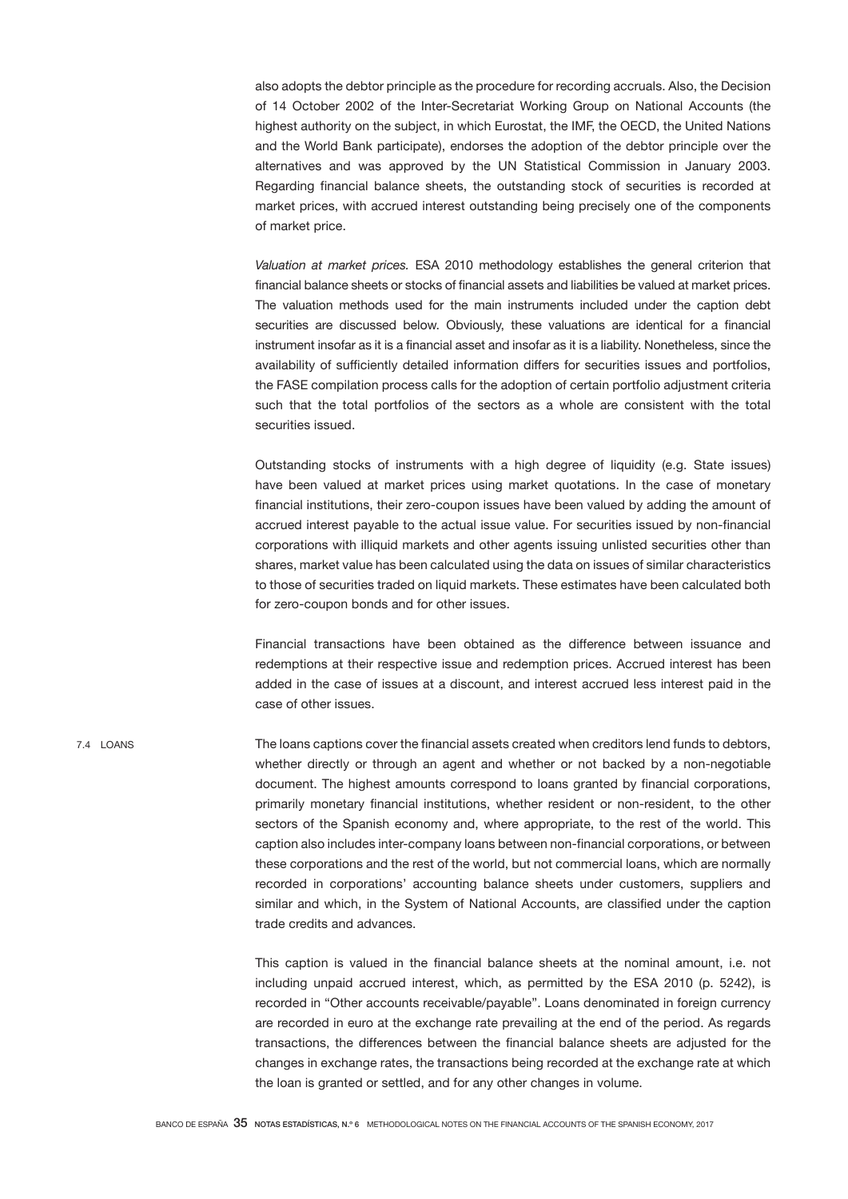also adopts the debtor principle as the procedure for recording accruals. Also, the Decision of 14 October 2002 of the Inter-Secretariat Working Group on National Accounts (the highest authority on the subject, in which Eurostat, the IMF, the OECD, the United Nations and the World Bank participate), endorses the adoption of the debtor principle over the alternatives and was approved by the UN Statistical Commission in January 2003. Regarding financial balance sheets, the outstanding stock of securities is recorded at market prices, with accrued interest outstanding being precisely one of the components of market price.

*Valuation at market prices.* ESA 2010 methodology establishes the general criterion that financial balance sheets or stocks of financial assets and liabilities be valued at market prices. The valuation methods used for the main instruments included under the caption debt securities are discussed below. Obviously, these valuations are identical for a financial instrument insofar as it is a financial asset and insofar as it is a liability. Nonetheless, since the availability of sufficiently detailed information differs for securities issues and portfolios, the FASE compilation process calls for the adoption of certain portfolio adjustment criteria such that the total portfolios of the sectors as a whole are consistent with the total securities issued.

Outstanding stocks of instruments with a high degree of liquidity (e.g. State issues) have been valued at market prices using market quotations. In the case of monetary financial institutions, their zero-coupon issues have been valued by adding the amount of accrued interest payable to the actual issue value. For securities issued by non-financial corporations with illiquid markets and other agents issuing unlisted securities other than shares, market value has been calculated using the data on issues of similar characteristics to those of securities traded on liquid markets. These estimates have been calculated both for zero-coupon bonds and for other issues.

Financial transactions have been obtained as the difference between issuance and redemptions at their respective issue and redemption prices. Accrued interest has been added in the case of issues at a discount, and interest accrued less interest paid in the case of other issues.

## 7.4 LOANS

The loans captions cover the financial assets created when creditors lend funds to debtors, whether directly or through an agent and whether or not backed by a non-negotiable document. The highest amounts correspond to loans granted by financial corporations, primarily monetary financial institutions, whether resident or non-resident, to the other sectors of the Spanish economy and, where appropriate, to the rest of the world. This caption also includes inter-company loans between non-financial corporations, or between these corporations and the rest of the world, but not commercial loans, which are normally recorded in corporations' accounting balance sheets under customers, suppliers and similar and which, in the System of National Accounts, are classified under the caption trade credits and advances.

This caption is valued in the financial balance sheets at the nominal amount, i.e. not including unpaid accrued interest, which, as permitted by the ESA 2010 (p. 5242), is recorded in "Other accounts receivable/payable". Loans denominated in foreign currency are recorded in euro at the exchange rate prevailing at the end of the period. As regards transactions, the differences between the financial balance sheets are adjusted for the changes in exchange rates, the transactions being recorded at the exchange rate at which the loan is granted or settled, and for any other changes in volume.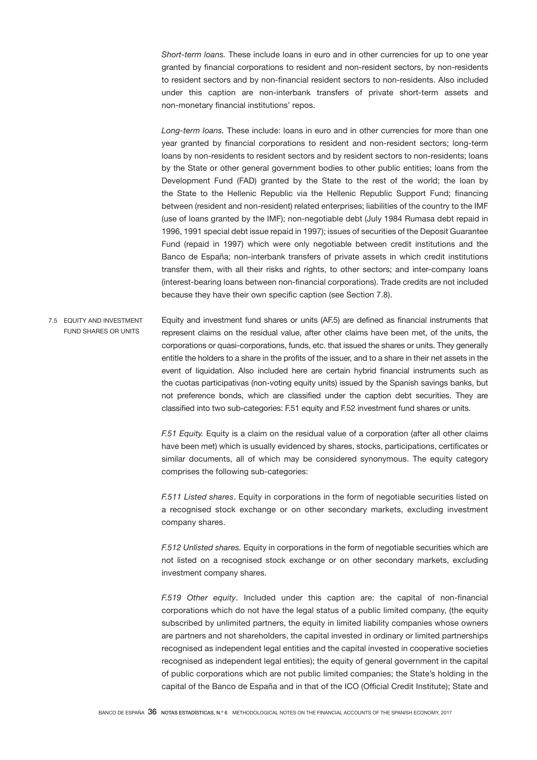*Short-term loans.* These include loans in euro and in other currencies for up to one year granted by financial corporations to resident and non-resident sectors, by non-residents to resident sectors and by non-financial resident sectors to non-residents. Also included under this caption are non-interbank transfers of private short-term assets and non-monetary financial institutions' repos.

*Long-term loans.* These include: loans in euro and in other currencies for more than one year granted by financial corporations to resident and non-resident sectors; long-term loans by non-residents to resident sectors and by resident sectors to non-residents; loans by the State or other general government bodies to other public entities; loans from the Development Fund (FAD) granted by the State to the rest of the world; the loan by the State to the Hellenic Republic via the Hellenic Republic Support Fund; financing between (resident and non-resident) related enterprises; liabilities of the country to the IMF (use of loans granted by the IMF); non-negotiable debt (July 1984 Rumasa debt repaid in 1996, 1991 special debt issue repaid in 1997); issues of securities of the Deposit Guarantee Fund (repaid in 1997) which were only negotiable between credit institutions and the Banco de España; non-interbank transfers of private assets in which credit institutions transfer them, with all their risks and rights, to other sectors; and inter-company loans (interest-bearing loans between non-financial corporations). Trade credits are not included because they have their own specific caption (see Section 7.8).

## 7.5 EQUITY AND INVESTMENT FUND SHARES OR UNITS

Equity and investment fund shares or units (AF.5) are defined as financial instruments that represent claims on the residual value, after other claims have been met, of the units, the corporations or quasi-corporations, funds, etc. that issued the shares or units. They generally entitle the holders to a share in the profits of the issuer, and to a share in their net assets in the event of liquidation. Also included here are certain hybrid financial instruments such as the cuotas participativas (non-voting equity units) issued by the Spanish savings banks, but not preference bonds, which are classified under the caption debt securities. They are classified into two sub-categories: F.51 equity and F.52 investment fund shares or units.

*F.51 Equity.* Equity is a claim on the residual value of a corporation (after all other claims have been met) which is usually evidenced by shares, stocks, participations, certificates or similar documents, all of which may be considered synonymous. The equity category comprises the following sub-categories:

*F.511 Listed shares*. Equity in corporations in the form of negotiable securities listed on a recognised stock exchange or on other secondary markets, excluding investment company shares.

*F.512 Unlisted shares.* Equity in corporations in the form of negotiable securities which are not listed on a recognised stock exchange or on other secondary markets, excluding investment company shares.

*F.519 Other equity*. Included under this caption are: the capital of non-financial corporations which do not have the legal status of a public limited company, (the equity subscribed by unlimited partners, the equity in limited liability companies whose owners are partners and not shareholders, the capital invested in ordinary or limited partnerships recognised as independent legal entities and the capital invested in cooperative societies recognised as independent legal entities); the equity of general government in the capital of public corporations which are not public limited companies; the State's holding in the capital of the Banco de España and in that of the ICO (Official Credit Institute); State and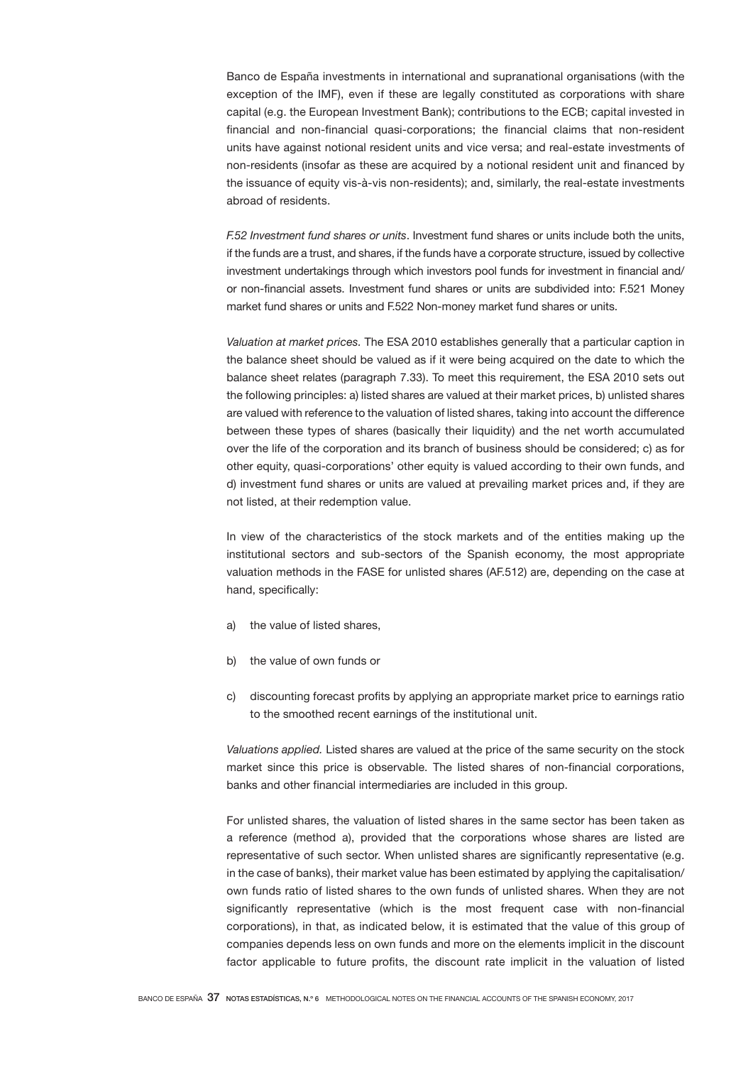Banco de España investments in international and supranational organisations (with the exception of the IMF), even if these are legally constituted as corporations with share capital (e.g. the European Investment Bank); contributions to the ECB; capital invested in financial and non-financial quasi-corporations; the financial claims that non-resident units have against notional resident units and vice versa; and real-estate investments of non-residents (insofar as these are acquired by a notional resident unit and financed by the issuance of equity vis-à-vis non-residents); and, similarly, the real-estate investments abroad of residents.

*F.52 Investment fund shares or units*. Investment fund shares or units include both the units, if the funds are a trust, and shares, if the funds have a corporate structure, issued by collective investment undertakings through which investors pool funds for investment in financial and/or non-financial assets. Investment fund shares or units are subdivided into: F.521 Money market fund shares or units and F.522 Non-money market fund shares or units.

*Valuation at market prices.* The ESA 2010 establishes generally that a particular caption in the balance sheet should be valued as if it were being acquired on the date to which the balance sheet relates (paragraph 7.33). To meet this requirement, the ESA 2010 sets out the following principles: a) listed shares are valued at their market prices, b) unlisted shares are valued with reference to the valuation of listed shares, taking into account the difference between these types of shares (basically their liquidity) and the net worth accumulated over the life of the corporation and its branch of business should be considered; c) as for other equity, quasi-corporations' other equity is valued according to their own funds, and d) investment fund shares or units are valued at prevailing market prices and, if they are not listed, at their redemption value.

In view of the characteristics of the stock markets and of the entities making up the institutional sectors and sub-sectors of the Spanish economy, the most appropriate valuation methods in the FASE for unlisted shares (AF.512) are, depending on the case at hand, specifically:

a) the value of listed shares,

b) the value of own funds or

c) discounting forecast profits by applying an appropriate market price to earnings ratio to the smoothed recent earnings of the institutional unit.

*Valuations applied.* Listed shares are valued at the price of the same security on the stock market since this price is observable. The listed shares of non-financial corporations, banks and other financial intermediaries are included in this group.

For unlisted shares, the valuation of listed shares in the same sector has been taken as a reference (method a), provided that the corporations whose shares are listed are representative of such sector. When unlisted shares are significantly representative (e.g. in the case of banks), their market value has been estimated by applying the capitalisation/own funds ratio of listed shares to the own funds of unlisted shares. When they are not significantly representative (which is the most frequent case with non-financial corporations), in that, as indicated below, it is estimated that the value of this group of companies depends less on own funds and more on the elements implicit in the discount factor applicable to future profits, the discount rate implicit in the valuation of listed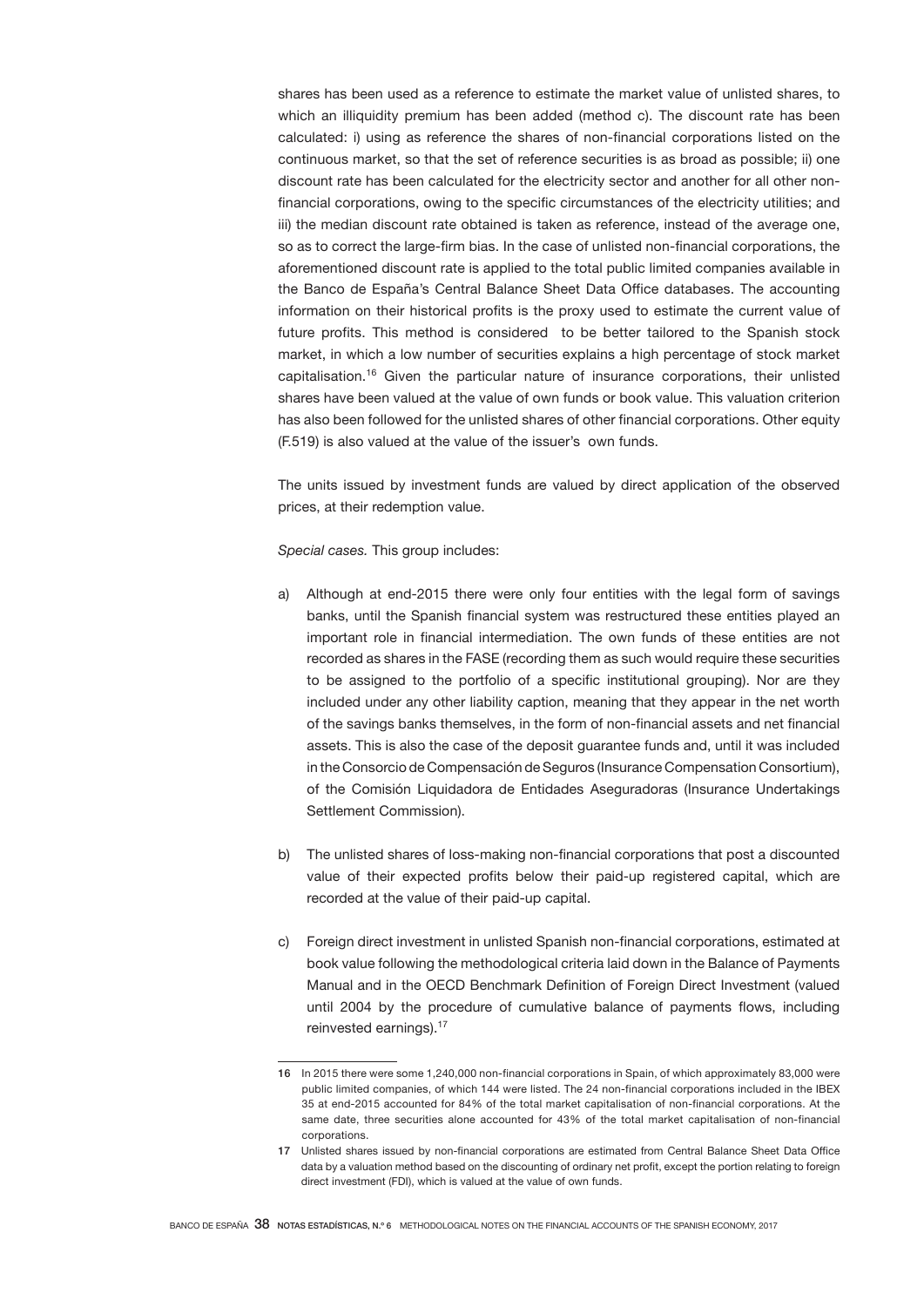shares has been used as a reference to estimate the market value of unlisted shares, to which an illiquidity premium has been added (method c). The discount rate has been calculated: i) using as reference the shares of non-financial corporations listed on the continuous market, so that the set of reference securities is as broad as possible; ii) one discount rate has been calculated for the electricity sector and another for all other non-financial corporations, owing to the specific circumstances of the electricity utilities; and iii) the median discount rate obtained is taken as reference, instead of the average one, so as to correct the large-firm bias. In the case of unlisted non-financial corporations, the aforementioned discount rate is applied to the total public limited companies available in the Banco de España's Central Balance Sheet Data Office databases. The accounting information on their historical profits is the proxy used to estimate the current value of future profits. This method is considered to be better tailored to the Spanish stock market, in which a low number of securities explains a high percentage of stock market capitalisation.[16] Given the particular nature of insurance corporations, their unlisted shares have been valued at the value of own funds or book value. This valuation criterion has also been followed for the unlisted shares of other financial corporations. Other equity (F.519) is also valued at the value of the issuer's own funds.

The units issued by investment funds are valued by direct application of the observed prices, at their redemption value.

*Special cases.* This group includes:

a) Although at end-2015 there were only four entities with the legal form of savings banks, until the Spanish financial system was restructured these entities played an important role in financial intermediation. The own funds of these entities are not recorded as shares in the FASE (recording them as such would require these securities to be assigned to the portfolio of a specific institutional grouping). Nor are they included under any other liability caption, meaning that they appear in the net worth of the savings banks themselves, in the form of non-financial assets and net financial assets. This is also the case of the deposit guarantee funds and, until it was included in the Consorcio de Compensación de Seguros (Insurance Compensation Consortium), of the Comisión Liquidadora de Entidades Aseguradoras (Insurance Undertakings Settlement Commission).

b) The unlisted shares of loss-making non-financial corporations that post a discounted value of their expected profits below their paid-up registered capital, which are recorded at the value of their paid-up capital.

c) Foreign direct investment in unlisted Spanish non-financial corporations, estimated at book value following the methodological criteria laid down in the Balance of Payments Manual and in the OECD Benchmark Definition of Foreign Direct Investment (valued until 2004 by the procedure of cumulative balance of payments flows, including reinvested earnings).[17]

---

16 In 2015 there were some 1,240,000 non-financial corporations in Spain, of which approximately 83,000 were public limited companies, of which 144 were listed. The 24 non-financial corporations included in the IBEX 35 at end-2015 accounted for 84% of the total market capitalisation of non-financial corporations. At the same date, three securities alone accounted for 43% of the total market capitalisation of non-financial corporations.

17 Unlisted shares issued by non-financial corporations are estimated from Central Balance Sheet Data Office data by a valuation method based on the discounting of ordinary net profit, except the portion relating to foreign direct investment (FDI), which is valued at the value of own funds.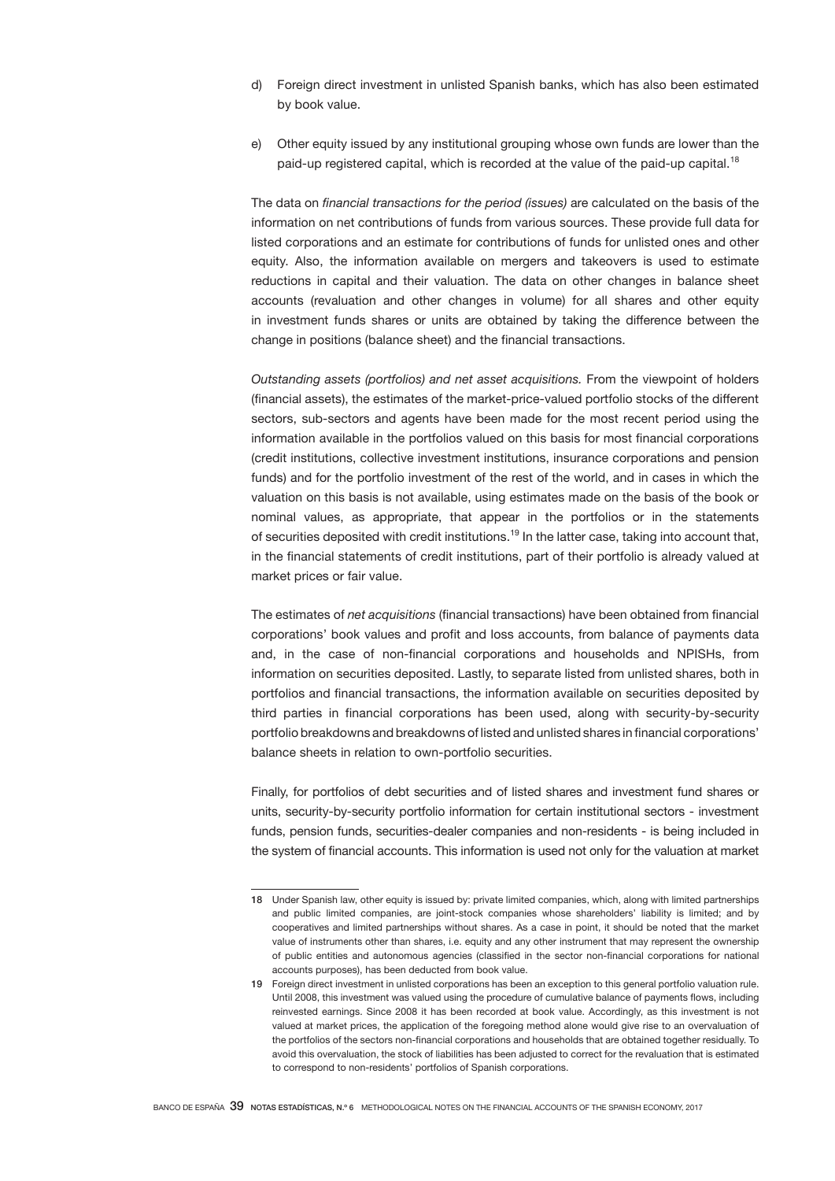d) Foreign direct investment in unlisted Spanish banks, which has also been estimated by book value.

e) Other equity issued by any institutional grouping whose own funds are lower than the paid-up registered capital, which is recorded at the value of the paid-up capital.[18]

The data on *financial transactions for the period (issues)* are calculated on the basis of the information on net contributions of funds from various sources. These provide full data for listed corporations and an estimate for contributions of funds for unlisted ones and other equity. Also, the information available on mergers and takeovers is used to estimate reductions in capital and their valuation. The data on other changes in balance sheet accounts (revaluation and other changes in volume) for all shares and other equity in investment funds shares or units are obtained by taking the difference between the change in positions (balance sheet) and the financial transactions.

*Outstanding assets (portfolios) and net asset acquisitions.* From the viewpoint of holders (financial assets), the estimates of the market-price-valued portfolio stocks of the different sectors, sub-sectors and agents have been made for the most recent period using the information available in the portfolios valued on this basis for most financial corporations (credit institutions, collective investment institutions, insurance corporations and pension funds) and for the portfolio investment of the rest of the world, and in cases in which the valuation on this basis is not available, using estimates made on the basis of the book or nominal values, as appropriate, that appear in the portfolios or in the statements of securities deposited with credit institutions.[19] In the latter case, taking into account that, in the financial statements of credit institutions, part of their portfolio is already valued at market prices or fair value.

The estimates of *net acquisitions* (financial transactions) have been obtained from financial corporations' book values and profit and loss accounts, from balance of payments data and, in the case of non-financial corporations and households and NPISHs, from information on securities deposited. Lastly, to separate listed from unlisted shares, both in portfolios and financial transactions, the information available on securities deposited by third parties in financial corporations has been used, along with security-by-security portfolio breakdowns and breakdowns of listed and unlisted shares in financial corporations' balance sheets in relation to own-portfolio securities.

Finally, for portfolios of debt securities and of listed shares and investment fund shares or units, security-by-security portfolio information for certain institutional sectors - investment funds, pension funds, securities-dealer companies and non-residents - is being included in the system of financial accounts. This information is used not only for the valuation at market

---

18 Under Spanish law, other equity is issued by: private limited companies, which, along with limited partnerships and public limited companies, are joint-stock companies whose shareholders' liability is limited; and by cooperatives and limited partnerships without shares. As a case in point, it should be noted that the market value of instruments other than shares, i.e. equity and any other instrument that may represent the ownership of public entities and autonomous agencies (classified in the sector non-financial corporations for national accounts purposes), has been deducted from book value.

19 Foreign direct investment in unlisted corporations has been an exception to this general portfolio valuation rule. Until 2008, this investment was valued using the procedure of cumulative balance of payments flows, including reinvested earnings. Since 2008 it has been recorded at book value. Accordingly, as this investment is not valued at market prices, the application of the foregoing method alone would give rise to an overvaluation of the portfolios of the sectors non-financial corporations and households that are obtained together residually. To avoid this overvaluation, the stock of liabilities has been adjusted to correct for the revaluation that is estimated to correspond to non-residents' portfolios of Spanish corporations.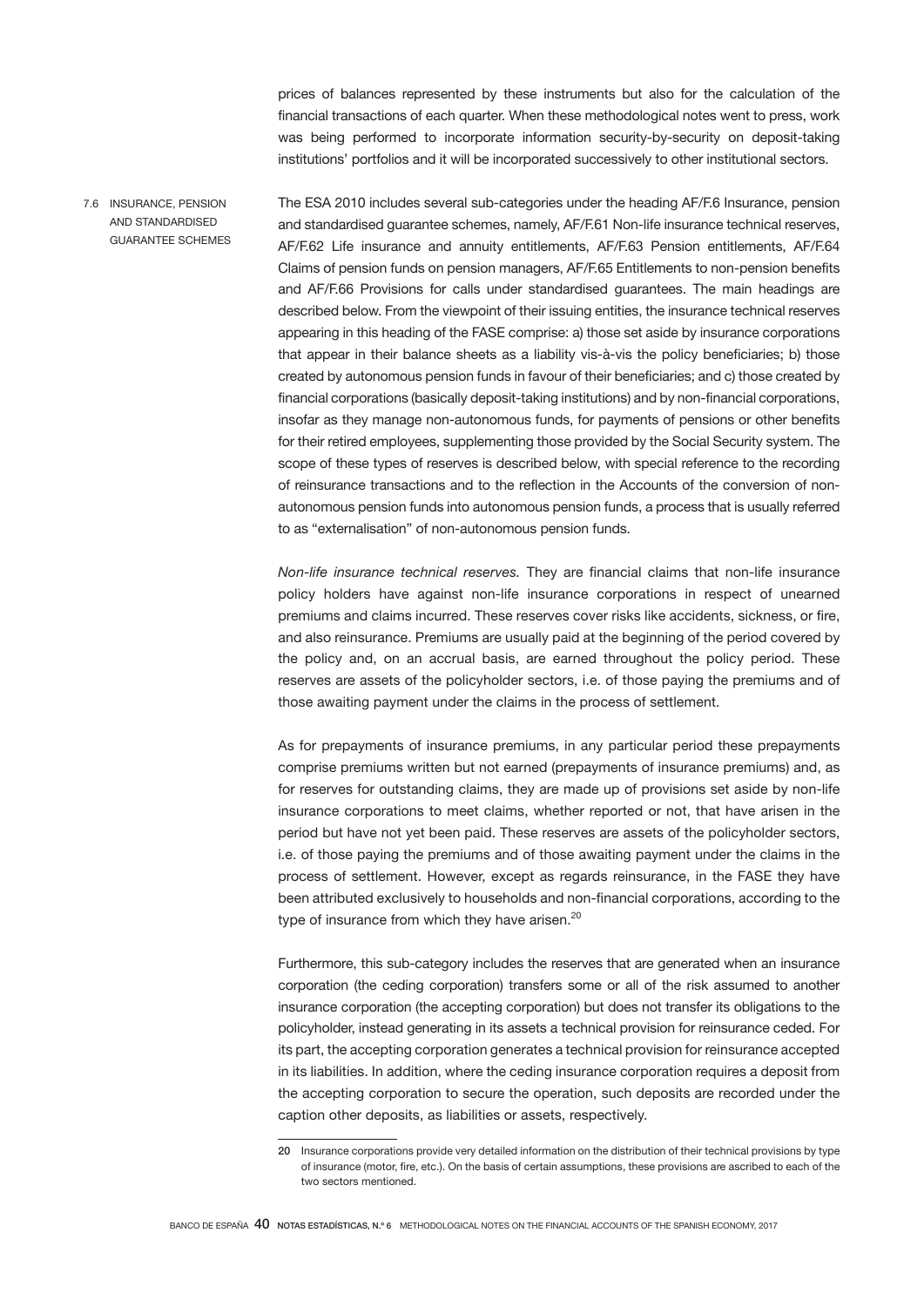prices of balances represented by these instruments but also for the calculation of the financial transactions of each quarter. When these methodological notes went to press, work was being performed to incorporate information security-by-security on deposit-taking institutions' portfolios and it will be incorporated successively to other institutional sectors.

### 7.6 INSURANCE, PENSION AND STANDARDISED GUARANTEE SCHEMES

The ESA 2010 includes several sub-categories under the heading AF/F.6 Insurance, pension and standardised guarantee schemes, namely, AF/F.61 Non-life insurance technical reserves, AF/F.62 Life insurance and annuity entitlements, AF/F.63 Pension entitlements, AF/F.64 Claims of pension funds on pension managers, AF/F.65 Entitlements to non-pension benefits and AF/F.66 Provisions for calls under standardised guarantees. The main headings are described below. From the viewpoint of their issuing entities, the insurance technical reserves appearing in this heading of the FASE comprise: a) those set aside by insurance corporations that appear in their balance sheets as a liability vis-à-vis the policy beneficiaries; b) those created by autonomous pension funds in favour of their beneficiaries; and c) those created by financial corporations (basically deposit-taking institutions) and by non-financial corporations, insofar as they manage non-autonomous funds, for payments of pensions or other benefits for their retired employees, supplementing those provided by the Social Security system. The scope of these types of reserves is described below, with special reference to the recording of reinsurance transactions and to the reflection in the Accounts of the conversion of non-autonomous pension funds into autonomous pension funds, a process that is usually referred to as "externalisation" of non-autonomous pension funds.

*Non-life insurance technical reserves.* They are financial claims that non-life insurance policy holders have against non-life insurance corporations in respect of unearned premiums and claims incurred. These reserves cover risks like accidents, sickness, or fire, and also reinsurance. Premiums are usually paid at the beginning of the period covered by the policy and, on an accrual basis, are earned throughout the policy period. These reserves are assets of the policyholder sectors, i.e. of those paying the premiums and of those awaiting payment under the claims in the process of settlement.

As for prepayments of insurance premiums, in any particular period these prepayments comprise premiums written but not earned (prepayments of insurance premiums) and, as for reserves for outstanding claims, they are made up of provisions set aside by non-life insurance corporations to meet claims, whether reported or not, that have arisen in the period but have not yet been paid. These reserves are assets of the policyholder sectors, i.e. of those paying the premiums and of those awaiting payment under the claims in the process of settlement. However, except as regards reinsurance, in the FASE they have been attributed exclusively to households and non-financial corporations, according to the type of insurance from which they have arisen.[20]

Furthermore, this sub-category includes the reserves that are generated when an insurance corporation (the ceding corporation) transfers some or all of the risk assumed to another insurance corporation (the accepting corporation) but does not transfer its obligations to the policyholder, instead generating in its assets a technical provision for reinsurance ceded. For its part, the accepting corporation generates a technical provision for reinsurance accepted in its liabilities. In addition, where the ceding insurance corporation requires a deposit from the accepting corporation to secure the operation, such deposits are recorded under the caption other deposits, as liabilities or assets, respectively.

---

20 Insurance corporations provide very detailed information on the distribution of their technical provisions by type of insurance (motor, fire, etc.). On the basis of certain assumptions, these provisions are ascribed to each of the two sectors mentioned.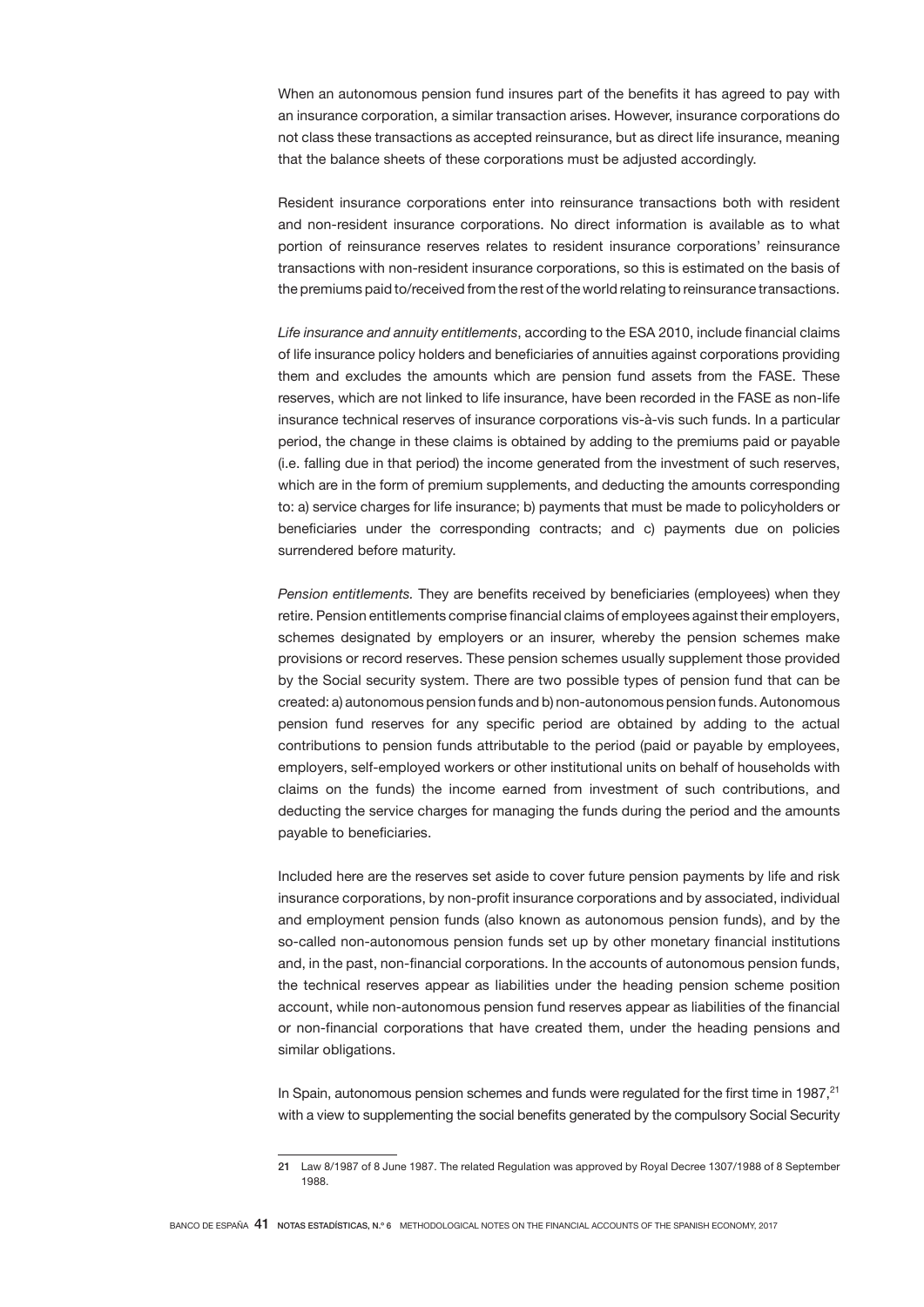When an autonomous pension fund insures part of the benefits it has agreed to pay with an insurance corporation, a similar transaction arises. However, insurance corporations do not class these transactions as accepted reinsurance, but as direct life insurance, meaning that the balance sheets of these corporations must be adjusted accordingly.

Resident insurance corporations enter into reinsurance transactions both with resident and non-resident insurance corporations. No direct information is available as to what portion of reinsurance reserves relates to resident insurance corporations' reinsurance transactions with non-resident insurance corporations, so this is estimated on the basis of the premiums paid to/received from the rest of the world relating to reinsurance transactions.

*Life insurance and annuity entitlements*, according to the ESA 2010, include financial claims of life insurance policy holders and beneficiaries of annuities against corporations providing them and excludes the amounts which are pension fund assets from the FASE. These reserves, which are not linked to life insurance, have been recorded in the FASE as non-life insurance technical reserves of insurance corporations vis-à-vis such funds. In a particular period, the change in these claims is obtained by adding to the premiums paid or payable (i.e. falling due in that period) the income generated from the investment of such reserves, which are in the form of premium supplements, and deducting the amounts corresponding to: a) service charges for life insurance; b) payments that must be made to policyholders or beneficiaries under the corresponding contracts; and c) payments due on policies surrendered before maturity.

*Pension entitlements.* They are benefits received by beneficiaries (employees) when they retire. Pension entitlements comprise financial claims of employees against their employers, schemes designated by employers or an insurer, whereby the pension schemes make provisions or record reserves. These pension schemes usually supplement those provided by the Social security system. There are two possible types of pension fund that can be created: a) autonomous pension funds and b) non-autonomous pension funds. Autonomous pension fund reserves for any specific period are obtained by adding to the actual contributions to pension funds attributable to the period (paid or payable by employees, employers, self-employed workers or other institutional units on behalf of households with claims on the funds) the income earned from investment of such contributions, and deducting the service charges for managing the funds during the period and the amounts payable to beneficiaries.

Included here are the reserves set aside to cover future pension payments by life and risk insurance corporations, by non-profit insurance corporations and by associated, individual and employment pension funds (also known as autonomous pension funds), and by the so-called non-autonomous pension funds set up by other monetary financial institutions and, in the past, non-financial corporations. In the accounts of autonomous pension funds, the technical reserves appear as liabilities under the heading pension scheme position account, while non-autonomous pension fund reserves appear as liabilities of the financial or non-financial corporations that have created them, under the heading pensions and similar obligations.

In Spain, autonomous pension schemes and funds were regulated for the first time in 1987,[21] with a view to supplementing the social benefits generated by the compulsory Social Security

21 Law 8/1987 of 8 June 1987. The related Regulation was approved by Royal Decree 1307/1988 of 8 September 1988.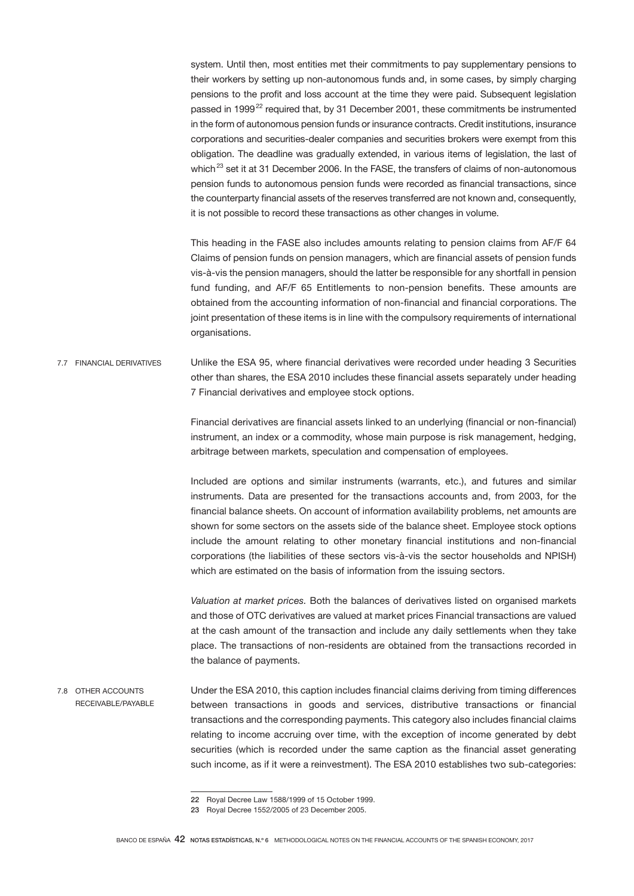system. Until then, most entities met their commitments to pay supplementary pensions to their workers by setting up non-autonomous funds and, in some cases, by simply charging pensions to the profit and loss account at the time they were paid. Subsequent legislation passed in 1999[22] required that, by 31 December 2001, these commitments be instrumented in the form of autonomous pension funds or insurance contracts. Credit institutions, insurance corporations and securities-dealer companies and securities brokers were exempt from this obligation. The deadline was gradually extended, in various items of legislation, the last of which[23] set it at 31 December 2006. In the FASE, the transfers of claims of non-autonomous pension funds to autonomous pension funds were recorded as financial transactions, since the counterparty financial assets of the reserves transferred are not known and, consequently, it is not possible to record these transactions as other changes in volume.

This heading in the FASE also includes amounts relating to pension claims from AF/F 64 Claims of pension funds on pension managers, which are financial assets of pension funds vis-à-vis the pension managers, should the latter be responsible for any shortfall in pension fund funding, and AF/F 65 Entitlements to non-pension benefits. These amounts are obtained from the accounting information of non-financial and financial corporations. The joint presentation of these items is in line with the compulsory requirements of international organisations.

## 7.7 FINANCIAL DERIVATIVES

Unlike the ESA 95, where financial derivatives were recorded under heading 3 Securities other than shares, the ESA 2010 includes these financial assets separately under heading 7 Financial derivatives and employee stock options.

Financial derivatives are financial assets linked to an underlying (financial or non-financial) instrument, an index or a commodity, whose main purpose is risk management, hedging, arbitrage between markets, speculation and compensation of employees.

Included are options and similar instruments (warrants, etc.), and futures and similar instruments. Data are presented for the transactions accounts and, from 2003, for the financial balance sheets. On account of information availability problems, net amounts are shown for some sectors on the assets side of the balance sheet. Employee stock options include the amount relating to other monetary financial institutions and non-financial corporations (the liabilities of these sectors vis-à-vis the sector households and NPISH) which are estimated on the basis of information from the issuing sectors.

*Valuation at market prices.* Both the balances of derivatives listed on organised markets and those of OTC derivatives are valued at market prices Financial transactions are valued at the cash amount of the transaction and include any daily settlements when they take place. The transactions of non-residents are obtained from the transactions recorded in the balance of payments.

## 7.8 OTHER ACCOUNTS RECEIVABLE/PAYABLE

Under the ESA 2010, this caption includes financial claims deriving from timing differences between transactions in goods and services, distributive transactions or financial transactions and the corresponding payments. This category also includes financial claims relating to income accruing over time, with the exception of income generated by debt securities (which is recorded under the same caption as the financial asset generating such income, as if it were a reinvestment). The ESA 2010 establishes two sub-categories:

---

22 Royal Decree Law 1588/1999 of 15 October 1999.

23 Royal Decree 1552/2005 of 23 December 2005.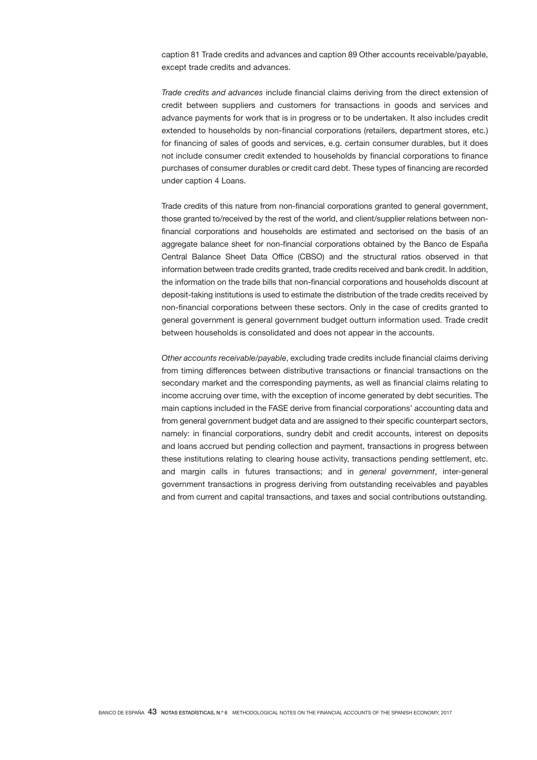caption 81 Trade credits and advances and caption 89 Other accounts receivable/payable, except trade credits and advances.

*Trade credits and advances* include financial claims deriving from the direct extension of credit between suppliers and customers for transactions in goods and services and advance payments for work that is in progress or to be undertaken. It also includes credit extended to households by non-financial corporations (retailers, department stores, etc.) for financing of sales of goods and services, e.g. certain consumer durables, but it does not include consumer credit extended to households by financial corporations to finance purchases of consumer durables or credit card debt. These types of financing are recorded under caption 4 Loans.

Trade credits of this nature from non-financial corporations granted to general government, those granted to/received by the rest of the world, and client/supplier relations between non-financial corporations and households are estimated and sectorised on the basis of an aggregate balance sheet for non-financial corporations obtained by the Banco de España Central Balance Sheet Data Office (CBSO) and the structural ratios observed in that information between trade credits granted, trade credits received and bank credit. In addition, the information on the trade bills that non-financial corporations and households discount at deposit-taking institutions is used to estimate the distribution of the trade credits received by non-financial corporations between these sectors. Only in the case of credits granted to general government is general government budget outturn information used. Trade credit between households is consolidated and does not appear in the accounts.

*Other accounts receivable/payable*, excluding trade credits include financial claims deriving from timing differences between distributive transactions or financial transactions on the secondary market and the corresponding payments, as well as financial claims relating to income accruing over time, with the exception of income generated by debt securities. The main captions included in the FASE derive from financial corporations' accounting data and from general government budget data and are assigned to their specific counterpart sectors, namely: in financial corporations, sundry debit and credit accounts, interest on deposits and loans accrued but pending collection and payment, transactions in progress between these institutions relating to clearing house activity, transactions pending settlement, etc. and margin calls in futures transactions; and in *general government*, inter-general government transactions in progress deriving from outstanding receivables and payables and from current and capital transactions, and taxes and social contributions outstanding.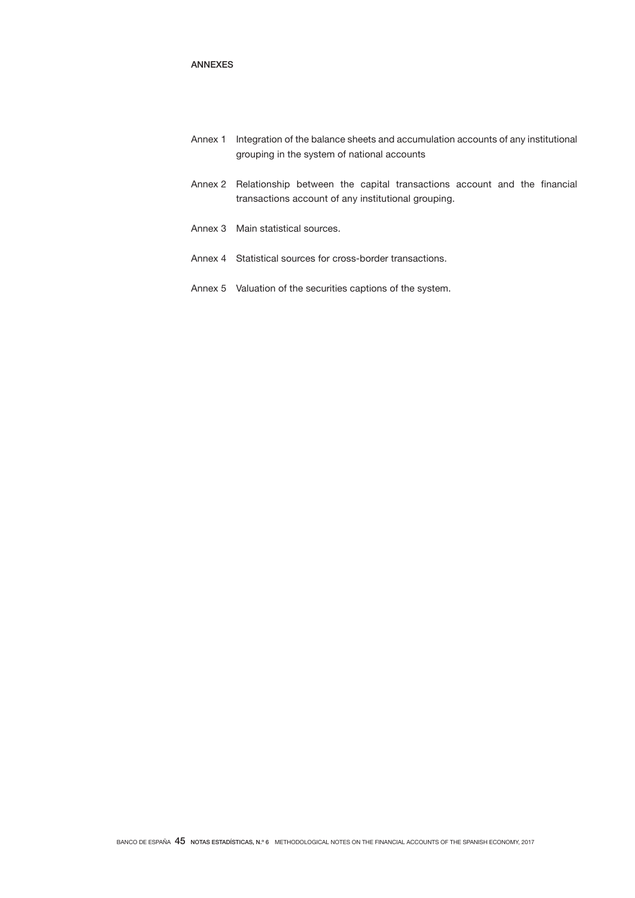# ANNEXES

- Annex 1 Integration of the balance sheets and accumulation accounts of any institutional grouping in the system of national accounts
- Annex 2 Relationship between the capital transactions account and the financial transactions account of any institutional grouping.
- Annex 3 Main statistical sources.
- Annex 4 Statistical sources for cross-border transactions.
- Annex 5 Valuation of the securities captions of the system.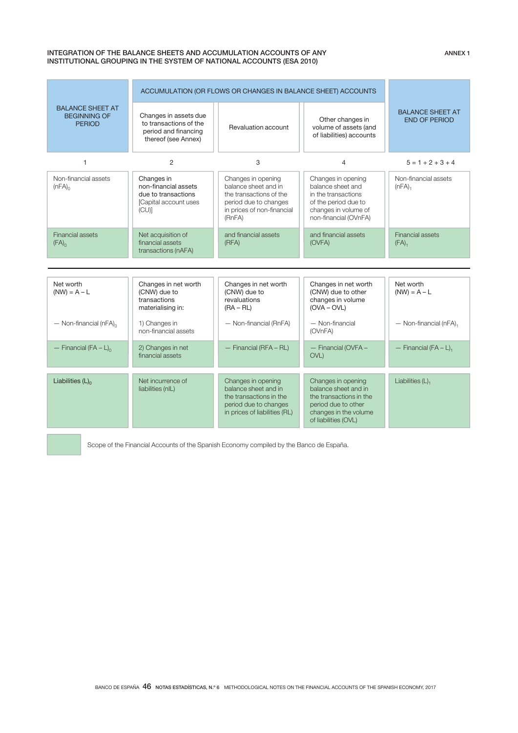# INTEGRATION OF THE BALANCE SHEETS AND ACCUMULATION ACCOUNTS OF ANY INSTITUTIONAL GROUPING IN THE SYSTEM OF NATIONAL ACCOUNTS (ESA 2010)

ANNEX 1

| BALANCE SHEET AT BEGINNING OF PERIOD | ACCUMULATION (OR FLOWS OR CHANGES IN BALANCE SHEET) ACCOUNTS | | | BALANCE SHEET AT END OF PERIOD |
|---|---|---|---|---|
| | Changes in assets due to transactions of the period and financing thereof (see Annex) | Revaluation account | Other changes in volume of assets (and of liabilities) accounts | |
| 1 | 2 | 3 | 4 | 5 = 1 + 2 + 3 + 4 |
| Non-financial assets $(nFA)_0$ | Changes in non-financial assets due to transactions [Capital account uses (CU)] | Changes in opening balance sheet and in the transactions of the period due to changes in prices of non-financial (RnFA) | Changes in opening balance sheet and in the transactions of the period due to changes in volume of non-financial (OVnFA) | Non-financial assets $(nFA)_1$ |
| Financial assets $(FA)_0$ | Net acquisition of financial assets transactions (nAFA) | and financial assets (RFA) | and financial assets (OVFA) | Financial assets $(FA)_1$ |
| Net worth (NW) = A – L | Changes in net worth (CNW) due to transactions materialising in: | Changes in net worth (CNW) due to revaluations (RA – RL) | Changes in net worth (CNW) due to other changes in volume (OVA – OVL) | Net worth (NW) = A – L |
| — Non-financial $(nFA)_0$ | 1) Changes in non-financial assets | — Non-financial (RnFA) | — Non-financial (OVnFA) | — Non-financial $(nFA)_1$ |
| — Financial $(FA – L)_0$ | 2) Changes in net financial assets | — Financial (RFA – RL) | — Financial (OVFA – OVL) | — Financial $(FA – L)_1$ |
| Liabilities $(L)_0$ | Net incurrence of liabilities (nIL) | Changes in opening balance sheet and in the transactions in the period due to changes in prices of liabilities (RL) | Changes in opening balance sheet and in the transactions in the period due to other changes in the volume of liabilities (OVL) | Liabilities $(L)_1$ |

Scope of the Financial Accounts of the Spanish Economy compiled by the Banco de España.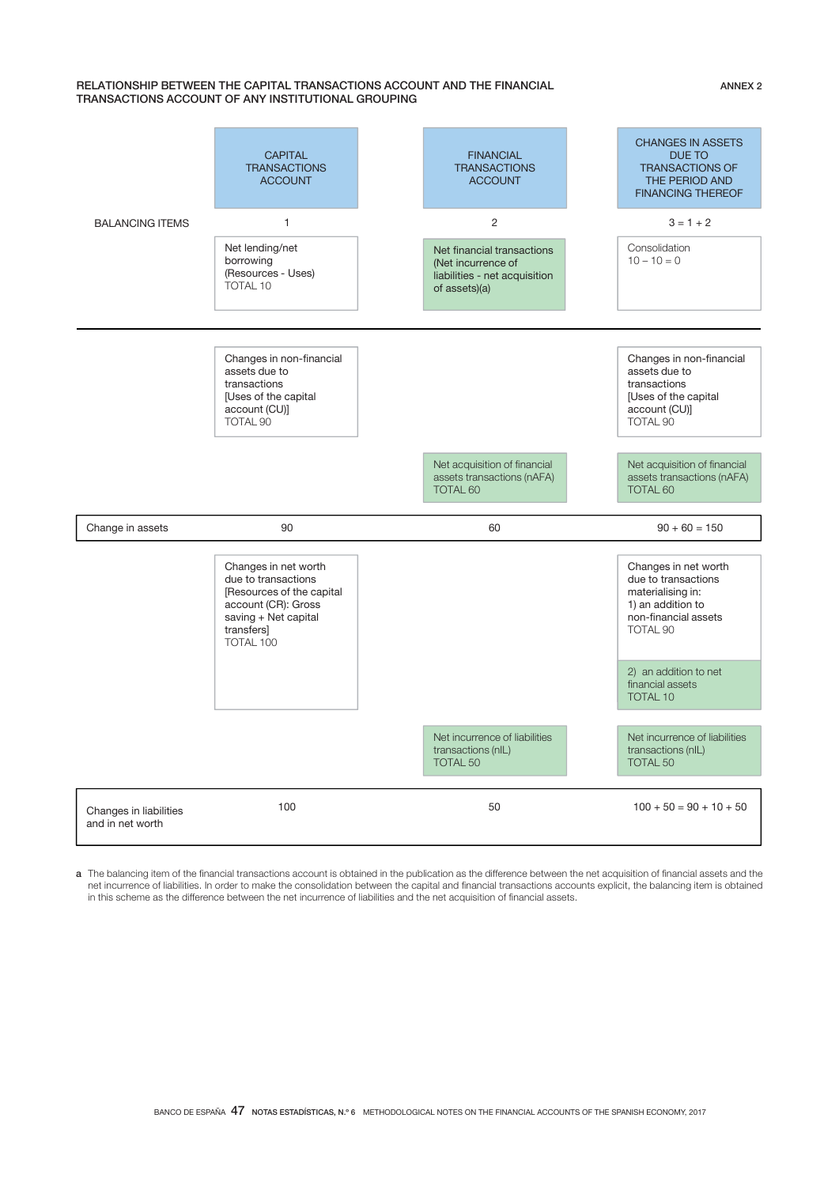# RELATIONSHIP BETWEEN THE CAPITAL TRANSACTIONS ACCOUNT AND THE FINANCIAL TRANSACTIONS ACCOUNT OF ANY INSTITUTIONAL GROUPING

ANNEX 2

| | CAPITAL TRANSACTIONS ACCOUNT | FINANCIAL TRANSACTIONS ACCOUNT | CHANGES IN ASSETS DUE TO TRANSACTIONS OF THE PERIOD AND FINANCING THEREOF |
|---|---|---|---|
| BALANCING ITEMS | 1 | 2 | 3 = 1 + 2 |
| | Net lending/net borrowing (Resources - Uses) TOTAL 10 | Net financial transactions (Net incurrence of liabilities - net acquisition of assets)(a) | Consolidation 10 – 10 = 0 |
| | Changes in non-financial assets due to transactions [Uses of the capital account (CU)] TOTAL 90 | | Changes in non-financial assets due to transactions [Uses of the capital account (CU)] TOTAL 90 |
| | | Net acquisition of financial assets transactions (nAFA) TOTAL 60 | Net acquisition of financial assets transactions (nAFA) TOTAL 60 |
| Change in assets | 90 | 60 | 90 + 60 = 150 |
| | Changes in net worth due to transactions [Resources of the capital account (CR): Gross saving + Net capital transfers] TOTAL 100 | | Changes in net worth due to transactions materialising in: 1) an addition to non-financial assets TOTAL 90; 2) an addition to net financial assets TOTAL 10 |
| | | Net incurrence of liabilities transactions (nIL) TOTAL 50 | Net incurrence of liabilities transactions (nIL) TOTAL 50 |
| Changes in liabilities and in net worth | 100 | 50 | 100 + 50 = 90 + 10 + 50 |

a The balancing item of the financial transactions account is obtained in the publication as the difference between the net acquisition of financial assets and the net incurrence of liabilities. In order to make the consolidation between the capital and financial transactions accounts explicit, the balancing item is obtained in this scheme as the difference between the net incurrence of liabilities and the net acquisition of financial assets.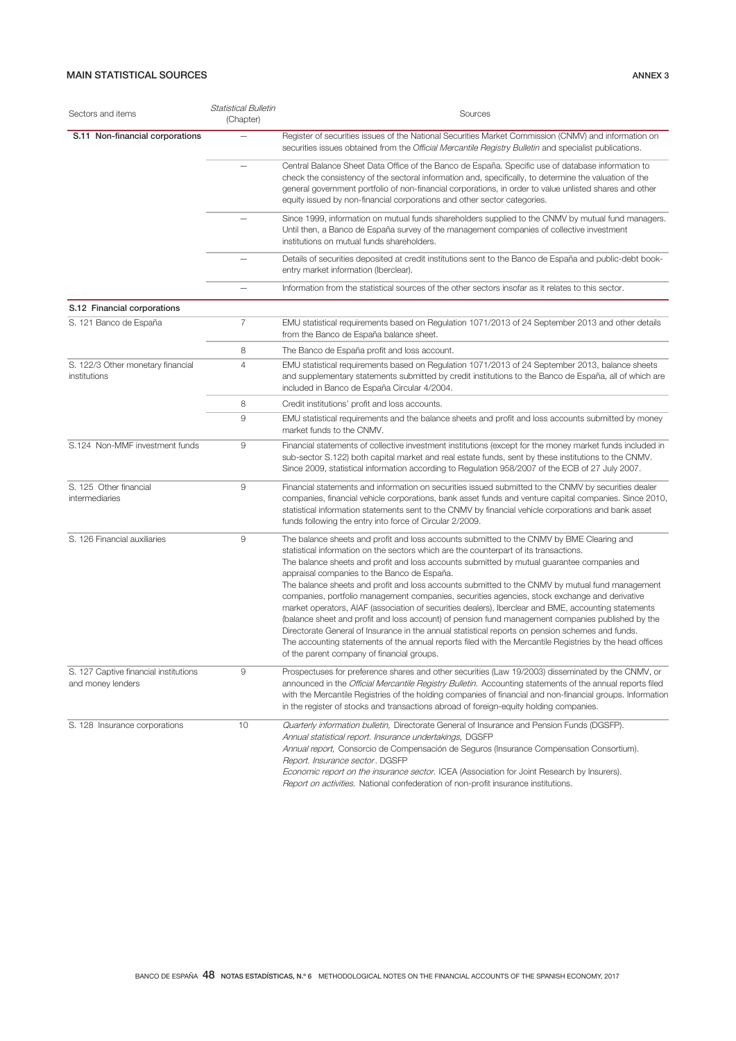| Sectors and items | *Statistical Bulletin* (Chapter) | Sources |
|---|---|---|
| **S.11 Non-financial corporations** | — | Register of securities issues of the National Securities Market Commission (CNMV) and information on securities issues obtained from the *Official Mercantile Registry Bulletin* and specialist publications. |
| | — | Central Balance Sheet Data Office of the Banco de España. Specific use of database information to check the consistency of the sectoral information and, specifically, to determine the valuation of the general government portfolio of non-financial corporations, in order to value unlisted shares and other equity issued by non-financial corporations and other sector categories. |
| | — | Since 1999, information on mutual funds shareholders supplied to the CNMV by mutual fund managers. Until then, a Banco de España survey of the management companies of collective investment institutions on mutual funds shareholders. |
| | — | Details of securities deposited at credit institutions sent to the Banco de España and public-debt book-entry market information (Iberclear). |
| | — | Information from the statistical sources of the other sectors insofar as it relates to this sector. |
| **S.12 Financial corporations** | | |
| S. 121 Banco de España | 7 | EMU statistical requirements based on Regulation 1071/2013 of 24 September 2013 and other details from the Banco de España balance sheet. |
| | 8 | The Banco de España profit and loss account. |
| S. 122/3 Other monetary financial institutions | 4 | EMU statistical requirements based on Regulation 1071/2013 of 24 September 2013, balance sheets and supplementary statements submitted by credit institutions to the Banco de España, all of which are included in Banco de España Circular 4/2004. |
| | 8 | Credit institutions' profit and loss accounts. |
| | 9 | EMU statistical requirements and the balance sheets and profit and loss accounts submitted by money market funds to the CNMV. |
| S.124 Non-MMF investment funds | 9 | Financial statements of collective investment institutions (except for the money market funds included in sub-sector S.122) both capital market and real estate funds, sent by these institutions to the CNMV. Since 2009, statistical information according to Regulation 958/2007 of the ECB of 27 July 2007. |
| S. 125 Other financial intermediaries | 9 | Financial statements and information on securities issued submitted to the CNMV by securities dealer companies, financial vehicle corporations, bank asset funds and venture capital companies. Since 2010, statistical information statements sent to the CNMV by financial vehicle corporations and bank asset funds following the entry into force of Circular 2/2009. |
| S. 126 Financial auxiliaries | 9 | The balance sheets and profit and loss accounts submitted to the CNMV by BME Clearing and statistical information on the sectors which are the counterpart of its transactions. The balance sheets and profit and loss accounts submitted by mutual guarantee companies and appraisal companies to the Banco de España. The balance sheets and profit and loss accounts submitted to the CNMV by mutual fund management companies, portfolio management companies, securities agencies, stock exchange and derivative market operators, AIAF (association of securities dealers), Iberclear and BME, accounting statements (balance sheet and profit and loss account) of pension fund management companies published by the Directorate General of Insurance in the annual statistical reports on pension schemes and funds. The accounting statements of the annual reports filed with the Mercantile Registries by the head offices of the parent company of financial groups. |
| S. 127 Captive financial institutions and money lenders | 9 | Prospectuses for preference shares and other securities (Law 19/2003) disseminated by the CNMV, or announced in the *Official Mercantile Registry Bulletin.* Accounting statements of the annual reports filed with the Mercantile Registries of the holding companies of financial and non-financial groups. Information in the register of stocks and transactions abroad of foreign-equity holding companies. |
| S. 128 Insurance corporations | 10 | *Quarterly information bulletin,* Directorate General of Insurance and Pension Funds (DGSFP). *Annual statistical report. Insurance undertakings,* DGSFP *Annual report,* Consorcio de Compensación de Seguros (Insurance Compensation Consortium). *Report. Insurance sector*. DGSFP *Economic report on the insurance sector.* ICEA (Association for Joint Research by Insurers). *Report on activities.* National confederation of non-profit insurance institutions. |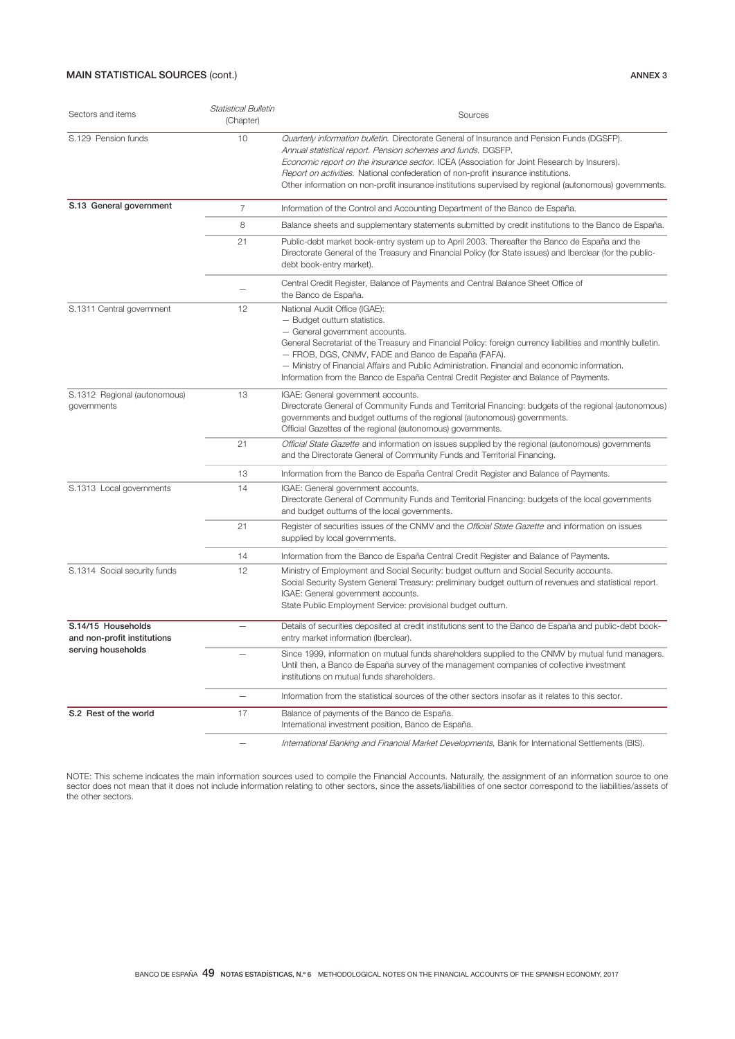## MAIN STATISTICAL SOURCES (cont.)

ANNEX 3

| Sectors and items | *Statistical Bulletin* (Chapter) | Sources |
|---|---|---|
| S.129 Pension funds | 10 | *Quarterly information bulletin.* Directorate General of Insurance and Pension Funds (DGSFP). *Annual statistical report. Pension schemes and funds.* DGSFP. *Economic report on the insurance sector.* ICEA (Association for Joint Research by Insurers). *Report on activities.* National confederation of non-profit insurance institutions. Other information on non-profit insurance institutions supervised by regional (autonomous) governments. |
| **S.13 General government** | 7 | Information of the Control and Accounting Department of the Banco de España. |
| | 8 | Balance sheets and supplementary statements submitted by credit institutions to the Banco de España. |
| | 21 | Public-debt market book-entry system up to April 2003. Thereafter the Banco de España and the Directorate General of the Treasury and Financial Policy (for State issues) and Iberclear (for the public-debt book-entry market). |
| | — | Central Credit Register, Balance of Payments and Central Balance Sheet Office of the Banco de España. |
| S.1311 Central government | 12 | National Audit Office (IGAE): — Budget outturn statistics. — General government accounts. General Secretariat of the Treasury and Financial Policy: foreign currency liabilities and monthly bulletin. — FROB, DGS, CNMV, FADE and Banco de España (FAFA). — Ministry of Financial Affairs and Public Administration. Financial and economic information. Information from the Banco de España Central Credit Register and Balance of Payments. |
| S.1312 Regional (autonomous) governments | 13 | IGAE: General government accounts. Directorate General of Community Funds and Territorial Financing: budgets of the regional (autonomous) governments and budget outturns of the regional (autonomous) governments. Official Gazettes of the regional (autonomous) governments. |
| | 21 | *Official State Gazette* and information on issues supplied by the regional (autonomous) governments and the Directorate General of Community Funds and Territorial Financing. |
| | 13 | Information from the Banco de España Central Credit Register and Balance of Payments. |
| S.1313 Local governments | 14 | IGAE: General government accounts. Directorate General of Community Funds and Territorial Financing: budgets of the local governments and budget outturns of the local governments. |
| | 21 | Register of securities issues of the CNMV and the *Official State Gazette* and information on issues supplied by local governments. |
| | 14 | Information from the Banco de España Central Credit Register and Balance of Payments. |
| S.1314 Social security funds | 12 | Ministry of Employment and Social Security: budget outturn and Social Security accounts. Social Security System General Treasury: preliminary budget outturn of revenues and statistical report. IGAE: General government accounts. State Public Employment Service: provisional budget outturn. |
| **S.14/15 Households and non-profit institutions serving households** | — | Details of securities deposited at credit institutions sent to the Banco de España and public-debt book-entry market information (Iberclear). |
| | — | Since 1999, information on mutual funds shareholders supplied to the CNMV by mutual fund managers. Until then, a Banco de España survey of the management companies of collective investment institutions on mutual funds shareholders. |
| | — | Information from the statistical sources of the other sectors insofar as it relates to this sector. |
| **S.2 Rest of the world** | 17 | Balance of payments of the Banco de España. International investment position, Banco de España. |
| | — | *International Banking and Financial Market Developments,* Bank for International Settlements (BIS). |

NOTE: This scheme indicates the main information sources used to compile the Financial Accounts. Naturally, the assignment of an information source to one sector does not mean that it does not include information relating to other sectors, since the assets/liabilities of one sector correspond to the liabilities/assets of the other sectors.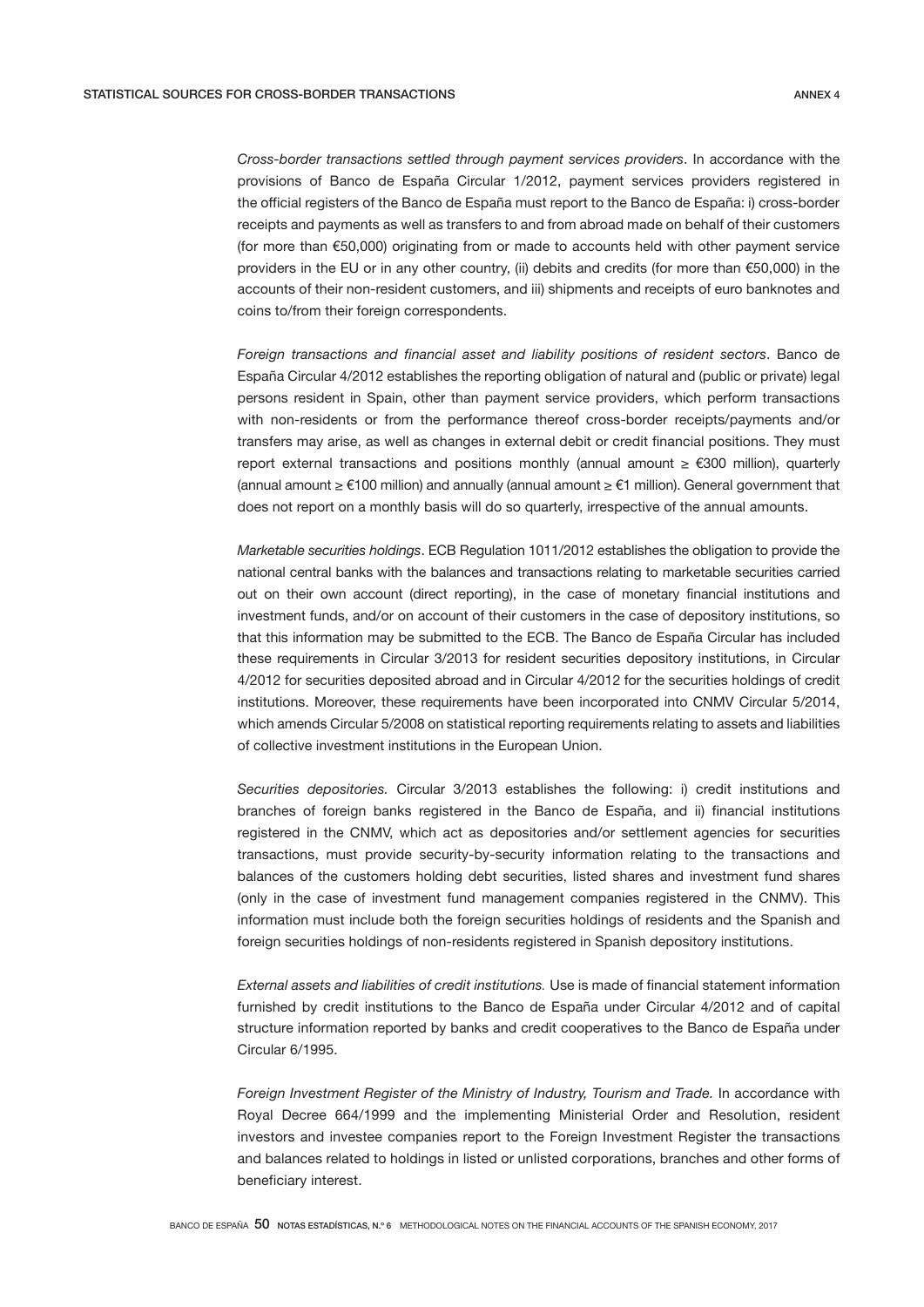*Cross-border transactions settled through payment services providers*. In accordance with the provisions of Banco de España Circular 1/2012, payment services providers registered in the official registers of the Banco de España must report to the Banco de España: i) cross-border receipts and payments as well as transfers to and from abroad made on behalf of their customers (for more than €50,000) originating from or made to accounts held with other payment service providers in the EU or in any other country, (ii) debits and credits (for more than €50,000) in the accounts of their non-resident customers, and iii) shipments and receipts of euro banknotes and coins to/from their foreign correspondents.

*Foreign transactions and financial asset and liability positions of resident sectors*. Banco de España Circular 4/2012 establishes the reporting obligation of natural and (public or private) legal persons resident in Spain, other than payment service providers, which perform transactions with non-residents or from the performance thereof cross-border receipts/payments and/or transfers may arise, as well as changes in external debit or credit financial positions. They must report external transactions and positions monthly (annual amount ≥ €300 million), quarterly (annual amount ≥ €100 million) and annually (annual amount ≥ €1 million). General government that does not report on a monthly basis will do so quarterly, irrespective of the annual amounts.

*Marketable securities holdings*. ECB Regulation 1011/2012 establishes the obligation to provide the national central banks with the balances and transactions relating to marketable securities carried out on their own account (direct reporting), in the case of monetary financial institutions and investment funds, and/or on account of their customers in the case of depository institutions, so that this information may be submitted to the ECB. The Banco de España Circular has included these requirements in Circular 3/2013 for resident securities depository institutions, in Circular 4/2012 for securities deposited abroad and in Circular 4/2012 for the securities holdings of credit institutions. Moreover, these requirements have been incorporated into CNMV Circular 5/2014, which amends Circular 5/2008 on statistical reporting requirements relating to assets and liabilities of collective investment institutions in the European Union.

*Securities depositories.* Circular 3/2013 establishes the following: i) credit institutions and branches of foreign banks registered in the Banco de España, and ii) financial institutions registered in the CNMV, which act as depositories and/or settlement agencies for securities transactions, must provide security-by-security information relating to the transactions and balances of the customers holding debt securities, listed shares and investment fund shares (only in the case of investment fund management companies registered in the CNMV). This information must include both the foreign securities holdings of residents and the Spanish and foreign securities holdings of non-residents registered in Spanish depository institutions.

*External assets and liabilities of credit institutions.* Use is made of financial statement information furnished by credit institutions to the Banco de España under Circular 4/2012 and of capital structure information reported by banks and credit cooperatives to the Banco de España under Circular 6/1995.

*Foreign Investment Register of the Ministry of Industry, Tourism and Trade.* In accordance with Royal Decree 664/1999 and the implementing Ministerial Order and Resolution, resident investors and investee companies report to the Foreign Investment Register the transactions and balances related to holdings in listed or unlisted corporations, branches and other forms of beneficiary interest.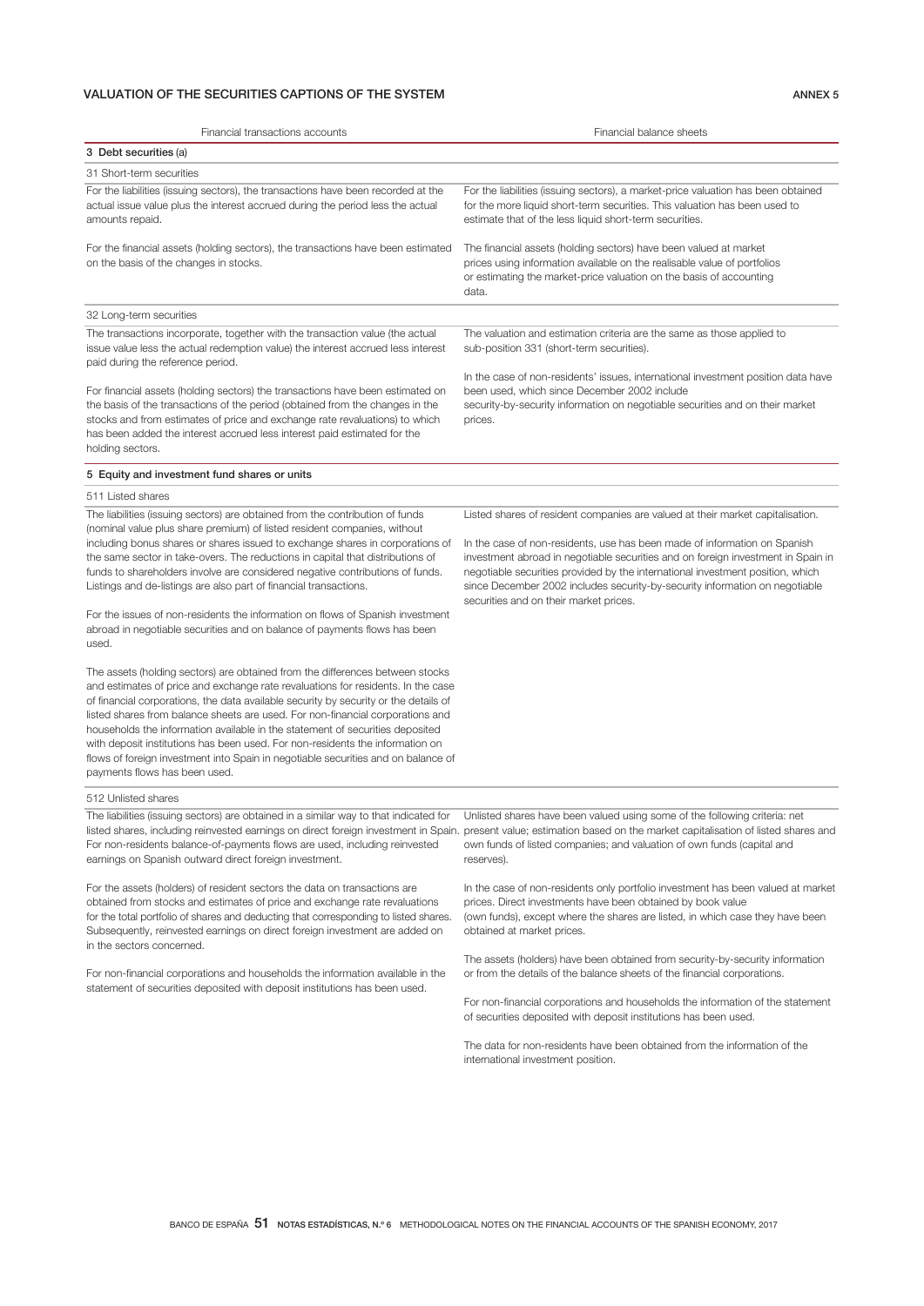## VALUATION OF THE SECURITIES CAPTIONS OF THE SYSTEM

ANNEX 5

| Financial transactions accounts | Financial balance sheets |
|---|---|
| **3 Debt securities** (a) | |
| 31 Short-term securities | |
| For the liabilities (issuing sectors), the transactions have been recorded at the actual issue value plus the interest accrued during the period less the actual amounts repaid.<br><br>For the financial assets (holding sectors), the transactions have been estimated on the basis of the changes in stocks. | For the liabilities (issuing sectors), a market-price valuation has been obtained for the more liquid short-term securities. This valuation has been used to estimate that of the less liquid short-term securities.<br><br>The financial assets (holding sectors) have been valued at market prices using information available on the realisable value of portfolios or estimating the market-price valuation on the basis of accounting data. |
| 32 Long-term securities | |
| The transactions incorporate, together with the transaction value (the actual issue value less the actual redemption value) the interest accrued less interest paid during the reference period.<br><br>For financial assets (holding sectors) the transactions have been estimated on the basis of the transactions of the period (obtained from the changes in the stocks and from estimates of price and exchange rate revaluations) to which has been added the interest accrued less interest paid estimated for the holding sectors. | The valuation and estimation criteria are the same as those applied to sub-position 331 (short-term securities).<br><br>In the case of non-residents' issues, international investment position data have been used, which since December 2002 include security-by-security information on negotiable securities and on their market prices. |
| **5 Equity and investment fund shares or units** | |
| 511 Listed shares | |
| The liabilities (issuing sectors) are obtained from the contribution of funds (nominal value plus share premium) of listed resident companies, without including bonus shares or shares issued to exchange shares in corporations of the same sector in take-overs. The reductions in capital that distributions of funds to shareholders involve are considered negative contributions of funds. Listings and de-listings are also part of financial transactions.<br><br>For the issues of non-residents the information on flows of Spanish investment abroad in negotiable securities and on balance of payments flows has been used.<br><br>The assets (holding sectors) are obtained from the differences between stocks and estimates of price and exchange rate revaluations for residents. In the case of financial corporations, the data available security by security or the details of listed shares from balance sheets are used. For non-financial corporations and households the information available in the statement of securities deposited with deposit institutions has been used. For non-residents the information on flows of foreign investment into Spain in negotiable securities and on balance of payments flows has been used. | Listed shares of resident companies are valued at their market capitalisation.<br><br>In the case of non-residents, use has been made of information on Spanish investment abroad in negotiable securities and on foreign investment in Spain in negotiable securities provided by the international investment position, which since December 2002 includes security-by-security information on negotiable securities and on their market prices. |
| 512 Unlisted shares | |
| The liabilities (issuing sectors) are obtained in a similar way to that indicated for listed shares, including reinvested earnings on direct foreign investment in Spain. For non-residents balance-of-payments flows are used, including reinvested earnings on Spanish outward direct foreign investment.<br><br>For the assets (holders) of resident sectors the data on transactions are obtained from stocks and estimates of price and exchange rate revaluations for the total portfolio of shares and deducting that corresponding to listed shares. Subsequently, reinvested earnings on direct foreign investment are added on in the sectors concerned.<br><br>For non-financial corporations and households the information available in the statement of securities deposited with deposit institutions has been used. | Unlisted shares have been valued using some of the following criteria: net present value; estimation based on the market capitalisation of listed shares and own funds of listed companies; and valuation of own funds (capital and reserves).<br><br>In the case of non-residents only portfolio investment has been valued at market prices. Direct investments have been obtained by book value (own funds), except where the shares are listed, in which case they have been obtained at market prices.<br><br>The assets (holders) have been obtained from security-by-security information or from the details of the balance sheets of the financial corporations.<br><br>For non-financial corporations and households the information of the statement of securities deposited with deposit institutions has been used.<br><br>The data for non-residents have been obtained from the information of the international investment position. |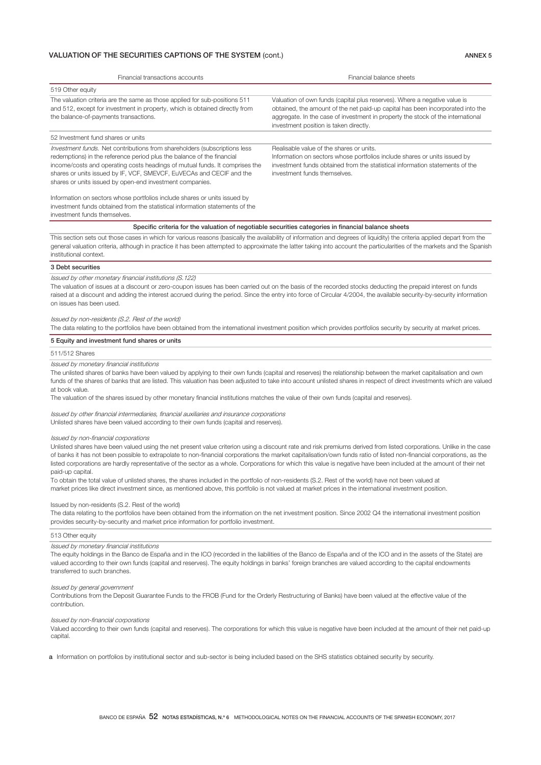## VALUATION OF THE SECURITIES CAPTIONS OF THE SYSTEM (cont.)

ANNEX 5

| Financial transactions accounts | Financial balance sheets |
| --- | --- |
| 519 Other equity | |
| The valuation criteria are the same as those applied for sub-positions 511 and 512, except for investment in property, which is obtained directly from the balance-of-payments transactions. | Valuation of own funds (capital plus reserves). Where a negative value is obtained, the amount of the net paid-up capital has been incorporated into the aggregate. In the case of investment in property the stock of the international investment position is taken directly. |
| 52 Investment fund shares or units | |
| *Investment funds.* Net contributions from shareholders (subscriptions less redemptions) in the reference period plus the balance of the financial income/costs and operating costs headings of mutual funds. It comprises the shares or units issued by IF, VCF, SMEVCF, EuVECAs and CECIF and the shares or units issued by open-end investment companies.<br><br>Information on sectors whose portfolios include shares or units issued by investment funds obtained from the statistical information statements of the investment funds themselves. | Realisable value of the shares or units.<br>Information on sectors whose portfolios include shares or units issued by investment funds obtained from the statistical information statements of the investment funds themselves. |

### Specific criteria for the valuation of negotiable securities categories in financial balance sheets

This section sets out those cases in which for various reasons (basically the availability of information and degrees of liquidity) the criteria applied depart from the general valuation criteria, although in practice it has been attempted to approximate the latter taking into account the particularities of the markets and the Spanish institutional context.

#### 3 Debt securities

*Issued by other monetary financial institutions (S.122)*

The valuation of issues at a discount or zero-coupon issues has been carried out on the basis of the recorded stocks deducting the prepaid interest on funds raised at a discount and adding the interest accrued during the period. Since the entry into force of Circular 4/2004, the available security-by-security information on issues has been used.

*Issued by non-residents (S.2. Rest of the world)*

The data relating to the portfolios have been obtained from the international investment position which provides portfolios security by security at market prices.

#### 5 Equity and investment fund shares or units

511/512 Shares

*Issued by monetary financial institutions*

The unlisted shares of banks have been valued by applying to their own funds (capital and reserves) the relationship between the market capitalisation and own funds of the shares of banks that are listed. This valuation has been adjusted to take into account unlisted shares in respect of direct investments which are valued at book value.

The valuation of the shares issued by other monetary financial institutions matches the value of their own funds (capital and reserves).

*Issued by other financial intermediaries, financial auxiliaries and insurance corporations*

Unlisted shares have been valued according to their own funds (capital and reserves).

*Issued by non-financial corporations*

Unlisted shares have been valued using the net present value criterion using a discount rate and risk premiums derived from listed corporations. Unlike in the case of banks it has not been possible to extrapolate to non-financial corporations the market capitalisation/own funds ratio of listed non-financial corporations, as the listed corporations are hardly representative of the sector as a whole. Corporations for which this value is negative have been included at the amount of their net paid-up capital.

To obtain the total value of unlisted shares, the shares included in the portfolio of non-residents (S.2. Rest of the world) have not been valued at market prices like direct investment since, as mentioned above, this portfolio is not valued at market prices in the international investment position.

Issued by non-residents (S.2. Rest of the world)

The data relating to the portfolios have been obtained from the information on the net investment position. Since 2002 Q4 the international investment position provides security-by-security and market price information for portfolio investment.

513 Other equity

*Issued by monetary financial institutions*

The equity holdings in the Banco de España and in the ICO (recorded in the liabilities of the Banco de España and of the ICO and in the assets of the State) are valued according to their own funds (capital and reserves). The equity holdings in banks' foreign branches are valued according to the capital endowments transferred to such branches.

*Issued by general government*

Contributions from the Deposit Guarantee Funds to the FROB (Fund for the Orderly Restructuring of Banks) have been valued at the effective value of the contribution.

*Issued by non-financial corporations*

Valued according to their own funds (capital and reserves). The corporations for which this value is negative have been included at the amount of their net paid-up capital.

**a** Information on portfolios by institutional sector and sub-sector is being included based on the SHS statistics obtained security by security.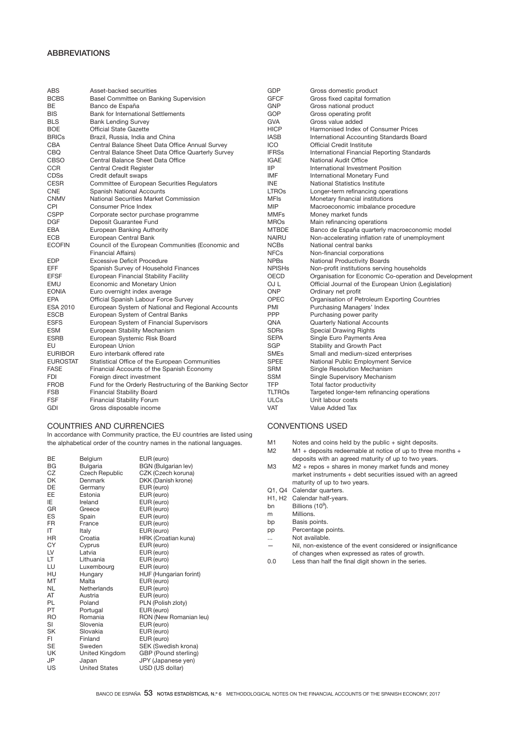## ABBREVIATIONS

| | |
|---|---|
| ABS | Asset-backed securities |
| BCBS | Basel Committee on Banking Supervision |
| BE | Banco de España |
| BIS | Bank for International Settlements |
| BLS | Bank Lending Survey |
| BOE | Official State Gazette |
| BRICs | Brazil, Russia, India and China |
| CBA | Central Balance Sheet Data Office Annual Survey |
| CBQ | Central Balance Sheet Data Office Quarterly Survey |
| CBSO | Central Balance Sheet Data Office |
| CCR | Central Credit Register |
| CDSs | Credit default swaps |
| CESR | Committee of European Securities Regulators |
| CNE | Spanish National Accounts |
| CNMV | National Securities Market Commission |
| CPI | Consumer Price Index |
| CSPP | Corporate sector purchase programme |
| DGF | Deposit Guarantee Fund |
| EBA | European Banking Authority |
| ECB | European Central Bank |
| ECOFIN | Council of the European Communities (Economic and Financial Affairs) |
| EDP | Excessive Deficit Procedure |
| EFF | Spanish Survey of Household Finances |
| EFSF | European Financial Stability Facility |
| EMU | Economic and Monetary Union |
| EONIA | Euro overnight index average |
| EPA | Official Spanish Labour Force Survey |
| ESA 2010 | European System of National and Regional Accounts |
| ESCB | European System of Central Banks |
| ESFS | European System of Financial Supervisors |
| ESM | European Stability Mechanism |
| ESRB | European Systemic Risk Board |
| EU | European Union |
| EURIBOR | Euro interbank offered rate |
| EUROSTAT | Statistical Office of the European Communities |
| FASE | Financial Accounts of the Spanish Economy |
| FDI | Foreign direct investment |
| FROB | Fund for the Orderly Restructuring of the Banking Sector |
| FSB | Financial Stability Board |
| FSF | Financial Stability Forum |
| GDI | Gross disposable income |
| GDP | Gross domestic product |
| GFCF | Gross fixed capital formation |
| GNP | Gross national product |
| GOP | Gross operating profit |
| GVA | Gross value added |
| HICP | Harmonised Index of Consumer Prices |
| IASB | International Accounting Standards Board |
| ICO | Official Credit Institute |
| IFRSs | International Financial Reporting Standards |
| IGAE | National Audit Office |
| IIP | International Investment Position |
| IMF | International Monetary Fund |
| INE | National Statistics Institute |
| LTROs | Longer-term refinancing operations |
| MFIs | Monetary financial institutions |
| MIP | Macroeconomic imbalance procedure |
| MMFs | Money market funds |
| MROs | Main refinancing operations |
| MTBDE | Banco de España quarterly macroeconomic model |
| NAIRU | Non-accelerating inflation rate of unemployment |
| NCBs | National central banks |
| NFCs | Non-financial corporations |
| NPBs | National Productivity Boards |
| NPISHs | Non-profit institutions serving households |
| OECD | Organisation for Economic Co-operation and Development |
| OJ L | Official Journal of the European Union (Legislation) |
| ONP | Ordinary net profit |
| OPEC | Organisation of Petroleum Exporting Countries |
| PMI | Purchasing Managers' Index |
| PPP | Purchasing power parity |
| QNA | Quarterly National Accounts |
| SDRs | Special Drawing Rights |
| SEPA | Single Euro Payments Area |
| SGP | Stability and Growth Pact |
| SMEs | Small and medium-sized enterprises |
| SPEE | National Public Employment Service |
| SRM | Single Resolution Mechanism |
| SSM | Single Supervisory Mechanism |
| TFP | Total factor productivity |
| TLTROs | Targeted longer-tem refinancing operations |
| ULCs | Unit labour costs |
| VAT | Value Added Tax |

## COUNTRIES AND CURRENCIES

In accordance with Community practice, the EU countries are listed using the alphabetical order of the country names in the national languages.

| | | |
|---|---|---|
| BE | Belgium | EUR (euro) |
| BG | Bulgaria | BGN (Bulgarian lev) |
| CZ | Czech Republic | CZK (Czech koruna) |
| DK | Denmark | DKK (Danish krone) |
| DE | Germany | EUR (euro) |
| EE | Estonia | EUR (euro) |
| IE | Ireland | EUR (euro) |
| GR | Greece | EUR (euro) |
| ES | Spain | EUR (euro) |
| FR | France | EUR (euro) |
| IT | Italy | EUR (euro) |
| HR | Croatia | HRK (Croatian kuna) |
| CY | Cyprus | EUR (euro) |
| LV | Latvia | EUR (euro) |
| LT | Lithuania | EUR (euro) |
| LU | Luxembourg | EUR (euro) |
| HU | Hungary | HUF (Hungarian forint) |
| MT | Malta | EUR (euro) |
| NL | Netherlands | EUR (euro) |
| AT | Austria | EUR (euro) |
| PL | Poland | PLN (Polish zloty) |
| PT | Portugal | EUR (euro) |
| RO | Romania | RON (New Romanian leu) |
| SI | Slovenia | EUR (euro) |
| SK | Slovakia | EUR (euro) |
| FI | Finland | EUR (euro) |
| SE | Sweden | SEK (Swedish krona) |
| UK | United Kingdom | GBP (Pound sterling) |
| JP | Japan | JPY (Japanese yen) |
| US | United States | USD (US dollar) |

## CONVENTIONS USED

| | |
|---|---|
| M1 | Notes and coins held by the public + sight deposits. |
| M2 | M1 + deposits redeemable at notice of up to three months + deposits with an agreed maturity of up to two years. |
| M3 | M2 + repos + shares in money market funds and money market instruments + debt securities issued with an agreed maturity of up to two years. |
| Q1, Q4 | Calendar quarters. |
| H1, H2 | Calendar half-years. |
| bn | Billions ($10^9$). |
| m | Millions. |
| bp | Basis points. |
| pp | Percentage points. |
| ... | Not available. |
| — | Nil, non-existence of the event considered or insignificance of changes when expressed as rates of growth. |
| 0.0 | Less than half the final digit shown in the series. |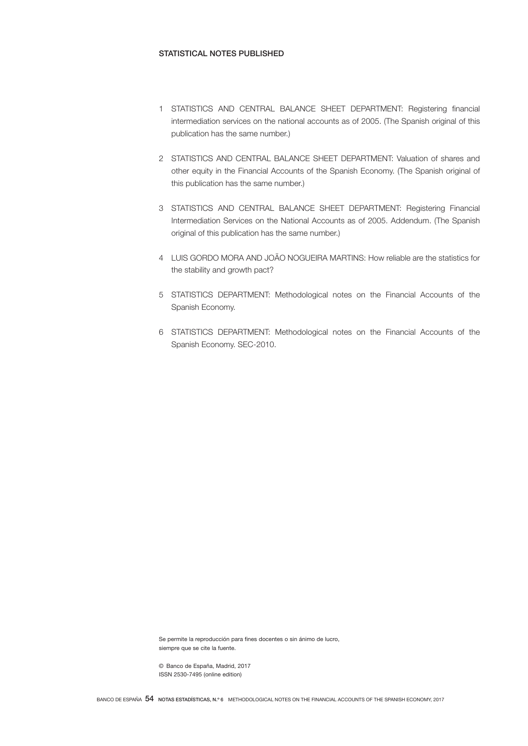## STATISTICAL NOTES PUBLISHED

1. STATISTICS AND CENTRAL BALANCE SHEET DEPARTMENT: Registering financial intermediation services on the national accounts as of 2005. (The Spanish original of this publication has the same number.)
2. STATISTICS AND CENTRAL BALANCE SHEET DEPARTMENT: Valuation of shares and other equity in the Financial Accounts of the Spanish Economy. (The Spanish original of this publication has the same number.)
3. STATISTICS AND CENTRAL BALANCE SHEET DEPARTMENT: Registering Financial Intermediation Services on the National Accounts as of 2005. Addendum. (The Spanish original of this publication has the same number.)
4. LUIS GORDO MORA AND JOÃO NOGUEIRA MARTINS: How reliable are the statistics for the stability and growth pact?
5. STATISTICS DEPARTMENT: Methodological notes on the Financial Accounts of the Spanish Economy.
6. STATISTICS DEPARTMENT: Methodological notes on the Financial Accounts of the Spanish Economy. SEC-2010.

Se permite la reproducción para fines docentes o sin ánimo de lucro, siempre que se cite la fuente.

© Banco de España, Madrid, 2017
ISSN 2530-7495 (online edition)